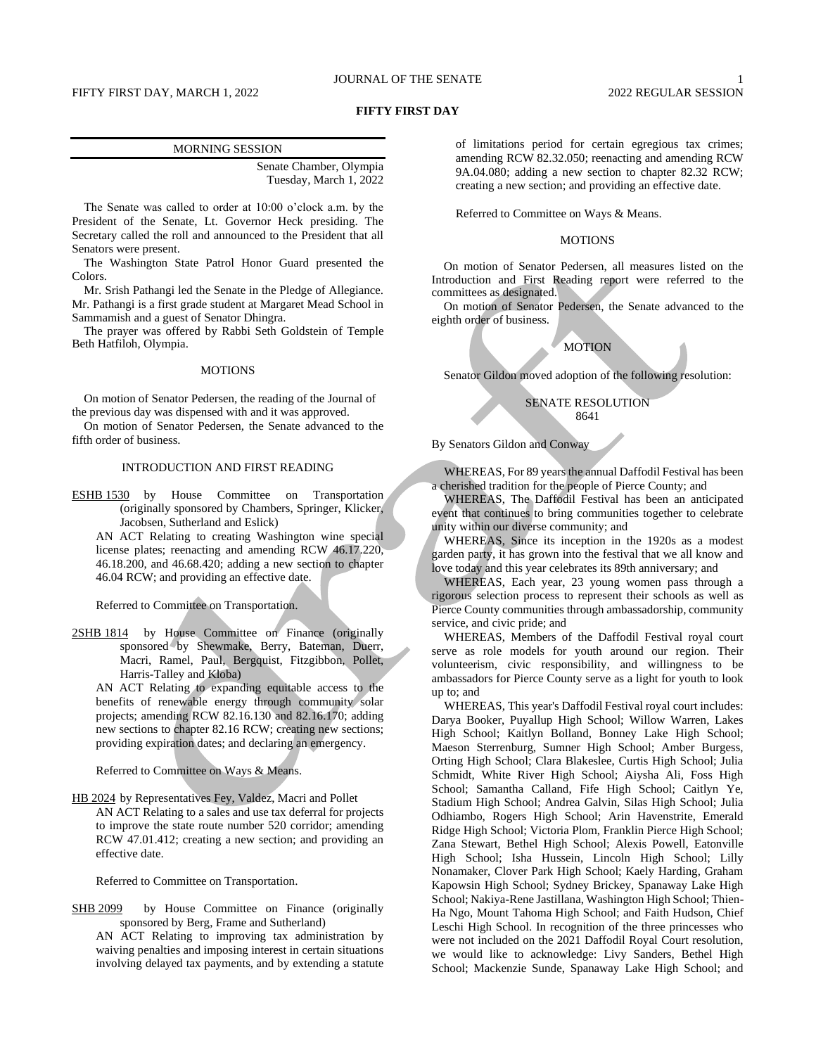# FIFTY FIRST DAY

MORNING SESSION

Senate Chamber, Olympia
Tuesday, March 1, 2022

The Senate was called to order at 10:00 o'clock a.m. by the President of the Senate, Lt. Governor Heck presiding. The Secretary called the roll and announced to the President that all Senators were present.

The Washington State Patrol Honor Guard presented the Colors.

Mr. Srish Pathangi led the Senate in the Pledge of Allegiance. Mr. Pathangi is a first grade student at Margaret Mead School in Sammamish and a guest of Senator Dhingra.

The prayer was offered by Rabbi Seth Goldstein of Temple Beth Hatfiloh, Olympia.

MOTIONS

On motion of Senator Pedersen, the reading of the Journal of the previous day was dispensed with and it was approved.

On motion of Senator Pedersen, the Senate advanced to the fifth order of business.

INTRODUCTION AND FIRST READING

ESHB 1530 by House Committee on Transportation (originally sponsored by Chambers, Springer, Klicker, Jacobsen, Sutherland and Eslick)

AN ACT Relating to creating Washington wine special license plates; reenacting and amending RCW 46.17.220, 46.18.200, and 46.68.420; adding a new section to chapter 46.04 RCW; and providing an effective date.

Referred to Committee on Transportation.

2SHB 1814 by House Committee on Finance (originally sponsored by Shewmake, Berry, Bateman, Duerr, Macri, Ramel, Paul, Bergquist, Fitzgibbon, Pollet, Harris-Talley and Kloba)

AN ACT Relating to expanding equitable access to the benefits of renewable energy through community solar projects; amending RCW 82.16.130 and 82.16.170; adding new sections to chapter 82.16 RCW; creating new sections; providing expiration dates; and declaring an emergency.

Referred to Committee on Ways & Means.

HB 2024 by Representatives Fey, Valdez, Macri and Pollet

AN ACT Relating to a sales and use tax deferral for projects to improve the state route number 520 corridor; amending RCW 47.01.412; creating a new section; and providing an effective date.

Referred to Committee on Transportation.

SHB 2099 by House Committee on Finance (originally sponsored by Berg, Frame and Sutherland)

AN ACT Relating to improving tax administration by waiving penalties and imposing interest in certain situations involving delayed tax payments, and by extending a statute of limitations period for certain egregious tax crimes; amending RCW 82.32.050; reenacting and amending RCW 9A.04.080; adding a new section to chapter 82.32 RCW; creating a new section; and providing an effective date.

Referred to Committee on Ways & Means.

MOTIONS

On motion of Senator Pedersen, all measures listed on the Introduction and First Reading report were referred to the committees as designated.

On motion of Senator Pedersen, the Senate advanced to the eighth order of business.

MOTION

Senator Gildon moved adoption of the following resolution:

SENATE RESOLUTION
8641

By Senators Gildon and Conway

WHEREAS, For 89 years the annual Daffodil Festival has been a cherished tradition for the people of Pierce County; and

WHEREAS, The Daffodil Festival has been an anticipated event that continues to bring communities together to celebrate unity within our diverse community; and

WHEREAS, Since its inception in the 1920s as a modest garden party, it has grown into the festival that we all know and love today and this year celebrates its 89th anniversary; and

WHEREAS, Each year, 23 young women pass through a rigorous selection process to represent their schools as well as Pierce County communities through ambassadorship, community service, and civic pride; and

WHEREAS, Members of the Daffodil Festival royal court serve as role models for youth around our region. Their volunteerism, civic responsibility, and willingness to be ambassadors for Pierce County serve as a light for youth to look up to; and

WHEREAS, This year's Daffodil Festival royal court includes: Darya Booker, Puyallup High School; Willow Warren, Lakes High School; Kaitlyn Bolland, Bonney Lake High School; Maeson Sterrenburg, Sumner High School; Amber Burgess, Orting High School; Clara Blakeslee, Curtis High School; Julia Schmidt, White River High School; Aiysha Ali, Foss High School; Samantha Calland, Fife High School; Caitlyn Ye, Stadium High School; Andrea Galvin, Silas High School; Julia Odhiambo, Rogers High School; Arin Havenstrite, Emerald Ridge High School; Victoria Plom, Franklin Pierce High School; Zana Stewart, Bethel High School; Alexis Powell, Eatonville High School; Isha Hussein, Lincoln High School; Lilly Nonamaker, Clover Park High School; Kaely Harding, Graham Kapowsin High School; Sydney Brickey, Spanaway Lake High School; Nakiya-Rene Jastillana, Washington High School; Thien-Ha Ngo, Mount Tahoma High School; and Faith Hudson, Chief Leschi High School. In recognition of the three princesses who were not included on the 2021 Daffodil Royal Court resolution, we would like to acknowledge: Livy Sanders, Bethel High School; Mackenzie Sunde, Spanaway Lake High School; and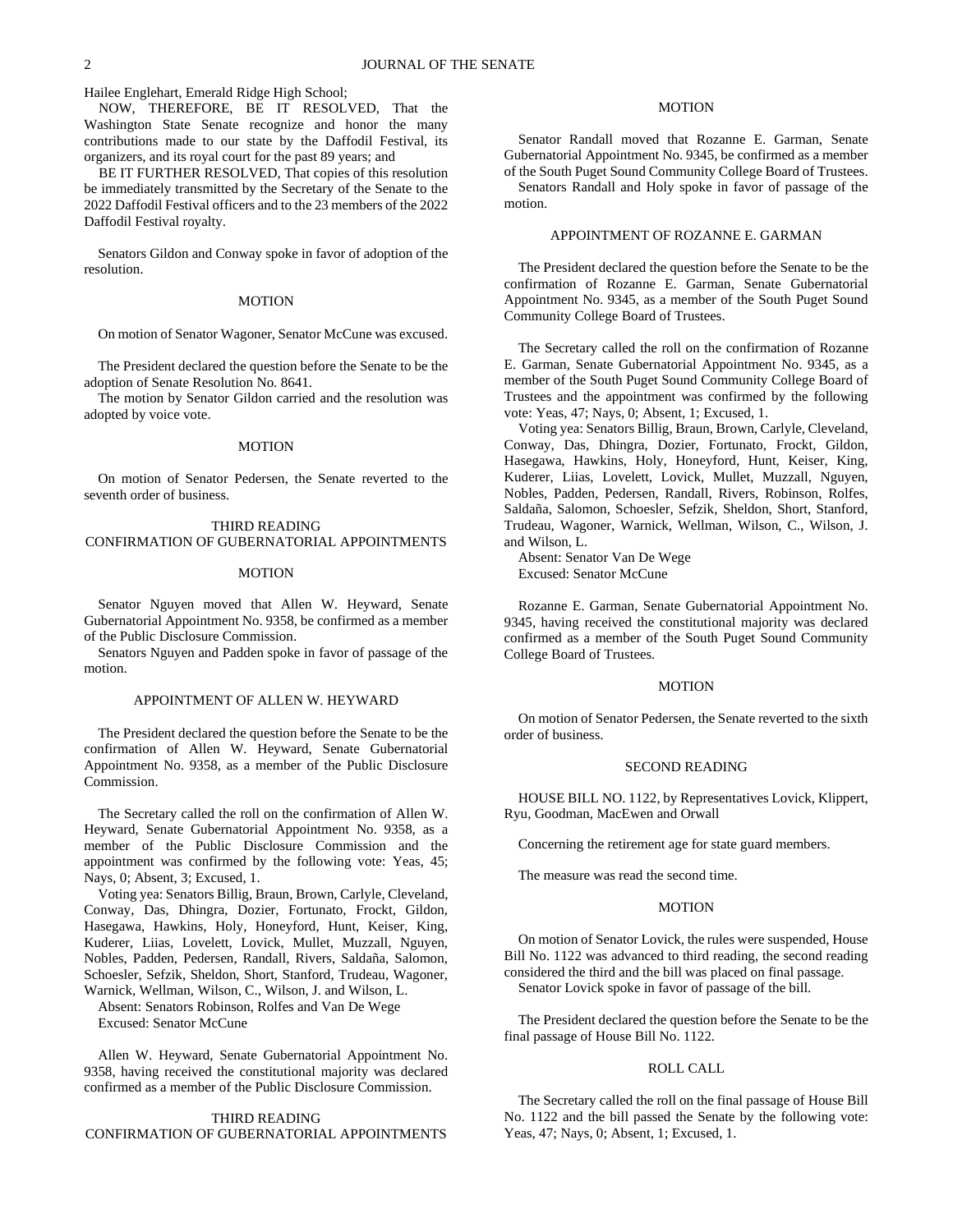Hailee Englehart, Emerald Ridge High School;

NOW, THEREFORE, BE IT RESOLVED, That the Washington State Senate recognize and honor the many contributions made to our state by the Daffodil Festival, its organizers, and its royal court for the past 89 years; and

BE IT FURTHER RESOLVED, That copies of this resolution be immediately transmitted by the Secretary of the Senate to the 2022 Daffodil Festival officers and to the 23 members of the 2022 Daffodil Festival royalty.

Senators Gildon and Conway spoke in favor of adoption of the resolution.

MOTION

On motion of Senator Wagoner, Senator McCune was excused.

The President declared the question before the Senate to be the adoption of Senate Resolution No. 8641.

The motion by Senator Gildon carried and the resolution was adopted by voice vote.

MOTION

On motion of Senator Pedersen, the Senate reverted to the seventh order of business.

THIRD READING
CONFIRMATION OF GUBERNATORIAL APPOINTMENTS

MOTION

Senator Nguyen moved that Allen W. Heyward, Senate Gubernatorial Appointment No. 9358, be confirmed as a member of the Public Disclosure Commission.

Senators Nguyen and Padden spoke in favor of passage of the motion.

APPOINTMENT OF ALLEN W. HEYWARD

The President declared the question before the Senate to be the confirmation of Allen W. Heyward, Senate Gubernatorial Appointment No. 9358, as a member of the Public Disclosure Commission.

The Secretary called the roll on the confirmation of Allen W. Heyward, Senate Gubernatorial Appointment No. 9358, as a member of the Public Disclosure Commission and the appointment was confirmed by the following vote: Yeas, 45; Nays, 0; Absent, 3; Excused, 1.

Voting yea: Senators Billig, Braun, Brown, Carlyle, Cleveland, Conway, Das, Dhingra, Dozier, Fortunato, Frockt, Gildon, Hasegawa, Hawkins, Holy, Honeyford, Hunt, Keiser, King, Kuderer, Liias, Lovelett, Lovick, Mullet, Muzzall, Nguyen, Nobles, Padden, Pedersen, Randall, Rivers, Saldaña, Salomon, Schoesler, Sefzik, Sheldon, Short, Stanford, Trudeau, Wagoner, Warnick, Wellman, Wilson, C., Wilson, J. and Wilson, L.

Absent: Senators Robinson, Rolfes and Van De Wege

Excused: Senator McCune

Allen W. Heyward, Senate Gubernatorial Appointment No. 9358, having received the constitutional majority was declared confirmed as a member of the Public Disclosure Commission.

THIRD READING
CONFIRMATION OF GUBERNATORIAL APPOINTMENTS

MOTION

Senator Randall moved that Rozanne E. Garman, Senate Gubernatorial Appointment No. 9345, be confirmed as a member of the South Puget Sound Community College Board of Trustees.

Senators Randall and Holy spoke in favor of passage of the motion.

APPOINTMENT OF ROZANNE E. GARMAN

The President declared the question before the Senate to be the confirmation of Rozanne E. Garman, Senate Gubernatorial Appointment No. 9345, as a member of the South Puget Sound Community College Board of Trustees.

The Secretary called the roll on the confirmation of Rozanne E. Garman, Senate Gubernatorial Appointment No. 9345, as a member of the South Puget Sound Community College Board of Trustees and the appointment was confirmed by the following vote: Yeas, 47; Nays, 0; Absent, 1; Excused, 1.

Voting yea: Senators Billig, Braun, Brown, Carlyle, Cleveland, Conway, Das, Dhingra, Dozier, Fortunato, Frockt, Gildon, Hasegawa, Hawkins, Holy, Honeyford, Hunt, Keiser, King, Kuderer, Liias, Lovelett, Lovick, Mullet, Muzzall, Nguyen, Nobles, Padden, Pedersen, Randall, Rivers, Robinson, Rolfes, Saldaña, Salomon, Schoesler, Sefzik, Sheldon, Short, Stanford, Trudeau, Wagoner, Warnick, Wellman, Wilson, C., Wilson, J. and Wilson, L.

Absent: Senator Van De Wege

Excused: Senator McCune

Rozanne E. Garman, Senate Gubernatorial Appointment No. 9345, having received the constitutional majority was declared confirmed as a member of the South Puget Sound Community College Board of Trustees.

MOTION

On motion of Senator Pedersen, the Senate reverted to the sixth order of business.

SECOND READING

HOUSE BILL NO. 1122, by Representatives Lovick, Klippert, Ryu, Goodman, MacEwen and Orwall

Concerning the retirement age for state guard members.

The measure was read the second time.

MOTION

On motion of Senator Lovick, the rules were suspended, House Bill No. 1122 was advanced to third reading, the second reading considered the third and the bill was placed on final passage.

Senator Lovick spoke in favor of passage of the bill.

The President declared the question before the Senate to be the final passage of House Bill No. 1122.

ROLL CALL

The Secretary called the roll on the final passage of House Bill No. 1122 and the bill passed the Senate by the following vote: Yeas, 47; Nays, 0; Absent, 1; Excused, 1.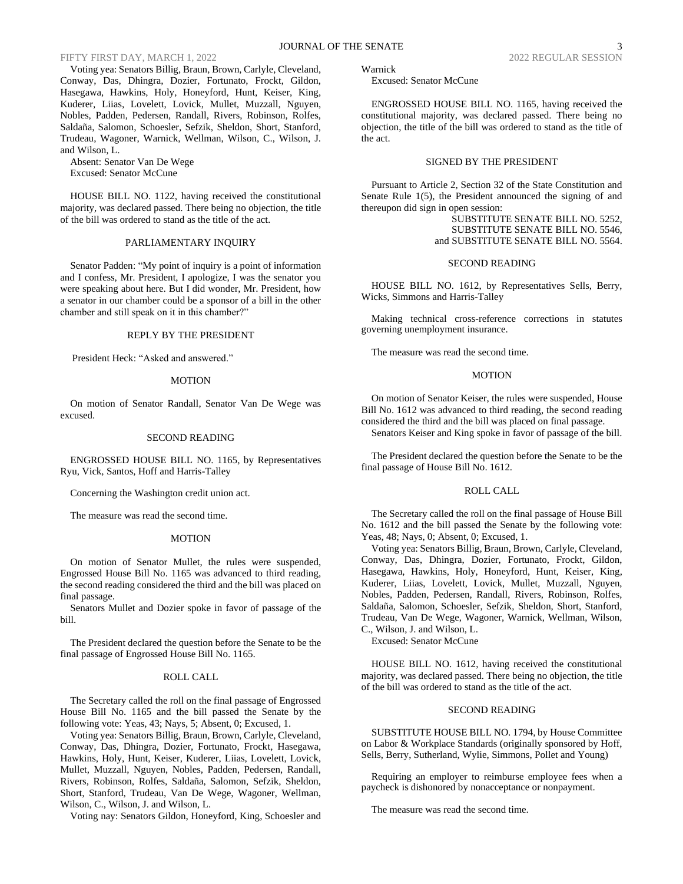Voting yea: Senators Billig, Braun, Brown, Carlyle, Cleveland, Conway, Das, Dhingra, Dozier, Fortunato, Frockt, Gildon, Hasegawa, Hawkins, Holy, Honeyford, Hunt, Keiser, King, Kuderer, Liias, Lovelett, Lovick, Mullet, Muzzall, Nguyen, Nobles, Padden, Pedersen, Randall, Rivers, Robinson, Rolfes, Saldaña, Salomon, Schoesler, Sefzik, Sheldon, Short, Stanford, Trudeau, Wagoner, Warnick, Wellman, Wilson, C., Wilson, J. and Wilson, L.

Absent: Senator Van De Wege

Excused: Senator McCune

HOUSE BILL NO. 1122, having received the constitutional majority, was declared passed. There being no objection, the title of the bill was ordered to stand as the title of the act.

PARLIAMENTARY INQUIRY

Senator Padden: "My point of inquiry is a point of information and I confess, Mr. President, I apologize, I was the senator you were speaking about here. But I did wonder, Mr. President, how a senator in our chamber could be a sponsor of a bill in the other chamber and still speak on it in this chamber?"

REPLY BY THE PRESIDENT

President Heck: "Asked and answered."

MOTION

On motion of Senator Randall, Senator Van De Wege was excused.

SECOND READING

ENGROSSED HOUSE BILL NO. 1165, by Representatives Ryu, Vick, Santos, Hoff and Harris-Talley

Concerning the Washington credit union act.

The measure was read the second time.

MOTION

On motion of Senator Mullet, the rules were suspended, Engrossed House Bill No. 1165 was advanced to third reading, the second reading considered the third and the bill was placed on final passage.

Senators Mullet and Dozier spoke in favor of passage of the bill.

The President declared the question before the Senate to be the final passage of Engrossed House Bill No. 1165.

ROLL CALL

The Secretary called the roll on the final passage of Engrossed House Bill No. 1165 and the bill passed the Senate by the following vote: Yeas, 43; Nays, 5; Absent, 0; Excused, 1.

Voting yea: Senators Billig, Braun, Brown, Carlyle, Cleveland, Conway, Das, Dhingra, Dozier, Fortunato, Frockt, Hasegawa, Hawkins, Holy, Hunt, Keiser, Kuderer, Liias, Lovelett, Lovick, Mullet, Muzzall, Nguyen, Nobles, Padden, Pedersen, Randall, Rivers, Robinson, Rolfes, Saldaña, Salomon, Sefzik, Sheldon, Short, Stanford, Trudeau, Van De Wege, Wagoner, Wellman, Wilson, C., Wilson, J. and Wilson, L.

Voting nay: Senators Gildon, Honeyford, King, Schoesler and Warnick

Excused: Senator McCune

ENGROSSED HOUSE BILL NO. 1165, having received the constitutional majority, was declared passed. There being no objection, the title of the bill was ordered to stand as the title of the act.

SIGNED BY THE PRESIDENT

Pursuant to Article 2, Section 32 of the State Constitution and Senate Rule 1(5), the President announced the signing of and thereupon did sign in open session:

SUBSTITUTE SENATE BILL NO. 5252,
SUBSTITUTE SENATE BILL NO. 5546,
and SUBSTITUTE SENATE BILL NO. 5564.

SECOND READING

HOUSE BILL NO. 1612, by Representatives Sells, Berry, Wicks, Simmons and Harris-Talley

Making technical cross-reference corrections in statutes governing unemployment insurance.

The measure was read the second time.

MOTION

On motion of Senator Keiser, the rules were suspended, House Bill No. 1612 was advanced to third reading, the second reading considered the third and the bill was placed on final passage.

Senators Keiser and King spoke in favor of passage of the bill.

The President declared the question before the Senate to be the final passage of House Bill No. 1612.

ROLL CALL

The Secretary called the roll on the final passage of House Bill No. 1612 and the bill passed the Senate by the following vote: Yeas, 48; Nays, 0; Absent, 0; Excused, 1.

Voting yea: Senators Billig, Braun, Brown, Carlyle, Cleveland, Conway, Das, Dhingra, Dozier, Fortunato, Frockt, Gildon, Hasegawa, Hawkins, Holy, Honeyford, Hunt, Keiser, King, Kuderer, Liias, Lovelett, Lovick, Mullet, Muzzall, Nguyen, Nobles, Padden, Pedersen, Randall, Rivers, Robinson, Rolfes, Saldaña, Salomon, Schoesler, Sefzik, Sheldon, Short, Stanford, Trudeau, Van De Wege, Wagoner, Warnick, Wellman, Wilson, C., Wilson, J. and Wilson, L.

Excused: Senator McCune

HOUSE BILL NO. 1612, having received the constitutional majority, was declared passed. There being no objection, the title of the bill was ordered to stand as the title of the act.

SECOND READING

SUBSTITUTE HOUSE BILL NO. 1794, by House Committee on Labor & Workplace Standards (originally sponsored by Hoff, Sells, Berry, Sutherland, Wylie, Simmons, Pollet and Young)

Requiring an employer to reimburse employee fees when a paycheck is dishonored by nonacceptance or nonpayment.

The measure was read the second time.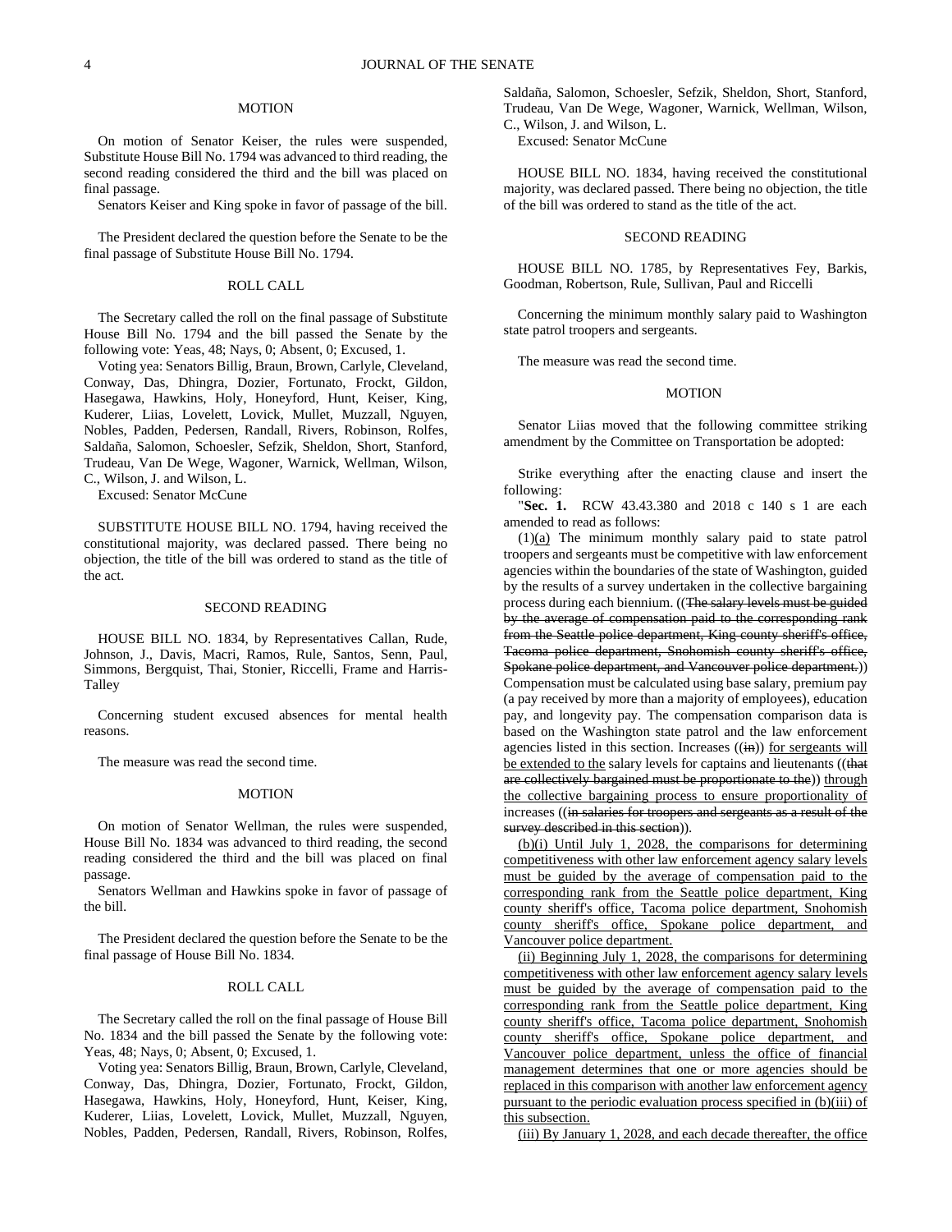MOTION

On motion of Senator Keiser, the rules were suspended, Substitute House Bill No. 1794 was advanced to third reading, the second reading considered the third and the bill was placed on final passage.

Senators Keiser and King spoke in favor of passage of the bill.

The President declared the question before the Senate to be the final passage of Substitute House Bill No. 1794.

ROLL CALL

The Secretary called the roll on the final passage of Substitute House Bill No. 1794 and the bill passed the Senate by the following vote: Yeas, 48; Nays, 0; Absent, 0; Excused, 1.

Voting yea: Senators Billig, Braun, Brown, Carlyle, Cleveland, Conway, Das, Dhingra, Dozier, Fortunato, Frockt, Gildon, Hasegawa, Hawkins, Holy, Honeyford, Hunt, Keiser, King, Kuderer, Liias, Lovelett, Lovick, Mullet, Muzzall, Nguyen, Nobles, Padden, Pedersen, Randall, Rivers, Robinson, Rolfes, Saldaña, Salomon, Schoesler, Sefzik, Sheldon, Short, Stanford, Trudeau, Van De Wege, Wagoner, Warnick, Wellman, Wilson, C., Wilson, J. and Wilson, L.

Excused: Senator McCune

SUBSTITUTE HOUSE BILL NO. 1794, having received the constitutional majority, was declared passed. There being no objection, the title of the bill was ordered to stand as the title of the act.

SECOND READING

HOUSE BILL NO. 1834, by Representatives Callan, Rude, Johnson, J., Davis, Macri, Ramos, Rule, Santos, Senn, Paul, Simmons, Bergquist, Thai, Stonier, Riccelli, Frame and Harris-Talley

Concerning student excused absences for mental health reasons.

The measure was read the second time.

MOTION

On motion of Senator Wellman, the rules were suspended, House Bill No. 1834 was advanced to third reading, the second reading considered the third and the bill was placed on final passage.

Senators Wellman and Hawkins spoke in favor of passage of the bill.

The President declared the question before the Senate to be the final passage of House Bill No. 1834.

ROLL CALL

The Secretary called the roll on the final passage of House Bill No. 1834 and the bill passed the Senate by the following vote: Yeas, 48; Nays, 0; Absent, 0; Excused, 1.

Voting yea: Senators Billig, Braun, Brown, Carlyle, Cleveland, Conway, Das, Dhingra, Dozier, Fortunato, Frockt, Gildon, Hasegawa, Hawkins, Holy, Honeyford, Hunt, Keiser, King, Kuderer, Liias, Lovelett, Lovick, Mullet, Muzzall, Nguyen, Nobles, Padden, Pedersen, Randall, Rivers, Robinson, Rolfes, Saldaña, Salomon, Schoesler, Sefzik, Sheldon, Short, Stanford, Trudeau, Van De Wege, Wagoner, Warnick, Wellman, Wilson, C., Wilson, J. and Wilson, L.

Excused: Senator McCune

HOUSE BILL NO. 1834, having received the constitutional majority, was declared passed. There being no objection, the title of the bill was ordered to stand as the title of the act.

SECOND READING

HOUSE BILL NO. 1785, by Representatives Fey, Barkis, Goodman, Robertson, Rule, Sullivan, Paul and Riccelli

Concerning the minimum monthly salary paid to Washington state patrol troopers and sergeants.

The measure was read the second time.

MOTION

Senator Liias moved that the following committee striking amendment by the Committee on Transportation be adopted:

Strike everything after the enacting clause and insert the following:

"**Sec. 1.** RCW 43.43.380 and 2018 c 140 s 1 are each amended to read as follows:

(1)(a) The minimum monthly salary paid to state patrol troopers and sergeants must be competitive with law enforcement agencies within the boundaries of the state of Washington, guided by the results of a survey undertaken in the collective bargaining process during each biennium. ((~~The salary levels must be guided by the average of compensation paid to the corresponding rank from the Seattle police department, King county sheriff's office, Tacoma police department, Snohomish county sheriff's office, Spokane police department, and Vancouver police department.~~)) Compensation must be calculated using base salary, premium pay (a pay received by more than a majority of employees), education pay, and longevity pay. The compensation comparison data is based on the Washington state patrol and the law enforcement agencies listed in this section. Increases ((~~in~~)) for sergeants will be extended to the salary levels for captains and lieutenants ((~~that are collectively bargained must be proportionate to the~~)) through the collective bargaining process to ensure proportionality of increases ((~~in salaries for troopers and sergeants as a result of the survey described in this section~~)).

(b)(i) Until July 1, 2028, the comparisons for determining competitiveness with other law enforcement agency salary levels must be guided by the average of compensation paid to the corresponding rank from the Seattle police department, King county sheriff's office, Tacoma police department, Snohomish county sheriff's office, Spokane police department, and Vancouver police department.

(ii) Beginning July 1, 2028, the comparisons for determining competitiveness with other law enforcement agency salary levels must be guided by the average of compensation paid to the corresponding rank from the Seattle police department, King county sheriff's office, Tacoma police department, Snohomish county sheriff's office, Spokane police department, and Vancouver police department, unless the office of financial management determines that one or more agencies should be replaced in this comparison with another law enforcement agency pursuant to the periodic evaluation process specified in (b)(iii) of this subsection.

(iii) By January 1, 2028, and each decade thereafter, the office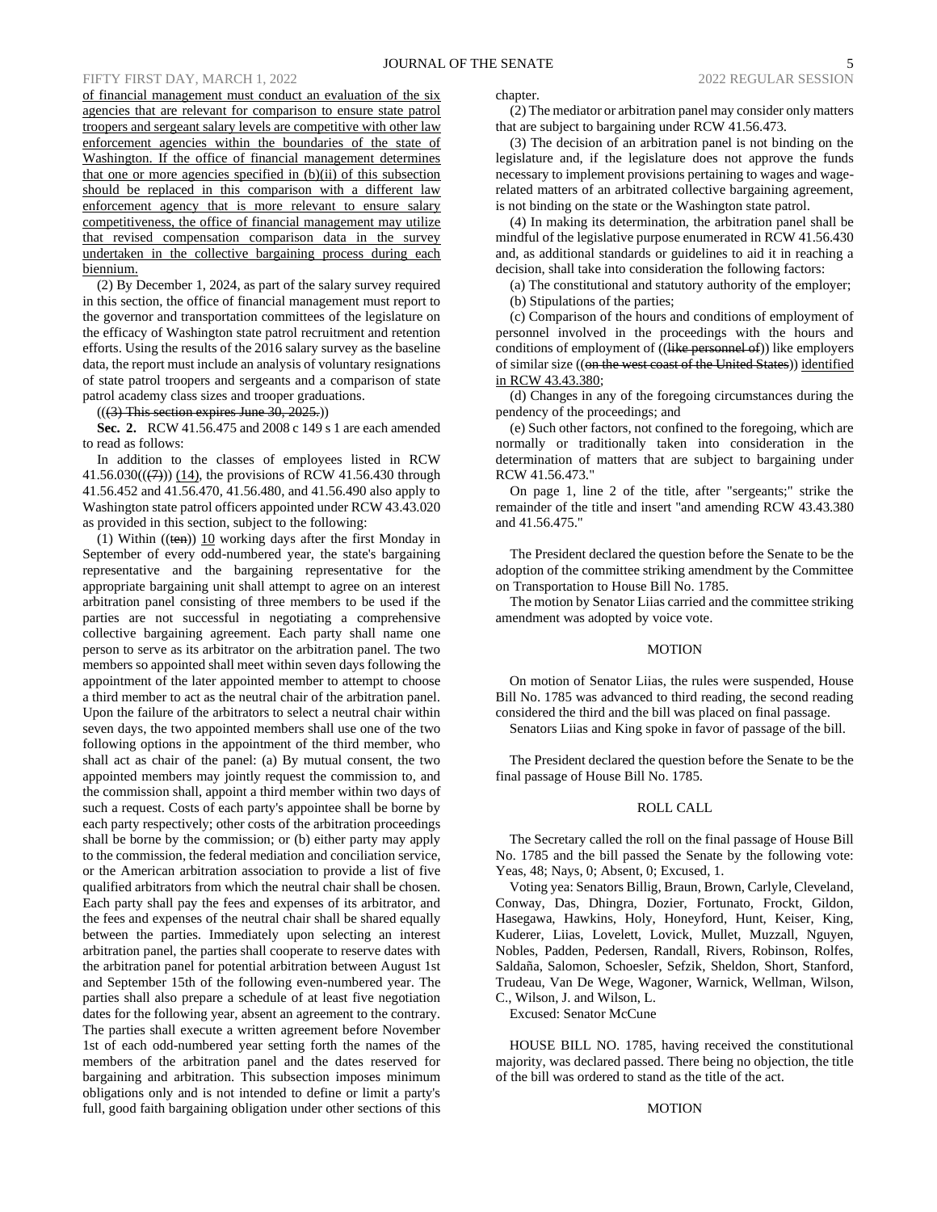of financial management must conduct an evaluation of the six agencies that are relevant for comparison to ensure state patrol troopers and sergeant salary levels are competitive with other law enforcement agencies within the boundaries of the state of Washington. If the office of financial management determines that one or more agencies specified in (b)(ii) of this subsection should be replaced in this comparison with a different law enforcement agency that is more relevant to ensure salary competitiveness, the office of financial management may utilize that revised compensation comparison data in the survey undertaken in the collective bargaining process during each biennium.

(2) By December 1, 2024, as part of the salary survey required in this section, the office of financial management must report to the governor and transportation committees of the legislature on the efficacy of Washington state patrol recruitment and retention efforts. Using the results of the 2016 salary survey as the baseline data, the report must include an analysis of voluntary resignations of state patrol troopers and sergeants and a comparison of state patrol academy class sizes and trooper graduations.

~~((3) This section expires June 30, 2025.)~~

**Sec. 2.** RCW 41.56.475 and 2008 c 149 s 1 are each amended to read as follows:

In addition to the classes of employees listed in RCW 41.56.030((~~(7)~~)) (14), the provisions of RCW 41.56.430 through 41.56.452 and 41.56.470, 41.56.480, and 41.56.490 also apply to Washington state patrol officers appointed under RCW 43.43.020 as provided in this section, subject to the following:

(1) Within ((~~ten~~)) 10 working days after the first Monday in September of every odd-numbered year, the state's bargaining representative and the bargaining representative for the appropriate bargaining unit shall attempt to agree on an interest arbitration panel consisting of three members to be used if the parties are not successful in negotiating a comprehensive collective bargaining agreement. Each party shall name one person to serve as its arbitrator on the arbitration panel. The two members so appointed shall meet within seven days following the appointment of the later appointed member to attempt to choose a third member to act as the neutral chair of the arbitration panel. Upon the failure of the arbitrators to select a neutral chair within seven days, the two appointed members shall use one of the two following options in the appointment of the third member, who shall act as chair of the panel: (a) By mutual consent, the two appointed members may jointly request the commission to, and the commission shall, appoint a third member within two days of such a request. Costs of each party's appointee shall be borne by each party respectively; other costs of the arbitration proceedings shall be borne by the commission; or (b) either party may apply to the commission, the federal mediation and conciliation service, or the American arbitration association to provide a list of five qualified arbitrators from which the neutral chair shall be chosen. Each party shall pay the fees and expenses of its arbitrator, and the fees and expenses of the neutral chair shall be shared equally between the parties. Immediately upon selecting an interest arbitration panel, the parties shall cooperate to reserve dates with the arbitration panel for potential arbitration between August 1st and September 15th of the following even-numbered year. The parties shall also prepare a schedule of at least five negotiation dates for the following year, absent an agreement to the contrary. The parties shall execute a written agreement before November 1st of each odd-numbered year setting forth the names of the members of the arbitration panel and the dates reserved for bargaining and arbitration. This subsection imposes minimum obligations only and is not intended to define or limit a party's full, good faith bargaining obligation under other sections of this chapter.

(2) The mediator or arbitration panel may consider only matters that are subject to bargaining under RCW 41.56.473.

(3) The decision of an arbitration panel is not binding on the legislature and, if the legislature does not approve the funds necessary to implement provisions pertaining to wages and wage-related matters of an arbitrated collective bargaining agreement, is not binding on the state or the Washington state patrol.

(4) In making its determination, the arbitration panel shall be mindful of the legislative purpose enumerated in RCW 41.56.430 and, as additional standards or guidelines to aid it in reaching a decision, shall take into consideration the following factors:

(a) The constitutional and statutory authority of the employer;

(b) Stipulations of the parties;

(c) Comparison of the hours and conditions of employment of personnel involved in the proceedings with the hours and conditions of employment of ((~~like personnel of~~)) like employers of similar size ((~~on the west coast of the United States~~)) identified in RCW 43.43.380;

(d) Changes in any of the foregoing circumstances during the pendency of the proceedings; and

(e) Such other factors, not confined to the foregoing, which are normally or traditionally taken into consideration in the determination of matters that are subject to bargaining under RCW 41.56.473."

On page 1, line 2 of the title, after "sergeants;" strike the remainder of the title and insert "and amending RCW 43.43.380 and 41.56.475."

The President declared the question before the Senate to be the adoption of the committee striking amendment by the Committee on Transportation to House Bill No. 1785.

The motion by Senator Liias carried and the committee striking amendment was adopted by voice vote.

MOTION

On motion of Senator Liias, the rules were suspended, House Bill No. 1785 was advanced to third reading, the second reading considered the third and the bill was placed on final passage.

Senators Liias and King spoke in favor of passage of the bill.

The President declared the question before the Senate to be the final passage of House Bill No. 1785.

ROLL CALL

The Secretary called the roll on the final passage of House Bill No. 1785 and the bill passed the Senate by the following vote: Yeas, 48; Nays, 0; Absent, 0; Excused, 1.

Voting yea: Senators Billig, Braun, Brown, Carlyle, Cleveland, Conway, Das, Dhingra, Dozier, Fortunato, Frockt, Gildon, Hasegawa, Hawkins, Holy, Honeyford, Hunt, Keiser, King, Kuderer, Liias, Lovelett, Lovick, Mullet, Muzzall, Nguyen, Nobles, Padden, Pedersen, Randall, Rivers, Robinson, Rolfes, Saldaña, Salomon, Schoesler, Sefzik, Sheldon, Short, Stanford, Trudeau, Van De Wege, Wagoner, Warnick, Wellman, Wilson, C., Wilson, J. and Wilson, L.

Excused: Senator McCune

HOUSE BILL NO. 1785, having received the constitutional majority, was declared passed. There being no objection, the title of the bill was ordered to stand as the title of the act.

MOTION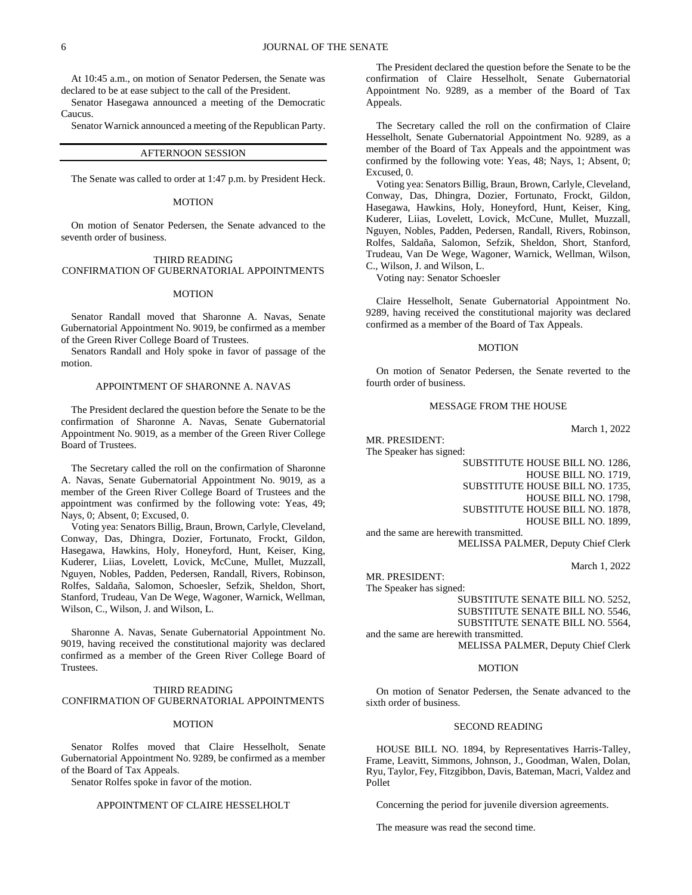At 10:45 a.m., on motion of Senator Pedersen, the Senate was declared to be at ease subject to the call of the President.

Senator Hasegawa announced a meeting of the Democratic Caucus.

Senator Warnick announced a meeting of the Republican Party.

---

## AFTERNOON SESSION

The Senate was called to order at 1:47 p.m. by President Heck.

### MOTION

On motion of Senator Pedersen, the Senate advanced to the seventh order of business.

### THIRD READING
### CONFIRMATION OF GUBERNATORIAL APPOINTMENTS

### MOTION

Senator Randall moved that Sharonne A. Navas, Senate Gubernatorial Appointment No. 9019, be confirmed as a member of the Green River College Board of Trustees.

Senators Randall and Holy spoke in favor of passage of the motion.

### APPOINTMENT OF SHARONNE A. NAVAS

The President declared the question before the Senate to be the confirmation of Sharonne A. Navas, Senate Gubernatorial Appointment No. 9019, as a member of the Green River College Board of Trustees.

The Secretary called the roll on the confirmation of Sharonne A. Navas, Senate Gubernatorial Appointment No. 9019, as a member of the Green River College Board of Trustees and the appointment was confirmed by the following vote: Yeas, 49; Nays, 0; Absent, 0; Excused, 0.

Voting yea: Senators Billig, Braun, Brown, Carlyle, Cleveland, Conway, Das, Dhingra, Dozier, Fortunato, Frockt, Gildon, Hasegawa, Hawkins, Holy, Honeyford, Hunt, Keiser, King, Kuderer, Liias, Lovelett, Lovick, McCune, Mullet, Muzzall, Nguyen, Nobles, Padden, Pedersen, Randall, Rivers, Robinson, Rolfes, Saldaña, Salomon, Schoesler, Sefzik, Sheldon, Short, Stanford, Trudeau, Van De Wege, Wagoner, Warnick, Wellman, Wilson, C., Wilson, J. and Wilson, L.

Sharonne A. Navas, Senate Gubernatorial Appointment No. 9019, having received the constitutional majority was declared confirmed as a member of the Green River College Board of Trustees.

### THIRD READING
### CONFIRMATION OF GUBERNATORIAL APPOINTMENTS

### MOTION

Senator Rolfes moved that Claire Hesselholt, Senate Gubernatorial Appointment No. 9289, be confirmed as a member of the Board of Tax Appeals.

Senator Rolfes spoke in favor of the motion.

### APPOINTMENT OF CLAIRE HESSELHOLT

The President declared the question before the Senate to be the confirmation of Claire Hesselholt, Senate Gubernatorial Appointment No. 9289, as a member of the Board of Tax Appeals.

The Secretary called the roll on the confirmation of Claire Hesselholt, Senate Gubernatorial Appointment No. 9289, as a member of the Board of Tax Appeals and the appointment was confirmed by the following vote: Yeas, 48; Nays, 1; Absent, 0; Excused, 0.

Voting yea: Senators Billig, Braun, Brown, Carlyle, Cleveland, Conway, Das, Dhingra, Dozier, Fortunato, Frockt, Gildon, Hasegawa, Hawkins, Holy, Honeyford, Hunt, Keiser, King, Kuderer, Liias, Lovelett, Lovick, McCune, Mullet, Muzzall, Nguyen, Nobles, Padden, Pedersen, Randall, Rivers, Robinson, Rolfes, Saldaña, Salomon, Sefzik, Sheldon, Short, Stanford, Trudeau, Van De Wege, Wagoner, Warnick, Wellman, Wilson, C., Wilson, J. and Wilson, L.

Voting nay: Senator Schoesler

Claire Hesselholt, Senate Gubernatorial Appointment No. 9289, having received the constitutional majority was declared confirmed as a member of the Board of Tax Appeals.

### MOTION

On motion of Senator Pedersen, the Senate reverted to the fourth order of business.

### MESSAGE FROM THE HOUSE

March 1, 2022

MR. PRESIDENT:
The Speaker has signed:

SUBSTITUTE HOUSE BILL NO. 1286,
HOUSE BILL NO. 1719,
SUBSTITUTE HOUSE BILL NO. 1735,
HOUSE BILL NO. 1798,
SUBSTITUTE HOUSE BILL NO. 1878,
HOUSE BILL NO. 1899,

and the same are herewith transmitted.

MELISSA PALMER, Deputy Chief Clerk

March 1, 2022

MR. PRESIDENT:
The Speaker has signed:

SUBSTITUTE SENATE BILL NO. 5252,
SUBSTITUTE SENATE BILL NO. 5546,
SUBSTITUTE SENATE BILL NO. 5564,

and the same are herewith transmitted.

MELISSA PALMER, Deputy Chief Clerk

### MOTION

On motion of Senator Pedersen, the Senate advanced to the sixth order of business.

### SECOND READING

HOUSE BILL NO. 1894, by Representatives Harris-Talley, Frame, Leavitt, Simmons, Johnson, J., Goodman, Walen, Dolan, Ryu, Taylor, Fey, Fitzgibbon, Davis, Bateman, Macri, Valdez and Pollet

Concerning the period for juvenile diversion agreements.

The measure was read the second time.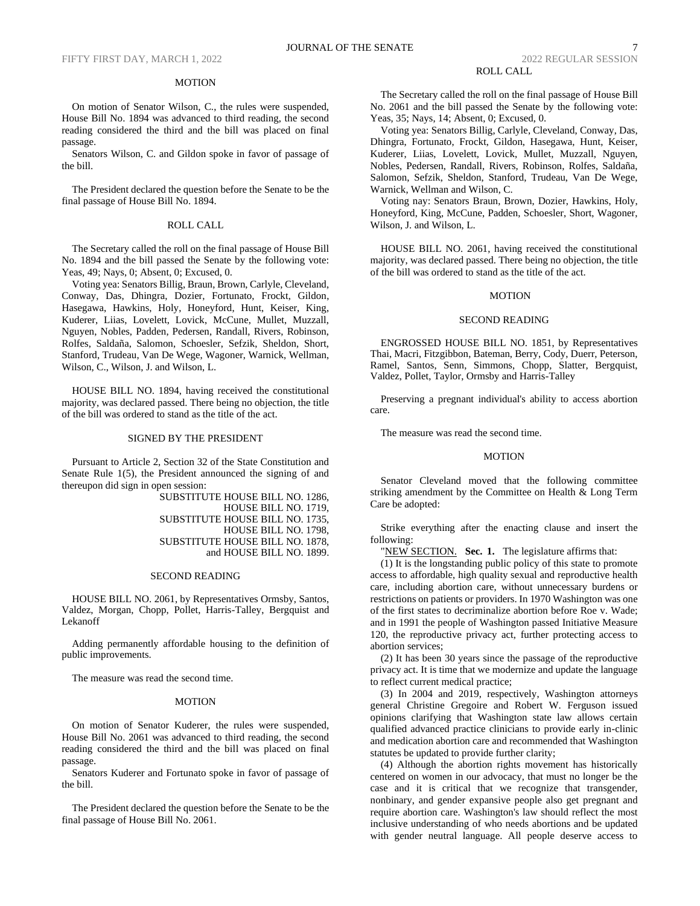MOTION

On motion of Senator Wilson, C., the rules were suspended, House Bill No. 1894 was advanced to third reading, the second reading considered the third and the bill was placed on final passage.

Senators Wilson, C. and Gildon spoke in favor of passage of the bill.

The President declared the question before the Senate to be the final passage of House Bill No. 1894.

ROLL CALL

The Secretary called the roll on the final passage of House Bill No. 1894 and the bill passed the Senate by the following vote: Yeas, 49; Nays, 0; Absent, 0; Excused, 0.

Voting yea: Senators Billig, Braun, Brown, Carlyle, Cleveland, Conway, Das, Dhingra, Dozier, Fortunato, Frockt, Gildon, Hasegawa, Hawkins, Holy, Honeyford, Hunt, Keiser, King, Kuderer, Liias, Lovelett, Lovick, McCune, Mullet, Muzzall, Nguyen, Nobles, Padden, Pedersen, Randall, Rivers, Robinson, Rolfes, Saldaña, Salomon, Schoesler, Sefzik, Sheldon, Short, Stanford, Trudeau, Van De Wege, Wagoner, Warnick, Wellman, Wilson, C., Wilson, J. and Wilson, L.

HOUSE BILL NO. 1894, having received the constitutional majority, was declared passed. There being no objection, the title of the bill was ordered to stand as the title of the act.

SIGNED BY THE PRESIDENT

Pursuant to Article 2, Section 32 of the State Constitution and Senate Rule 1(5), the President announced the signing of and thereupon did sign in open session:

SUBSTITUTE HOUSE BILL NO. 1286,
HOUSE BILL NO. 1719,
SUBSTITUTE HOUSE BILL NO. 1735,
HOUSE BILL NO. 1798,
SUBSTITUTE HOUSE BILL NO. 1878,
and HOUSE BILL NO. 1899.

SECOND READING

HOUSE BILL NO. 2061, by Representatives Ormsby, Santos, Valdez, Morgan, Chopp, Pollet, Harris-Talley, Bergquist and Lekanoff

Adding permanently affordable housing to the definition of public improvements.

The measure was read the second time.

MOTION

On motion of Senator Kuderer, the rules were suspended, House Bill No. 2061 was advanced to third reading, the second reading considered the third and the bill was placed on final passage.

Senators Kuderer and Fortunato spoke in favor of passage of the bill.

The President declared the question before the Senate to be the final passage of House Bill No. 2061.

ROLL CALL

The Secretary called the roll on the final passage of House Bill No. 2061 and the bill passed the Senate by the following vote: Yeas, 35; Nays, 14; Absent, 0; Excused, 0.

Voting yea: Senators Billig, Carlyle, Cleveland, Conway, Das, Dhingra, Fortunato, Frockt, Gildon, Hasegawa, Hunt, Keiser, Kuderer, Liias, Lovelett, Lovick, Mullet, Muzzall, Nguyen, Nobles, Pedersen, Randall, Rivers, Robinson, Rolfes, Saldaña, Salomon, Sefzik, Sheldon, Stanford, Trudeau, Van De Wege, Warnick, Wellman and Wilson, C.

Voting nay: Senators Braun, Brown, Dozier, Hawkins, Holy, Honeyford, King, McCune, Padden, Schoesler, Short, Wagoner, Wilson, J. and Wilson, L.

HOUSE BILL NO. 2061, having received the constitutional majority, was declared passed. There being no objection, the title of the bill was ordered to stand as the title of the act.

MOTION

SECOND READING

ENGROSSED HOUSE BILL NO. 1851, by Representatives Thai, Macri, Fitzgibbon, Bateman, Berry, Cody, Duerr, Peterson, Ramel, Santos, Senn, Simmons, Chopp, Slatter, Bergquist, Valdez, Pollet, Taylor, Ormsby and Harris-Talley

Preserving a pregnant individual's ability to access abortion care.

The measure was read the second time.

MOTION

Senator Cleveland moved that the following committee striking amendment by the Committee on Health & Long Term Care be adopted:

Strike everything after the enacting clause and insert the following:

"NEW SECTION. **Sec. 1.** The legislature affirms that:

(1) It is the longstanding public policy of this state to promote access to affordable, high quality sexual and reproductive health care, including abortion care, without unnecessary burdens or restrictions on patients or providers. In 1970 Washington was one of the first states to decriminalize abortion before Roe v. Wade; and in 1991 the people of Washington passed Initiative Measure 120, the reproductive privacy act, further protecting access to abortion services;

(2) It has been 30 years since the passage of the reproductive privacy act. It is time that we modernize and update the language to reflect current medical practice;

(3) In 2004 and 2019, respectively, Washington attorneys general Christine Gregoire and Robert W. Ferguson issued opinions clarifying that Washington state law allows certain qualified advanced practice clinicians to provide early in-clinic and medication abortion care and recommended that Washington statutes be updated to provide further clarity;

(4) Although the abortion rights movement has historically centered on women in our advocacy, that must no longer be the case and it is critical that we recognize that transgender, nonbinary, and gender expansive people also get pregnant and require abortion care. Washington's law should reflect the most inclusive understanding of who needs abortions and be updated with gender neutral language. All people deserve access to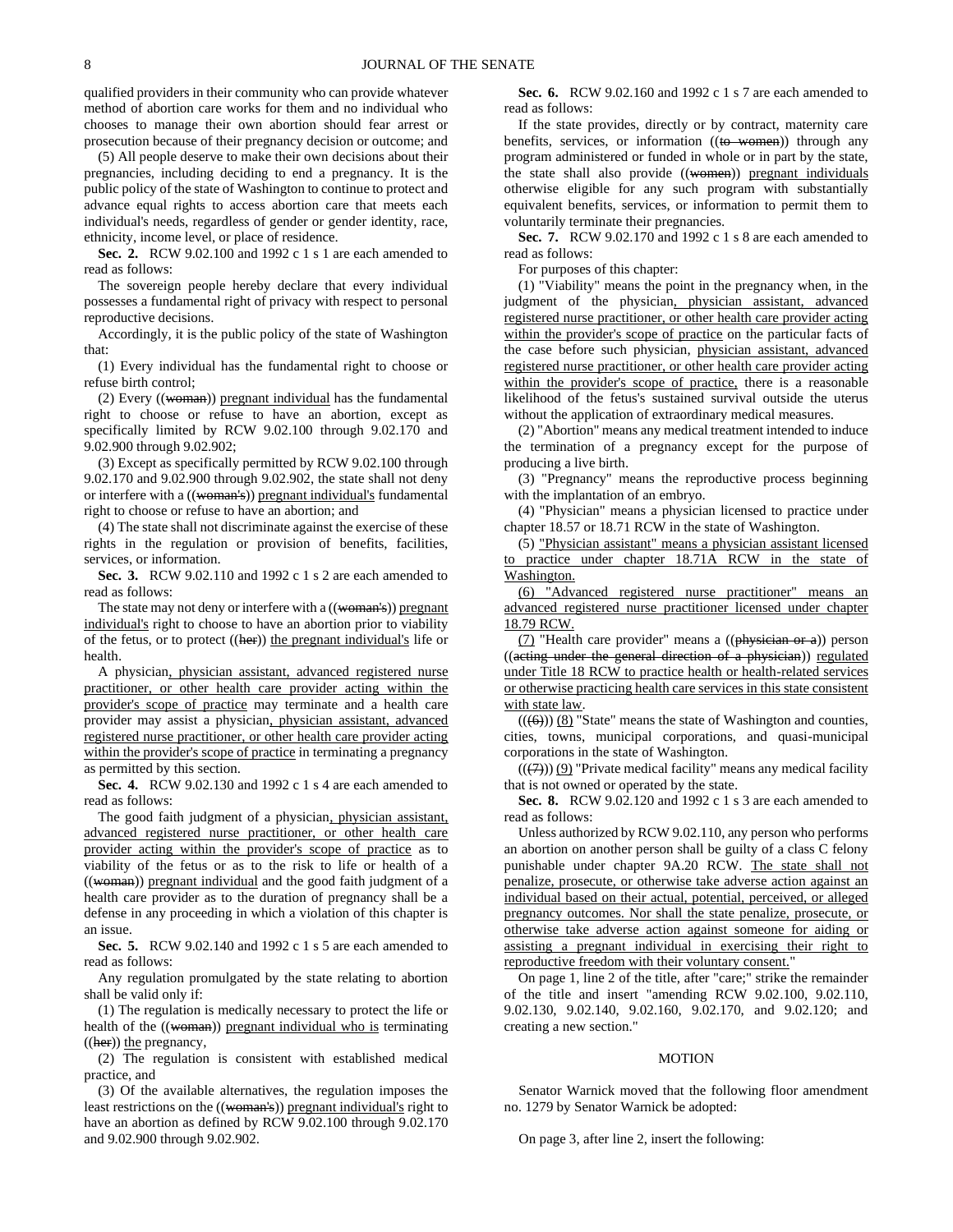qualified providers in their community who can provide whatever method of abortion care works for them and no individual who chooses to manage their own abortion should fear arrest or prosecution because of their pregnancy decision or outcome; and

(5) All people deserve to make their own decisions about their pregnancies, including deciding to end a pregnancy. It is the public policy of the state of Washington to continue to protect and advance equal rights to access abortion care that meets each individual's needs, regardless of gender or gender identity, race, ethnicity, income level, or place of residence.

**Sec. 2.** RCW 9.02.100 and 1992 c 1 s 1 are each amended to read as follows:

The sovereign people hereby declare that every individual possesses a fundamental right of privacy with respect to personal reproductive decisions.

Accordingly, it is the public policy of the state of Washington that:

(1) Every individual has the fundamental right to choose or refuse birth control;

(2) Every ((~~woman~~)) <u>pregnant individual</u> has the fundamental right to choose or refuse to have an abortion, except as specifically limited by RCW 9.02.100 through 9.02.170 and 9.02.900 through 9.02.902;

(3) Except as specifically permitted by RCW 9.02.100 through 9.02.170 and 9.02.900 through 9.02.902, the state shall not deny or interfere with a ((~~woman's~~)) <u>pregnant individual's</u> fundamental right to choose or refuse to have an abortion; and

(4) The state shall not discriminate against the exercise of these rights in the regulation or provision of benefits, facilities, services, or information.

**Sec. 3.** RCW 9.02.110 and 1992 c 1 s 2 are each amended to read as follows:

The state may not deny or interfere with a ((~~woman's~~)) <u>pregnant individual's</u> right to choose to have an abortion prior to viability of the fetus, or to protect ((~~her~~)) <u>the pregnant individual's</u> life or health.

A physician<u>, physician assistant, advanced registered nurse practitioner, or other health care provider acting within the provider's scope of practice</u> may terminate and a health care provider may assist a physician<u>, physician assistant, advanced registered nurse practitioner, or other health care provider acting within the provider's scope of practice</u> in terminating a pregnancy as permitted by this section.

**Sec. 4.** RCW 9.02.130 and 1992 c 1 s 4 are each amended to read as follows:

The good faith judgment of a physician<u>, physician assistant, advanced registered nurse practitioner, or other health care provider acting within the provider's scope of practice</u> as to viability of the fetus or as to the risk to life or health of a ((~~woman~~)) <u>pregnant individual</u> and the good faith judgment of a health care provider as to the duration of pregnancy shall be a defense in any proceeding in which a violation of this chapter is an issue.

**Sec. 5.** RCW 9.02.140 and 1992 c 1 s 5 are each amended to read as follows:

Any regulation promulgated by the state relating to abortion shall be valid only if:

(1) The regulation is medically necessary to protect the life or health of the ((~~woman~~)) <u>pregnant individual who is</u> terminating ((~~her~~)) <u>the</u> pregnancy,

(2) The regulation is consistent with established medical practice, and

(3) Of the available alternatives, the regulation imposes the least restrictions on the ((~~woman's~~)) <u>pregnant individual's</u> right to have an abortion as defined by RCW 9.02.100 through 9.02.170 and 9.02.900 through 9.02.902.

**Sec. 6.** RCW 9.02.160 and 1992 c 1 s 7 are each amended to read as follows:

If the state provides, directly or by contract, maternity care benefits, services, or information ((~~to women~~)) through any program administered or funded in whole or in part by the state, the state shall also provide ((~~women~~)) <u>pregnant individuals</u> otherwise eligible for any such program with substantially equivalent benefits, services, or information to permit them to voluntarily terminate their pregnancies.

**Sec. 7.** RCW 9.02.170 and 1992 c 1 s 8 are each amended to read as follows:

For purposes of this chapter:

(1) "Viability" means the point in the pregnancy when, in the judgment of the physician<u>, physician assistant, advanced registered nurse practitioner, or other health care provider acting within the provider's scope of practice</u> on the particular facts of the case before such physician, <u>physician assistant, advanced registered nurse practitioner, or other health care provider acting within the provider's scope of practice,</u> there is a reasonable likelihood of the fetus's sustained survival outside the uterus without the application of extraordinary medical measures.

(2) "Abortion" means any medical treatment intended to induce the termination of a pregnancy except for the purpose of producing a live birth.

(3) "Pregnancy" means the reproductive process beginning with the implantation of an embryo.

(4) "Physician" means a physician licensed to practice under chapter 18.57 or 18.71 RCW in the state of Washington.

(5) <u>"Physician assistant" means a physician assistant licensed to practice under chapter 18.71A RCW in the state of Washington.</u>

<u>(6) "Advanced registered nurse practitioner" means an advanced registered nurse practitioner licensed under chapter 18.79 RCW.</u>

<u>(7)</u> "Health care provider" means a ((~~physician or a~~)) person ((~~acting under the general direction of a physician~~)) <u>regulated under Title 18 RCW to practice health or health-related services or otherwise practicing health care services in this state consistent with state law</u>.

((~~(6)~~)) <u>(8)</u> "State" means the state of Washington and counties, cities, towns, municipal corporations, and quasi-municipal corporations in the state of Washington.

((~~(7)~~)) <u>(9)</u> "Private medical facility" means any medical facility that is not owned or operated by the state.

**Sec. 8.** RCW 9.02.120 and 1992 c 1 s 3 are each amended to read as follows:

Unless authorized by RCW 9.02.110, any person who performs an abortion on another person shall be guilty of a class C felony punishable under chapter 9A.20 RCW. <u>The state shall not penalize, prosecute, or otherwise take adverse action against an individual based on their actual, potential, perceived, or alleged pregnancy outcomes. Nor shall the state penalize, prosecute, or otherwise take adverse action against someone for aiding or assisting a pregnant individual in exercising their right to reproductive freedom with their voluntary consent.</u>"

On page 1, line 2 of the title, after "care;" strike the remainder of the title and insert "amending RCW 9.02.100, 9.02.110, 9.02.130, 9.02.140, 9.02.160, 9.02.170, and 9.02.120; and creating a new section."

MOTION

Senator Warnick moved that the following floor amendment no. 1279 by Senator Warnick be adopted:

On page 3, after line 2, insert the following: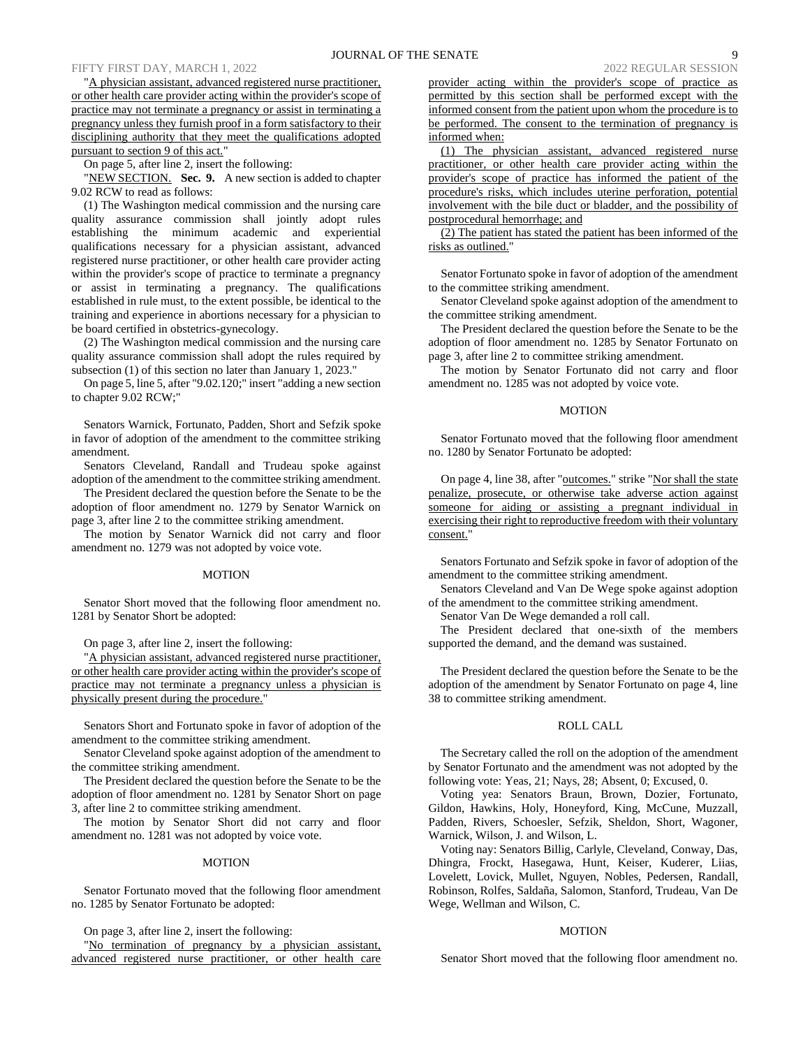"A physician assistant, advanced registered nurse practitioner, or other health care provider acting within the provider's scope of practice may not terminate a pregnancy or assist in terminating a pregnancy unless they furnish proof in a form satisfactory to their disciplining authority that they meet the qualifications adopted pursuant to section 9 of this act."

On page 5, after line 2, insert the following:

"NEW SECTION. **Sec. 9.** A new section is added to chapter 9.02 RCW to read as follows:

(1) The Washington medical commission and the nursing care quality assurance commission shall jointly adopt rules establishing the minimum academic and experiential qualifications necessary for a physician assistant, advanced registered nurse practitioner, or other health care provider acting within the provider's scope of practice to terminate a pregnancy or assist in terminating a pregnancy. The qualifications established in rule must, to the extent possible, be identical to the training and experience in abortions necessary for a physician to be board certified in obstetrics-gynecology.

(2) The Washington medical commission and the nursing care quality assurance commission shall adopt the rules required by subsection (1) of this section no later than January 1, 2023."

On page 5, line 5, after "9.02.120;" insert "adding a new section to chapter 9.02 RCW;"

Senators Warnick, Fortunato, Padden, Short and Sefzik spoke in favor of adoption of the amendment to the committee striking amendment.

Senators Cleveland, Randall and Trudeau spoke against adoption of the amendment to the committee striking amendment.

The President declared the question before the Senate to be the adoption of floor amendment no. 1279 by Senator Warnick on page 3, after line 2 to the committee striking amendment.

The motion by Senator Warnick did not carry and floor amendment no. 1279 was not adopted by voice vote.

MOTION

Senator Short moved that the following floor amendment no. 1281 by Senator Short be adopted:

On page 3, after line 2, insert the following:

"A physician assistant, advanced registered nurse practitioner, or other health care provider acting within the provider's scope of practice may not terminate a pregnancy unless a physician is physically present during the procedure."

Senators Short and Fortunato spoke in favor of adoption of the amendment to the committee striking amendment.

Senator Cleveland spoke against adoption of the amendment to the committee striking amendment.

The President declared the question before the Senate to be the adoption of floor amendment no. 1281 by Senator Short on page 3, after line 2 to committee striking amendment.

The motion by Senator Short did not carry and floor amendment no. 1281 was not adopted by voice vote.

MOTION

Senator Fortunato moved that the following floor amendment no. 1285 by Senator Fortunato be adopted:

On page 3, after line 2, insert the following:

"No termination of pregnancy by a physician assistant, advanced registered nurse practitioner, or other health care provider acting within the provider's scope of practice as permitted by this section shall be performed except with the informed consent from the patient upon whom the procedure is to be performed. The consent to the termination of pregnancy is informed when:

(1) The physician assistant, advanced registered nurse practitioner, or other health care provider acting within the provider's scope of practice has informed the patient of the procedure's risks, which includes uterine perforation, potential involvement with the bile duct or bladder, and the possibility of postprocedural hemorrhage; and

(2) The patient has stated the patient has been informed of the risks as outlined."

Senator Fortunato spoke in favor of adoption of the amendment to the committee striking amendment.

Senator Cleveland spoke against adoption of the amendment to the committee striking amendment.

The President declared the question before the Senate to be the adoption of floor amendment no. 1285 by Senator Fortunato on page 3, after line 2 to committee striking amendment.

The motion by Senator Fortunato did not carry and floor amendment no. 1285 was not adopted by voice vote.

MOTION

Senator Fortunato moved that the following floor amendment no. 1280 by Senator Fortunato be adopted:

On page 4, line 38, after "outcomes." strike "Nor shall the state penalize, prosecute, or otherwise take adverse action against someone for aiding or assisting a pregnant individual in exercising their right to reproductive freedom with their voluntary consent."

Senators Fortunato and Sefzik spoke in favor of adoption of the amendment to the committee striking amendment.

Senators Cleveland and Van De Wege spoke against adoption of the amendment to the committee striking amendment.

Senator Van De Wege demanded a roll call.

The President declared that one-sixth of the members supported the demand, and the demand was sustained.

The President declared the question before the Senate to be the adoption of the amendment by Senator Fortunato on page 4, line 38 to committee striking amendment.

ROLL CALL

The Secretary called the roll on the adoption of the amendment by Senator Fortunato and the amendment was not adopted by the following vote: Yeas, 21; Nays, 28; Absent, 0; Excused, 0.

Voting yea: Senators Braun, Brown, Dozier, Fortunato, Gildon, Hawkins, Holy, Honeyford, King, McCune, Muzzall, Padden, Rivers, Schoesler, Sefzik, Sheldon, Short, Wagoner, Warnick, Wilson, J. and Wilson, L.

Voting nay: Senators Billig, Carlyle, Cleveland, Conway, Das, Dhingra, Frockt, Hasegawa, Hunt, Keiser, Kuderer, Liias, Lovelett, Lovick, Mullet, Nguyen, Nobles, Pedersen, Randall, Robinson, Rolfes, Saldaña, Salomon, Stanford, Trudeau, Van De Wege, Wellman and Wilson, C.

MOTION

Senator Short moved that the following floor amendment no.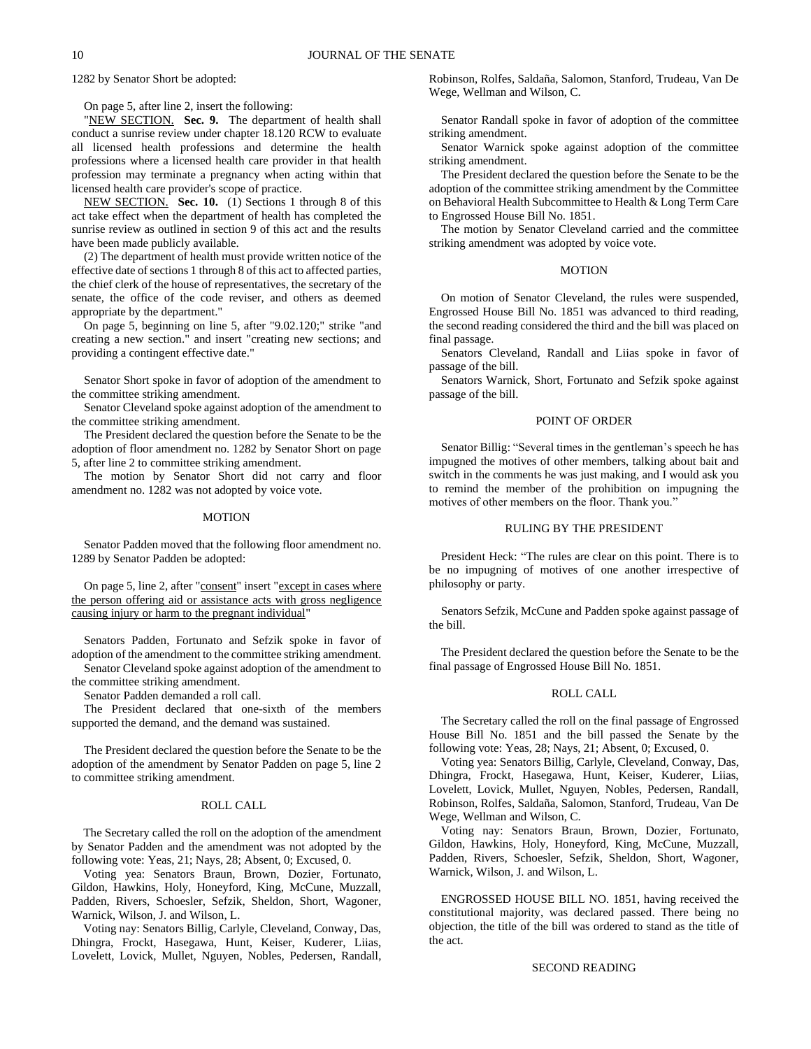1282 by Senator Short be adopted:

On page 5, after line 2, insert the following:

"NEW SECTION. **Sec. 9.** The department of health shall conduct a sunrise review under chapter 18.120 RCW to evaluate all licensed health professions and determine the health professions where a licensed health care provider in that health profession may terminate a pregnancy when acting within that licensed health care provider's scope of practice.

NEW SECTION. **Sec. 10.** (1) Sections 1 through 8 of this act take effect when the department of health has completed the sunrise review as outlined in section 9 of this act and the results have been made publicly available.

(2) The department of health must provide written notice of the effective date of sections 1 through 8 of this act to affected parties, the chief clerk of the house of representatives, the secretary of the senate, the office of the code reviser, and others as deemed appropriate by the department."

On page 5, beginning on line 5, after "9.02.120;" strike "and creating a new section." and insert "creating new sections; and providing a contingent effective date."

Senator Short spoke in favor of adoption of the amendment to the committee striking amendment.

Senator Cleveland spoke against adoption of the amendment to the committee striking amendment.

The President declared the question before the Senate to be the adoption of floor amendment no. 1282 by Senator Short on page 5, after line 2 to committee striking amendment.

The motion by Senator Short did not carry and floor amendment no. 1282 was not adopted by voice vote.

### MOTION

Senator Padden moved that the following floor amendment no. 1289 by Senator Padden be adopted:

On page 5, line 2, after "consent" insert "except in cases where the person offering aid or assistance acts with gross negligence causing injury or harm to the pregnant individual"

Senators Padden, Fortunato and Sefzik spoke in favor of adoption of the amendment to the committee striking amendment.

Senator Cleveland spoke against adoption of the amendment to the committee striking amendment.

Senator Padden demanded a roll call.

The President declared that one-sixth of the members supported the demand, and the demand was sustained.

The President declared the question before the Senate to be the adoption of the amendment by Senator Padden on page 5, line 2 to committee striking amendment.

### ROLL CALL

The Secretary called the roll on the adoption of the amendment by Senator Padden and the amendment was not adopted by the following vote: Yeas, 21; Nays, 28; Absent, 0; Excused, 0.

Voting yea: Senators Braun, Brown, Dozier, Fortunato, Gildon, Hawkins, Holy, Honeyford, King, McCune, Muzzall, Padden, Rivers, Schoesler, Sefzik, Sheldon, Short, Wagoner, Warnick, Wilson, J. and Wilson, L.

Voting nay: Senators Billig, Carlyle, Cleveland, Conway, Das, Dhingra, Frockt, Hasegawa, Hunt, Keiser, Kuderer, Liias, Lovelett, Lovick, Mullet, Nguyen, Nobles, Pedersen, Randall, Robinson, Rolfes, Saldaña, Salomon, Stanford, Trudeau, Van De Wege, Wellman and Wilson, C.

Senator Randall spoke in favor of adoption of the committee striking amendment.

Senator Warnick spoke against adoption of the committee striking amendment.

The President declared the question before the Senate to be the adoption of the committee striking amendment by the Committee on Behavioral Health Subcommittee to Health & Long Term Care to Engrossed House Bill No. 1851.

The motion by Senator Cleveland carried and the committee striking amendment was adopted by voice vote.

### MOTION

On motion of Senator Cleveland, the rules were suspended, Engrossed House Bill No. 1851 was advanced to third reading, the second reading considered the third and the bill was placed on final passage.

Senators Cleveland, Randall and Liias spoke in favor of passage of the bill.

Senators Warnick, Short, Fortunato and Sefzik spoke against passage of the bill.

### POINT OF ORDER

Senator Billig: "Several times in the gentleman's speech he has impugned the motives of other members, talking about bait and switch in the comments he was just making, and I would ask you to remind the member of the prohibition on impugning the motives of other members on the floor. Thank you."

### RULING BY THE PRESIDENT

President Heck: "The rules are clear on this point. There is to be no impugning of motives of one another irrespective of philosophy or party.

Senators Sefzik, McCune and Padden spoke against passage of the bill.

The President declared the question before the Senate to be the final passage of Engrossed House Bill No. 1851.

### ROLL CALL

The Secretary called the roll on the final passage of Engrossed House Bill No. 1851 and the bill passed the Senate by the following vote: Yeas, 28; Nays, 21; Absent, 0; Excused, 0.

Voting yea: Senators Billig, Carlyle, Cleveland, Conway, Das, Dhingra, Frockt, Hasegawa, Hunt, Keiser, Kuderer, Liias, Lovelett, Lovick, Mullet, Nguyen, Nobles, Pedersen, Randall, Robinson, Rolfes, Saldaña, Salomon, Stanford, Trudeau, Van De Wege, Wellman and Wilson, C.

Voting nay: Senators Braun, Brown, Dozier, Fortunato, Gildon, Hawkins, Holy, Honeyford, King, McCune, Muzzall, Padden, Rivers, Schoesler, Sefzik, Sheldon, Short, Wagoner, Warnick, Wilson, J. and Wilson, L.

ENGROSSED HOUSE BILL NO. 1851, having received the constitutional majority, was declared passed. There being no objection, the title of the bill was ordered to stand as the title of the act.

### SECOND READING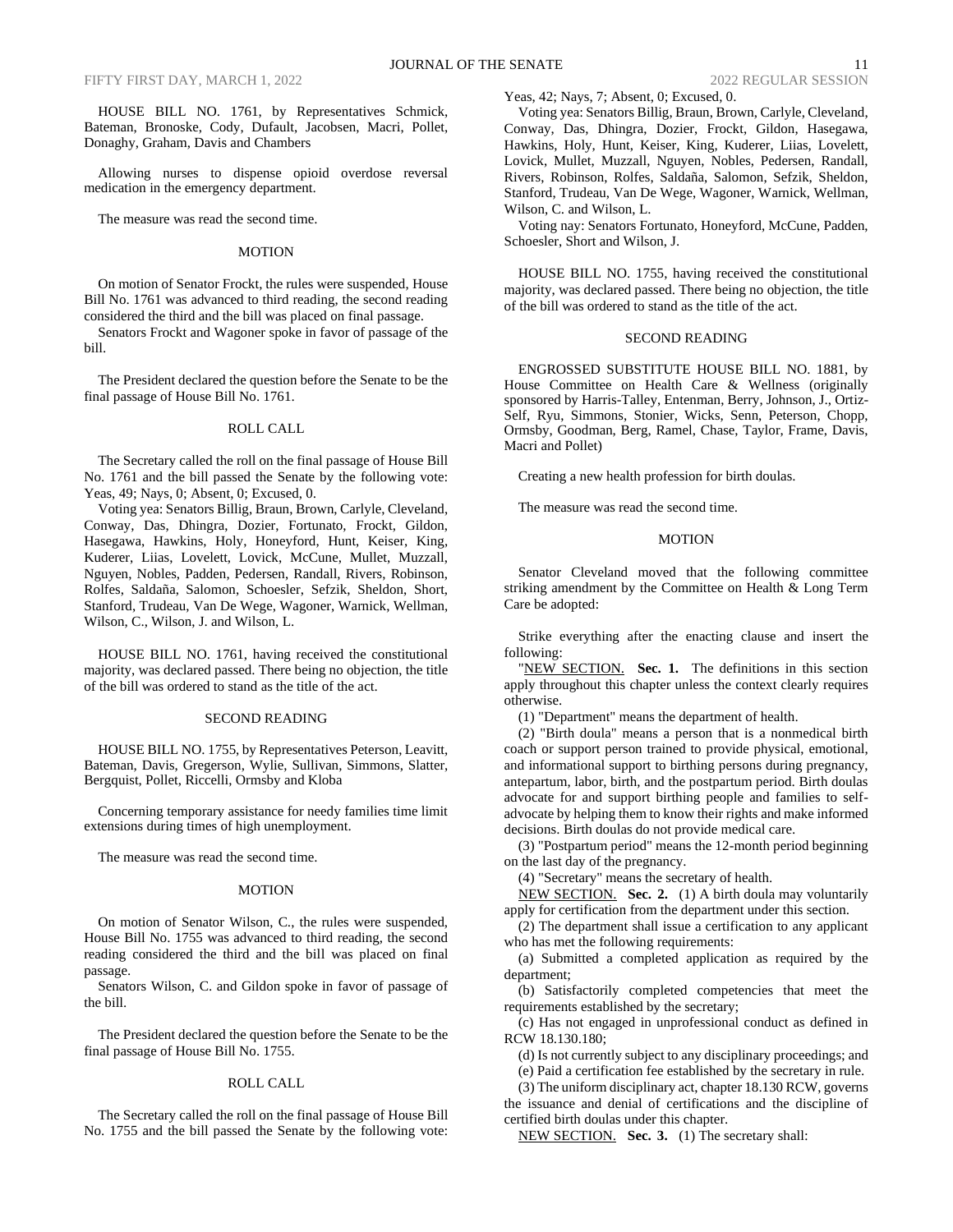HOUSE BILL NO. 1761, by Representatives Schmick, Bateman, Bronoske, Cody, Dufault, Jacobsen, Macri, Pollet, Donaghy, Graham, Davis and Chambers

Allowing nurses to dispense opioid overdose reversal medication in the emergency department.

The measure was read the second time.

MOTION

On motion of Senator Frockt, the rules were suspended, House Bill No. 1761 was advanced to third reading, the second reading considered the third and the bill was placed on final passage.

Senators Frockt and Wagoner spoke in favor of passage of the bill.

The President declared the question before the Senate to be the final passage of House Bill No. 1761.

ROLL CALL

The Secretary called the roll on the final passage of House Bill No. 1761 and the bill passed the Senate by the following vote: Yeas, 49; Nays, 0; Absent, 0; Excused, 0.

Voting yea: Senators Billig, Braun, Brown, Carlyle, Cleveland, Conway, Das, Dhingra, Dozier, Fortunato, Frockt, Gildon, Hasegawa, Hawkins, Holy, Honeyford, Hunt, Keiser, King, Kuderer, Liias, Lovelett, Lovick, McCune, Mullet, Muzzall, Nguyen, Nobles, Padden, Pedersen, Randall, Rivers, Robinson, Rolfes, Saldaña, Salomon, Schoesler, Sefzik, Sheldon, Short, Stanford, Trudeau, Van De Wege, Wagoner, Warnick, Wellman, Wilson, C., Wilson, J. and Wilson, L.

HOUSE BILL NO. 1761, having received the constitutional majority, was declared passed. There being no objection, the title of the bill was ordered to stand as the title of the act.

SECOND READING

HOUSE BILL NO. 1755, by Representatives Peterson, Leavitt, Bateman, Davis, Gregerson, Wylie, Sullivan, Simmons, Slatter, Bergquist, Pollet, Riccelli, Ormsby and Kloba

Concerning temporary assistance for needy families time limit extensions during times of high unemployment.

The measure was read the second time.

MOTION

On motion of Senator Wilson, C., the rules were suspended, House Bill No. 1755 was advanced to third reading, the second reading considered the third and the bill was placed on final passage.

Senators Wilson, C. and Gildon spoke in favor of passage of the bill.

The President declared the question before the Senate to be the final passage of House Bill No. 1755.

ROLL CALL

The Secretary called the roll on the final passage of House Bill No. 1755 and the bill passed the Senate by the following vote: Yeas, 42; Nays, 7; Absent, 0; Excused, 0.

Voting yea: Senators Billig, Braun, Brown, Carlyle, Cleveland, Conway, Das, Dhingra, Dozier, Frockt, Gildon, Hasegawa, Hawkins, Holy, Hunt, Keiser, King, Kuderer, Liias, Lovelett, Lovick, Mullet, Muzzall, Nguyen, Nobles, Pedersen, Randall, Rivers, Robinson, Rolfes, Saldaña, Salomon, Sefzik, Sheldon, Stanford, Trudeau, Van De Wege, Wagoner, Warnick, Wellman, Wilson, C. and Wilson, L.

Voting nay: Senators Fortunato, Honeyford, McCune, Padden, Schoesler, Short and Wilson, J.

HOUSE BILL NO. 1755, having received the constitutional majority, was declared passed. There being no objection, the title of the bill was ordered to stand as the title of the act.

SECOND READING

ENGROSSED SUBSTITUTE HOUSE BILL NO. 1881, by House Committee on Health Care & Wellness (originally sponsored by Harris-Talley, Entenman, Berry, Johnson, J., Ortiz-Self, Ryu, Simmons, Stonier, Wicks, Senn, Peterson, Chopp, Ormsby, Goodman, Berg, Ramel, Chase, Taylor, Frame, Davis, Macri and Pollet)

Creating a new health profession for birth doulas.

The measure was read the second time.

MOTION

Senator Cleveland moved that the following committee striking amendment by the Committee on Health & Long Term Care be adopted:

Strike everything after the enacting clause and insert the following:

"NEW SECTION. **Sec. 1.** The definitions in this section apply throughout this chapter unless the context clearly requires otherwise.

(1) "Department" means the department of health.

(2) "Birth doula" means a person that is a nonmedical birth coach or support person trained to provide physical, emotional, and informational support to birthing persons during pregnancy, antepartum, labor, birth, and the postpartum period. Birth doulas advocate for and support birthing people and families to self-advocate by helping them to know their rights and make informed decisions. Birth doulas do not provide medical care.

(3) "Postpartum period" means the 12-month period beginning on the last day of the pregnancy.

(4) "Secretary" means the secretary of health.

NEW SECTION. **Sec. 2.** (1) A birth doula may voluntarily apply for certification from the department under this section.

(2) The department shall issue a certification to any applicant who has met the following requirements:

(a) Submitted a completed application as required by the department;

(b) Satisfactorily completed competencies that meet the requirements established by the secretary;

(c) Has not engaged in unprofessional conduct as defined in RCW 18.130.180;

(d) Is not currently subject to any disciplinary proceedings; and

(e) Paid a certification fee established by the secretary in rule.

(3) The uniform disciplinary act, chapter 18.130 RCW, governs the issuance and denial of certifications and the discipline of certified birth doulas under this chapter.

NEW SECTION. **Sec. 3.** (1) The secretary shall: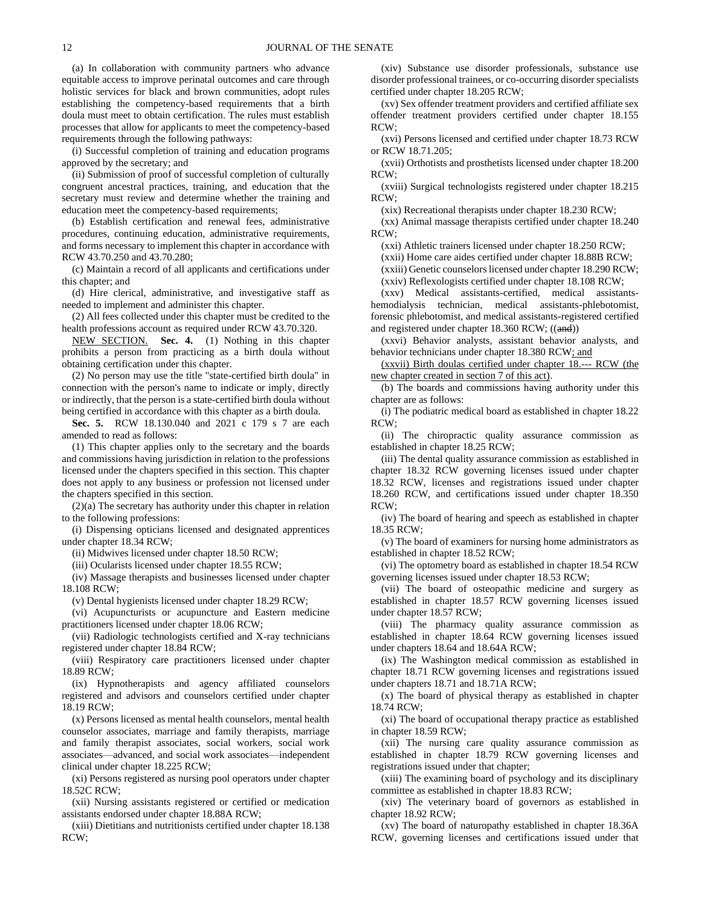(a) In collaboration with community partners who advance equitable access to improve perinatal outcomes and care through holistic services for black and brown communities, adopt rules establishing the competency-based requirements that a birth doula must meet to obtain certification. The rules must establish processes that allow for applicants to meet the competency-based requirements through the following pathways:

(i) Successful completion of training and education programs approved by the secretary; and

(ii) Submission of proof of successful completion of culturally congruent ancestral practices, training, and education that the secretary must review and determine whether the training and education meet the competency-based requirements;

(b) Establish certification and renewal fees, administrative procedures, continuing education, administrative requirements, and forms necessary to implement this chapter in accordance with RCW 43.70.250 and 43.70.280;

(c) Maintain a record of all applicants and certifications under this chapter; and

(d) Hire clerical, administrative, and investigative staff as needed to implement and administer this chapter.

(2) All fees collected under this chapter must be credited to the health professions account as required under RCW 43.70.320.

NEW SECTION. **Sec. 4.** (1) Nothing in this chapter prohibits a person from practicing as a birth doula without obtaining certification under this chapter.

(2) No person may use the title "state-certified birth doula" in connection with the person's name to indicate or imply, directly or indirectly, that the person is a state-certified birth doula without being certified in accordance with this chapter as a birth doula.

**Sec. 5.** RCW 18.130.040 and 2021 c 179 s 7 are each amended to read as follows:

(1) This chapter applies only to the secretary and the boards and commissions having jurisdiction in relation to the professions licensed under the chapters specified in this section. This chapter does not apply to any business or profession not licensed under the chapters specified in this section.

(2)(a) The secretary has authority under this chapter in relation to the following professions:

(i) Dispensing opticians licensed and designated apprentices under chapter 18.34 RCW;

(ii) Midwives licensed under chapter 18.50 RCW;

(iii) Ocularists licensed under chapter 18.55 RCW;

(iv) Massage therapists and businesses licensed under chapter 18.108 RCW;

(v) Dental hygienists licensed under chapter 18.29 RCW;

(vi) Acupuncturists or acupuncture and Eastern medicine practitioners licensed under chapter 18.06 RCW;

(vii) Radiologic technologists certified and X-ray technicians registered under chapter 18.84 RCW;

(viii) Respiratory care practitioners licensed under chapter 18.89 RCW;

(ix) Hypnotherapists and agency affiliated counselors registered and advisors and counselors certified under chapter 18.19 RCW;

(x) Persons licensed as mental health counselors, mental health counselor associates, marriage and family therapists, marriage and family therapist associates, social workers, social work associates—advanced, and social work associates—independent clinical under chapter 18.225 RCW;

(xi) Persons registered as nursing pool operators under chapter 18.52C RCW;

(xii) Nursing assistants registered or certified or medication assistants endorsed under chapter 18.88A RCW;

(xiii) Dietitians and nutritionists certified under chapter 18.138 RCW;

(xiv) Substance use disorder professionals, substance use disorder professional trainees, or co-occurring disorder specialists certified under chapter 18.205 RCW;

(xv) Sex offender treatment providers and certified affiliate sex offender treatment providers certified under chapter 18.155 RCW;

(xvi) Persons licensed and certified under chapter 18.73 RCW or RCW 18.71.205;

(xvii) Orthotists and prosthetists licensed under chapter 18.200 RCW;

(xviii) Surgical technologists registered under chapter 18.215 RCW;

(xix) Recreational therapists under chapter 18.230 RCW;

(xx) Animal massage therapists certified under chapter 18.240 RCW;

(xxi) Athletic trainers licensed under chapter 18.250 RCW;

(xxii) Home care aides certified under chapter 18.88B RCW;

(xxiii) Genetic counselors licensed under chapter 18.290 RCW;

(xxiv) Reflexologists certified under chapter 18.108 RCW;

(xxv) Medical assistants-certified, medical assistants-hemodialysis technician, medical assistants-phlebotomist, forensic phlebotomist, and medical assistants-registered certified and registered under chapter 18.360 RCW; ((~~and~~))

(xxvi) Behavior analysts, assistant behavior analysts, and behavior technicians under chapter 18.380 RCW; and

(xxvii) Birth doulas certified under chapter 18.--- RCW (the new chapter created in section 7 of this act).

(b) The boards and commissions having authority under this chapter are as follows:

(i) The podiatric medical board as established in chapter 18.22 RCW;

(ii) The chiropractic quality assurance commission as established in chapter 18.25 RCW;

(iii) The dental quality assurance commission as established in chapter 18.32 RCW governing licenses issued under chapter 18.32 RCW, licenses and registrations issued under chapter 18.260 RCW, and certifications issued under chapter 18.350 RCW;

(iv) The board of hearing and speech as established in chapter 18.35 RCW;

(v) The board of examiners for nursing home administrators as established in chapter 18.52 RCW;

(vi) The optometry board as established in chapter 18.54 RCW governing licenses issued under chapter 18.53 RCW;

(vii) The board of osteopathic medicine and surgery as established in chapter 18.57 RCW governing licenses issued under chapter 18.57 RCW;

(viii) The pharmacy quality assurance commission as established in chapter 18.64 RCW governing licenses issued under chapters 18.64 and 18.64A RCW;

(ix) The Washington medical commission as established in chapter 18.71 RCW governing licenses and registrations issued under chapters 18.71 and 18.71A RCW;

(x) The board of physical therapy as established in chapter 18.74 RCW;

(xi) The board of occupational therapy practice as established in chapter 18.59 RCW;

(xii) The nursing care quality assurance commission as established in chapter 18.79 RCW governing licenses and registrations issued under that chapter;

(xiii) The examining board of psychology and its disciplinary committee as established in chapter 18.83 RCW;

(xiv) The veterinary board of governors as established in chapter 18.92 RCW;

(xv) The board of naturopathy established in chapter 18.36A RCW, governing licenses and certifications issued under that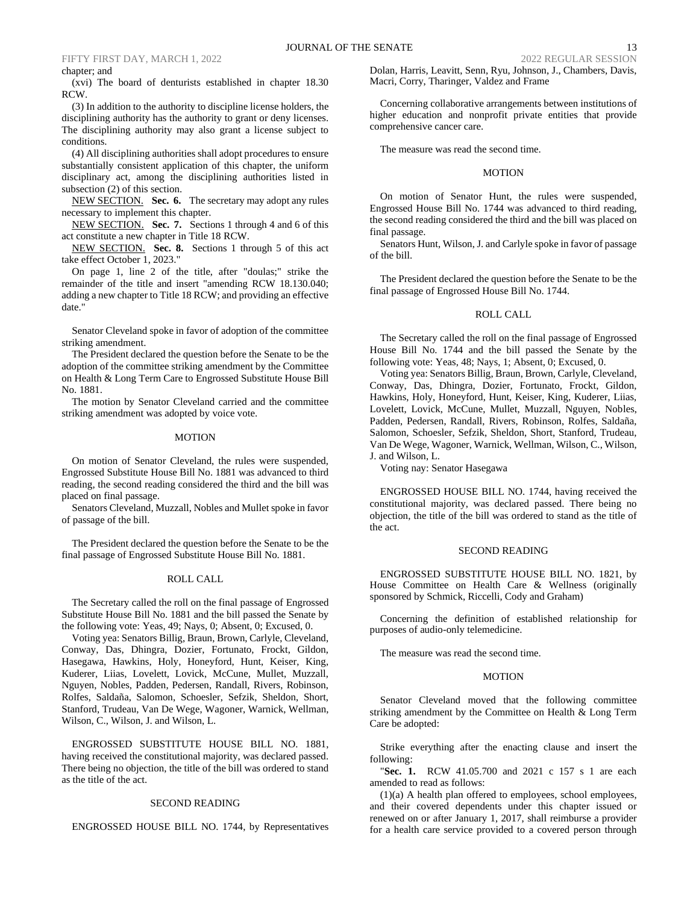chapter; and

(xvi) The board of denturists established in chapter 18.30 RCW.

(3) In addition to the authority to discipline license holders, the disciplining authority has the authority to grant or deny licenses. The disciplining authority may also grant a license subject to conditions.

(4) All disciplining authorities shall adopt procedures to ensure substantially consistent application of this chapter, the uniform disciplinary act, among the disciplining authorities listed in subsection (2) of this section.

NEW SECTION. **Sec. 6.** The secretary may adopt any rules necessary to implement this chapter.

NEW SECTION. **Sec. 7.** Sections 1 through 4 and 6 of this act constitute a new chapter in Title 18 RCW.

NEW SECTION. **Sec. 8.** Sections 1 through 5 of this act take effect October 1, 2023."

On page 1, line 2 of the title, after "doulas;" strike the remainder of the title and insert "amending RCW 18.130.040; adding a new chapter to Title 18 RCW; and providing an effective date."

Senator Cleveland spoke in favor of adoption of the committee striking amendment.

The President declared the question before the Senate to be the adoption of the committee striking amendment by the Committee on Health & Long Term Care to Engrossed Substitute House Bill No. 1881.

The motion by Senator Cleveland carried and the committee striking amendment was adopted by voice vote.

MOTION

On motion of Senator Cleveland, the rules were suspended, Engrossed Substitute House Bill No. 1881 was advanced to third reading, the second reading considered the third and the bill was placed on final passage.

Senators Cleveland, Muzzall, Nobles and Mullet spoke in favor of passage of the bill.

The President declared the question before the Senate to be the final passage of Engrossed Substitute House Bill No. 1881.

ROLL CALL

The Secretary called the roll on the final passage of Engrossed Substitute House Bill No. 1881 and the bill passed the Senate by the following vote: Yeas, 49; Nays, 0; Absent, 0; Excused, 0.

Voting yea: Senators Billig, Braun, Brown, Carlyle, Cleveland, Conway, Das, Dhingra, Dozier, Fortunato, Frockt, Gildon, Hasegawa, Hawkins, Holy, Honeyford, Hunt, Keiser, King, Kuderer, Liias, Lovelett, Lovick, McCune, Mullet, Muzzall, Nguyen, Nobles, Padden, Pedersen, Randall, Rivers, Robinson, Rolfes, Saldaña, Salomon, Schoesler, Sefzik, Sheldon, Short, Stanford, Trudeau, Van De Wege, Wagoner, Warnick, Wellman, Wilson, C., Wilson, J. and Wilson, L.

ENGROSSED SUBSTITUTE HOUSE BILL NO. 1881, having received the constitutional majority, was declared passed. There being no objection, the title of the bill was ordered to stand as the title of the act.

SECOND READING

ENGROSSED HOUSE BILL NO. 1744, by Representatives Dolan, Harris, Leavitt, Senn, Ryu, Johnson, J., Chambers, Davis, Macri, Corry, Tharinger, Valdez and Frame

Concerning collaborative arrangements between institutions of higher education and nonprofit private entities that provide comprehensive cancer care.

The measure was read the second time.

MOTION

On motion of Senator Hunt, the rules were suspended, Engrossed House Bill No. 1744 was advanced to third reading, the second reading considered the third and the bill was placed on final passage.

Senators Hunt, Wilson, J. and Carlyle spoke in favor of passage of the bill.

The President declared the question before the Senate to be the final passage of Engrossed House Bill No. 1744.

ROLL CALL

The Secretary called the roll on the final passage of Engrossed House Bill No. 1744 and the bill passed the Senate by the following vote: Yeas, 48; Nays, 1; Absent, 0; Excused, 0.

Voting yea: Senators Billig, Braun, Brown, Carlyle, Cleveland, Conway, Das, Dhingra, Dozier, Fortunato, Frockt, Gildon, Hawkins, Holy, Honeyford, Hunt, Keiser, King, Kuderer, Liias, Lovelett, Lovick, McCune, Mullet, Muzzall, Nguyen, Nobles, Padden, Pedersen, Randall, Rivers, Robinson, Rolfes, Saldaña, Salomon, Schoesler, Sefzik, Sheldon, Short, Stanford, Trudeau, Van De Wege, Wagoner, Warnick, Wellman, Wilson, C., Wilson, J. and Wilson, L.

Voting nay: Senator Hasegawa

ENGROSSED HOUSE BILL NO. 1744, having received the constitutional majority, was declared passed. There being no objection, the title of the bill was ordered to stand as the title of the act.

SECOND READING

ENGROSSED SUBSTITUTE HOUSE BILL NO. 1821, by House Committee on Health Care & Wellness (originally sponsored by Schmick, Riccelli, Cody and Graham)

Concerning the definition of established relationship for purposes of audio-only telemedicine.

The measure was read the second time.

MOTION

Senator Cleveland moved that the following committee striking amendment by the Committee on Health & Long Term Care be adopted:

Strike everything after the enacting clause and insert the following:

"**Sec. 1.** RCW 41.05.700 and 2021 c 157 s 1 are each amended to read as follows:

(1)(a) A health plan offered to employees, school employees, and their covered dependents under this chapter issued or renewed on or after January 1, 2017, shall reimburse a provider for a health care service provided to a covered person through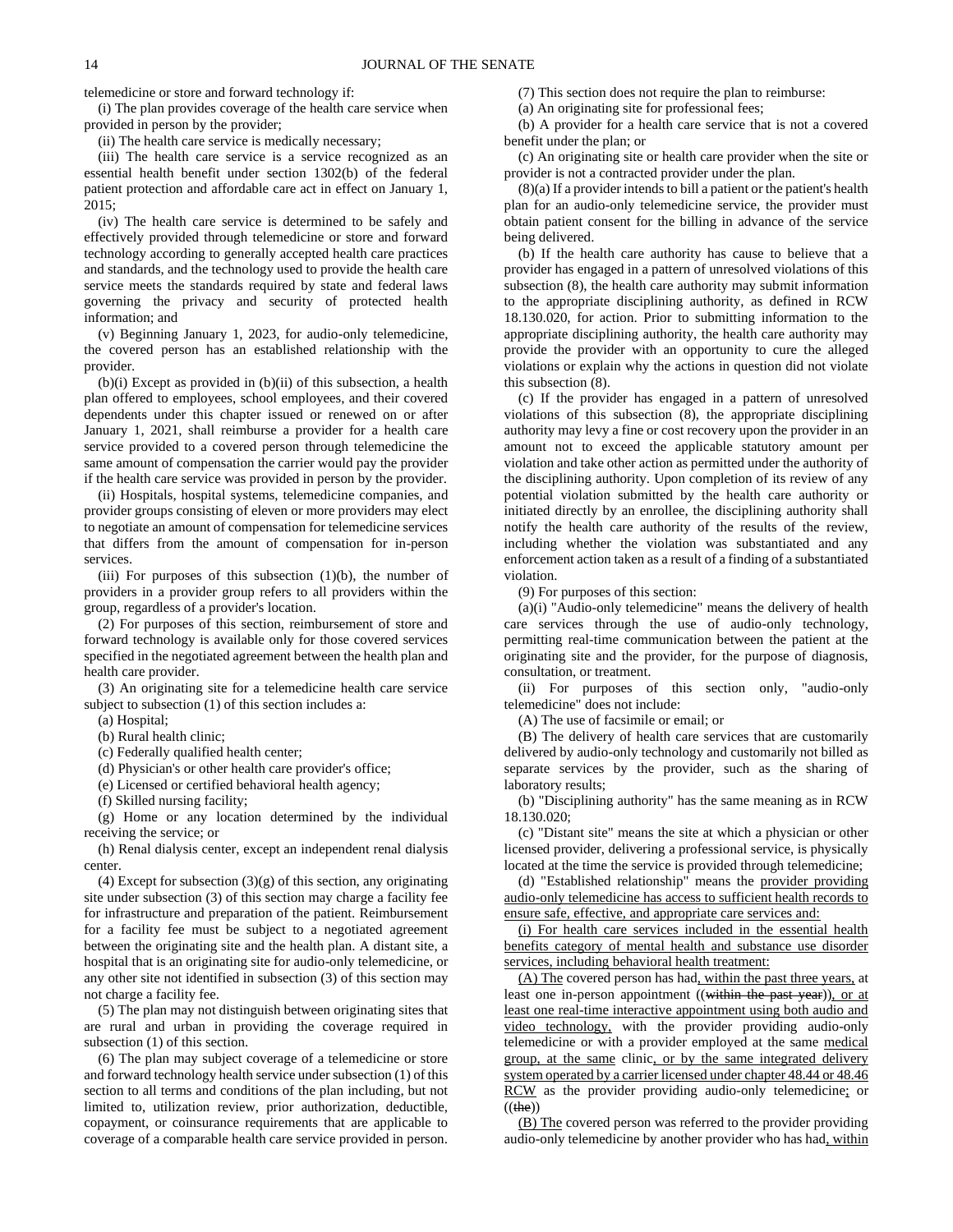telemedicine or store and forward technology if:

(i) The plan provides coverage of the health care service when provided in person by the provider;

(ii) The health care service is medically necessary;

(iii) The health care service is a service recognized as an essential health benefit under section 1302(b) of the federal patient protection and affordable care act in effect on January 1, 2015;

(iv) The health care service is determined to be safely and effectively provided through telemedicine or store and forward technology according to generally accepted health care practices and standards, and the technology used to provide the health care service meets the standards required by state and federal laws governing the privacy and security of protected health information; and

(v) Beginning January 1, 2023, for audio-only telemedicine, the covered person has an established relationship with the provider.

(b)(i) Except as provided in (b)(ii) of this subsection, a health plan offered to employees, school employees, and their covered dependents under this chapter issued or renewed on or after January 1, 2021, shall reimburse a provider for a health care service provided to a covered person through telemedicine the same amount of compensation the carrier would pay the provider if the health care service was provided in person by the provider.

(ii) Hospitals, hospital systems, telemedicine companies, and provider groups consisting of eleven or more providers may elect to negotiate an amount of compensation for telemedicine services that differs from the amount of compensation for in-person services.

(iii) For purposes of this subsection (1)(b), the number of providers in a provider group refers to all providers within the group, regardless of a provider's location.

(2) For purposes of this section, reimbursement of store and forward technology is available only for those covered services specified in the negotiated agreement between the health plan and health care provider.

(3) An originating site for a telemedicine health care service subject to subsection (1) of this section includes a:

(a) Hospital;

(b) Rural health clinic;

(c) Federally qualified health center;

(d) Physician's or other health care provider's office;

(e) Licensed or certified behavioral health agency;

(f) Skilled nursing facility;

(g) Home or any location determined by the individual receiving the service; or

(h) Renal dialysis center, except an independent renal dialysis center.

(4) Except for subsection (3)(g) of this section, any originating site under subsection (3) of this section may charge a facility fee for infrastructure and preparation of the patient. Reimbursement for a facility fee must be subject to a negotiated agreement between the originating site and the health plan. A distant site, a hospital that is an originating site for audio-only telemedicine, or any other site not identified in subsection (3) of this section may not charge a facility fee.

(5) The plan may not distinguish between originating sites that are rural and urban in providing the coverage required in subsection (1) of this section.

(6) The plan may subject coverage of a telemedicine or store and forward technology health service under subsection (1) of this section to all terms and conditions of the plan including, but not limited to, utilization review, prior authorization, deductible, copayment, or coinsurance requirements that are applicable to coverage of a comparable health care service provided in person.

(7) This section does not require the plan to reimburse:

(a) An originating site for professional fees;

(b) A provider for a health care service that is not a covered benefit under the plan; or

(c) An originating site or health care provider when the site or provider is not a contracted provider under the plan.

(8)(a) If a provider intends to bill a patient or the patient's health plan for an audio-only telemedicine service, the provider must obtain patient consent for the billing in advance of the service being delivered.

(b) If the health care authority has cause to believe that a provider has engaged in a pattern of unresolved violations of this subsection (8), the health care authority may submit information to the appropriate disciplining authority, as defined in RCW 18.130.020, for action. Prior to submitting information to the appropriate disciplining authority, the health care authority may provide the provider with an opportunity to cure the alleged violations or explain why the actions in question did not violate this subsection (8).

(c) If the provider has engaged in a pattern of unresolved violations of this subsection (8), the appropriate disciplining authority may levy a fine or cost recovery upon the provider in an amount not to exceed the applicable statutory amount per violation and take other action as permitted under the authority of the disciplining authority. Upon completion of its review of any potential violation submitted by the health care authority or initiated directly by an enrollee, the disciplining authority shall notify the health care authority of the results of the review, including whether the violation was substantiated and any enforcement action taken as a result of a finding of a substantiated violation.

(9) For purposes of this section:

(a)(i) "Audio-only telemedicine" means the delivery of health care services through the use of audio-only technology, permitting real-time communication between the patient at the originating site and the provider, for the purpose of diagnosis, consultation, or treatment.

(ii) For purposes of this section only, "audio-only telemedicine" does not include:

(A) The use of facsimile or email; or

(B) The delivery of health care services that are customarily delivered by audio-only technology and customarily not billed as separate services by the provider, such as the sharing of laboratory results;

(b) "Disciplining authority" has the same meaning as in RCW 18.130.020;

(c) "Distant site" means the site at which a physician or other licensed provider, delivering a professional service, is physically located at the time the service is provided through telemedicine;

(d) "Established relationship" means the provider providing audio-only telemedicine has access to sufficient health records to ensure safe, effective, and appropriate care services and:

(i) For health care services included in the essential health benefits category of mental health and substance use disorder services, including behavioral health treatment:

(A) The covered person has had, within the past three years, at least one in-person appointment ((~~within the past year~~)), or at least one real-time interactive appointment using both audio and video technology, with the provider providing audio-only telemedicine or with a provider employed at the same medical group, at the same clinic, or by the same integrated delivery system operated by a carrier licensed under chapter 48.44 or 48.46 RCW as the provider providing audio-only telemedicine; or ((~~the~~))

(B) The covered person was referred to the provider providing audio-only telemedicine by another provider who has had, within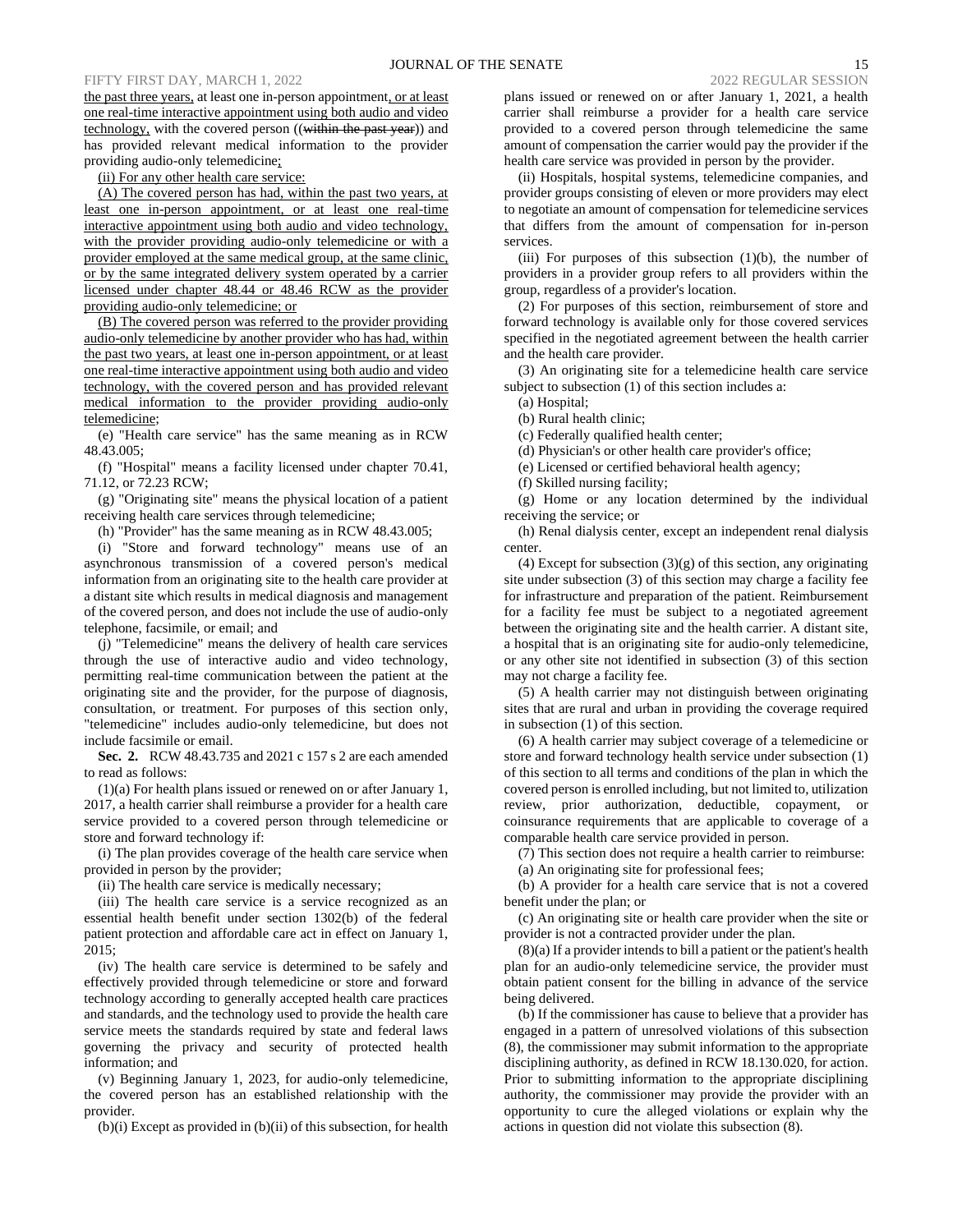the past three years, at least one in-person appointment, or at least one real-time interactive appointment using both audio and video technology, with the covered person ((~~within the past year~~)) and has provided relevant medical information to the provider providing audio-only telemedicine;

(ii) For any other health care service:

(A) The covered person has had, within the past two years, at least one in-person appointment, or at least one real-time interactive appointment using both audio and video technology, with the provider providing audio-only telemedicine or with a provider employed at the same medical group, at the same clinic, or by the same integrated delivery system operated by a carrier licensed under chapter 48.44 or 48.46 RCW as the provider providing audio-only telemedicine; or

(B) The covered person was referred to the provider providing audio-only telemedicine by another provider who has had, within the past two years, at least one in-person appointment, or at least one real-time interactive appointment using both audio and video technology, with the covered person and has provided relevant medical information to the provider providing audio-only telemedicine;

(e) "Health care service" has the same meaning as in RCW 48.43.005;

(f) "Hospital" means a facility licensed under chapter 70.41, 71.12, or 72.23 RCW;

(g) "Originating site" means the physical location of a patient receiving health care services through telemedicine;

(h) "Provider" has the same meaning as in RCW 48.43.005;

(i) "Store and forward technology" means use of an asynchronous transmission of a covered person's medical information from an originating site to the health care provider at a distant site which results in medical diagnosis and management of the covered person, and does not include the use of audio-only telephone, facsimile, or email; and

(j) "Telemedicine" means the delivery of health care services through the use of interactive audio and video technology, permitting real-time communication between the patient at the originating site and the provider, for the purpose of diagnosis, consultation, or treatment. For purposes of this section only, "telemedicine" includes audio-only telemedicine, but does not include facsimile or email.

**Sec. 2.** RCW 48.43.735 and 2021 c 157 s 2 are each amended to read as follows:

(1)(a) For health plans issued or renewed on or after January 1, 2017, a health carrier shall reimburse a provider for a health care service provided to a covered person through telemedicine or store and forward technology if:

(i) The plan provides coverage of the health care service when provided in person by the provider;

(ii) The health care service is medically necessary;

(iii) The health care service is a service recognized as an essential health benefit under section 1302(b) of the federal patient protection and affordable care act in effect on January 1, 2015;

(iv) The health care service is determined to be safely and effectively provided through telemedicine or store and forward technology according to generally accepted health care practices and standards, and the technology used to provide the health care service meets the standards required by state and federal laws governing the privacy and security of protected health information; and

(v) Beginning January 1, 2023, for audio-only telemedicine, the covered person has an established relationship with the provider.

(b)(i) Except as provided in (b)(ii) of this subsection, for health plans issued or renewed on or after January 1, 2021, a health carrier shall reimburse a provider for a health care service provided to a covered person through telemedicine the same amount of compensation the carrier would pay the provider if the health care service was provided in person by the provider.

(ii) Hospitals, hospital systems, telemedicine companies, and provider groups consisting of eleven or more providers may elect to negotiate an amount of compensation for telemedicine services that differs from the amount of compensation for in-person services.

(iii) For purposes of this subsection (1)(b), the number of providers in a provider group refers to all providers within the group, regardless of a provider's location.

(2) For purposes of this section, reimbursement of store and forward technology is available only for those covered services specified in the negotiated agreement between the health carrier and the health care provider.

(3) An originating site for a telemedicine health care service subject to subsection (1) of this section includes a:

(a) Hospital;

(b) Rural health clinic;

(c) Federally qualified health center;

(d) Physician's or other health care provider's office;

(e) Licensed or certified behavioral health agency;

(f) Skilled nursing facility;

(g) Home or any location determined by the individual receiving the service; or

(h) Renal dialysis center, except an independent renal dialysis center.

(4) Except for subsection (3)(g) of this section, any originating site under subsection (3) of this section may charge a facility fee for infrastructure and preparation of the patient. Reimbursement for a facility fee must be subject to a negotiated agreement between the originating site and the health carrier. A distant site, a hospital that is an originating site for audio-only telemedicine, or any other site not identified in subsection (3) of this section may not charge a facility fee.

(5) A health carrier may not distinguish between originating sites that are rural and urban in providing the coverage required in subsection (1) of this section.

(6) A health carrier may subject coverage of a telemedicine or store and forward technology health service under subsection (1) of this section to all terms and conditions of the plan in which the covered person is enrolled including, but not limited to, utilization review, prior authorization, deductible, copayment, or coinsurance requirements that are applicable to coverage of a comparable health care service provided in person.

(7) This section does not require a health carrier to reimburse:

(a) An originating site for professional fees;

(b) A provider for a health care service that is not a covered benefit under the plan; or

(c) An originating site or health care provider when the site or provider is not a contracted provider under the plan.

(8)(a) If a provider intends to bill a patient or the patient's health plan for an audio-only telemedicine service, the provider must obtain patient consent for the billing in advance of the service being delivered.

(b) If the commissioner has cause to believe that a provider has engaged in a pattern of unresolved violations of this subsection (8), the commissioner may submit information to the appropriate disciplining authority, as defined in RCW 18.130.020, for action. Prior to submitting information to the appropriate disciplining authority, the commissioner may provide the provider with an opportunity to cure the alleged violations or explain why the actions in question did not violate this subsection (8).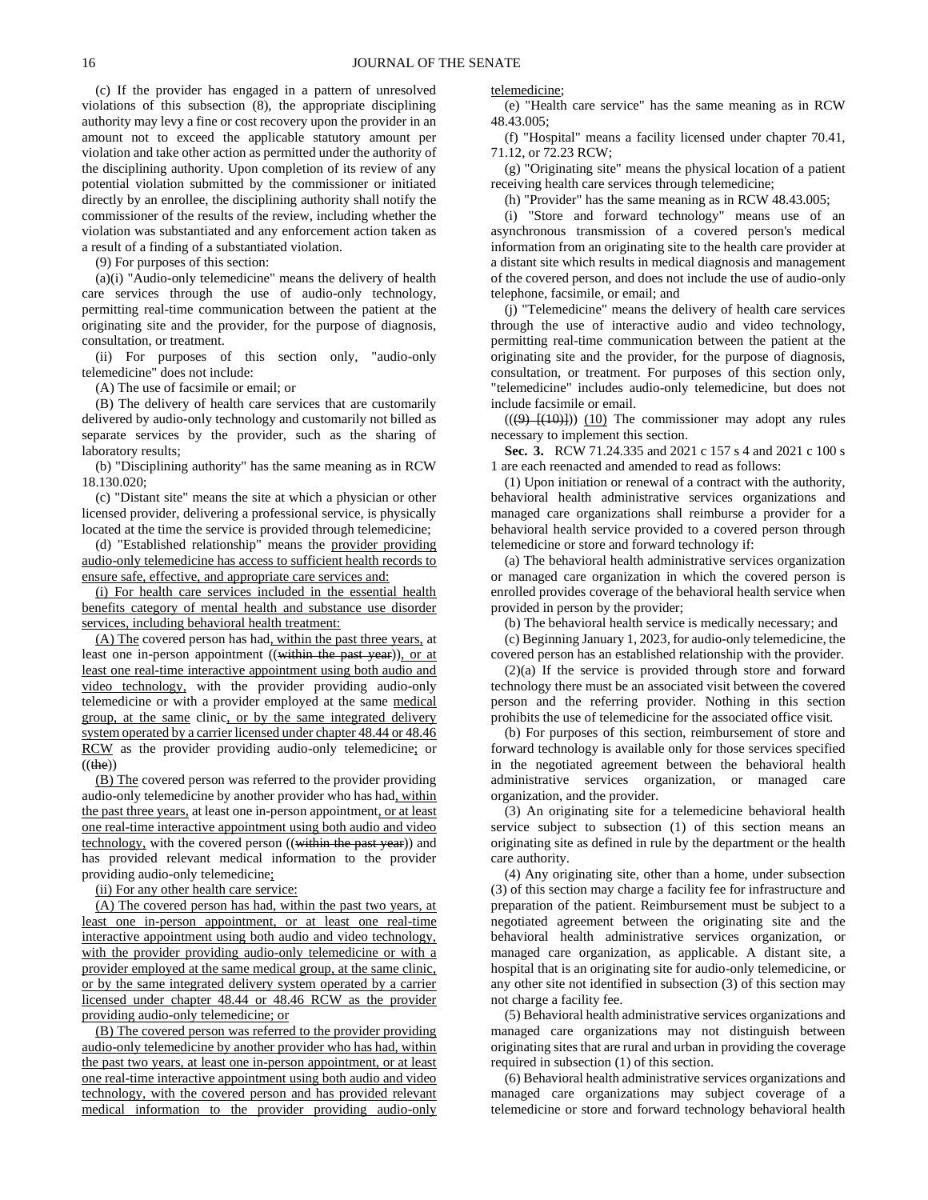(c) If the provider has engaged in a pattern of unresolved violations of this subsection (8), the appropriate disciplining authority may levy a fine or cost recovery upon the provider in an amount not to exceed the applicable statutory amount per violation and take other action as permitted under the authority of the disciplining authority. Upon completion of its review of any potential violation submitted by the commissioner or initiated directly by an enrollee, the disciplining authority shall notify the commissioner of the results of the review, including whether the violation was substantiated and any enforcement action taken as a result of a finding of a substantiated violation.

(9) For purposes of this section:

(a)(i) "Audio-only telemedicine" means the delivery of health care services through the use of audio-only technology, permitting real-time communication between the patient at the originating site and the provider, for the purpose of diagnosis, consultation, or treatment.

(ii) For purposes of this section only, "audio-only telemedicine" does not include:

(A) The use of facsimile or email; or

(B) The delivery of health care services that are customarily delivered by audio-only technology and customarily not billed as separate services by the provider, such as the sharing of laboratory results;

(b) "Disciplining authority" has the same meaning as in RCW 18.130.020;

(c) "Distant site" means the site at which a physician or other licensed provider, delivering a professional service, is physically located at the time the service is provided through telemedicine;

(d) "Established relationship" means the provider providing audio-only telemedicine has access to sufficient health records to ensure safe, effective, and appropriate care services and:

(i) For health care services included in the essential health benefits category of mental health and substance use disorder services, including behavioral health treatment:

(A) The covered person has had, within the past three years, at least one in-person appointment ((~~within the past year~~)), or at least one real-time interactive appointment using both audio and video technology, with the provider providing audio-only telemedicine or with a provider employed at the same medical group, at the same clinic, or by the same integrated delivery system operated by a carrier licensed under chapter 48.44 or 48.46 RCW as the provider providing audio-only telemedicine; or ((~~the~~))

(B) The covered person was referred to the provider providing audio-only telemedicine by another provider who has had, within the past three years, at least one in-person appointment, or at least one real-time interactive appointment using both audio and video technology, with the covered person ((~~within the past year~~)) and has provided relevant medical information to the provider providing audio-only telemedicine;

(ii) For any other health care service:

(A) The covered person has had, within the past two years, at least one in-person appointment, or at least one real-time interactive appointment using both audio and video technology, with the provider providing audio-only telemedicine or with a provider employed at the same medical group, at the same clinic, or by the same integrated delivery system operated by a carrier licensed under chapter 48.44 or 48.46 RCW as the provider providing audio-only telemedicine; or

(B) The covered person was referred to the provider providing audio-only telemedicine by another provider who has had, within the past two years, at least one in-person appointment, or at least one real-time interactive appointment using both audio and video technology, with the covered person and has provided relevant medical information to the provider providing audio-only telemedicine;

(e) "Health care service" has the same meaning as in RCW 48.43.005;

(f) "Hospital" means a facility licensed under chapter 70.41, 71.12, or 72.23 RCW;

(g) "Originating site" means the physical location of a patient receiving health care services through telemedicine;

(h) "Provider" has the same meaning as in RCW 48.43.005;

(i) "Store and forward technology" means use of an asynchronous transmission of a covered person's medical information from an originating site to the health care provider at a distant site which results in medical diagnosis and management of the covered person, and does not include the use of audio-only telephone, facsimile, or email; and

(j) "Telemedicine" means the delivery of health care services through the use of interactive audio and video technology, permitting real-time communication between the patient at the originating site and the provider, for the purpose of diagnosis, consultation, or treatment. For purposes of this section only, "telemedicine" includes audio-only telemedicine, but does not include facsimile or email.

((~~(9) [(10)]~~)) (10) The commissioner may adopt any rules necessary to implement this section.

**Sec. 3.** RCW 71.24.335 and 2021 c 157 s 4 and 2021 c 100 s 1 are each reenacted and amended to read as follows:

(1) Upon initiation or renewal of a contract with the authority, behavioral health administrative services organizations and managed care organizations shall reimburse a provider for a behavioral health service provided to a covered person through telemedicine or store and forward technology if:

(a) The behavioral health administrative services organization or managed care organization in which the covered person is enrolled provides coverage of the behavioral health service when provided in person by the provider;

(b) The behavioral health service is medically necessary; and

(c) Beginning January 1, 2023, for audio-only telemedicine, the covered person has an established relationship with the provider.

(2)(a) If the service is provided through store and forward technology there must be an associated visit between the covered person and the referring provider. Nothing in this section prohibits the use of telemedicine for the associated office visit.

(b) For purposes of this section, reimbursement of store and forward technology is available only for those services specified in the negotiated agreement between the behavioral health administrative services organization, or managed care organization, and the provider.

(3) An originating site for a telemedicine behavioral health service subject to subsection (1) of this section means an originating site as defined in rule by the department or the health care authority.

(4) Any originating site, other than a home, under subsection (3) of this section may charge a facility fee for infrastructure and preparation of the patient. Reimbursement must be subject to a negotiated agreement between the originating site and the behavioral health administrative services organization, or managed care organization, as applicable. A distant site, a hospital that is an originating site for audio-only telemedicine, or any other site not identified in subsection (3) of this section may not charge a facility fee.

(5) Behavioral health administrative services organizations and managed care organizations may not distinguish between originating sites that are rural and urban in providing the coverage required in subsection (1) of this section.

(6) Behavioral health administrative services organizations and managed care organizations may subject coverage of a telemedicine or store and forward technology behavioral health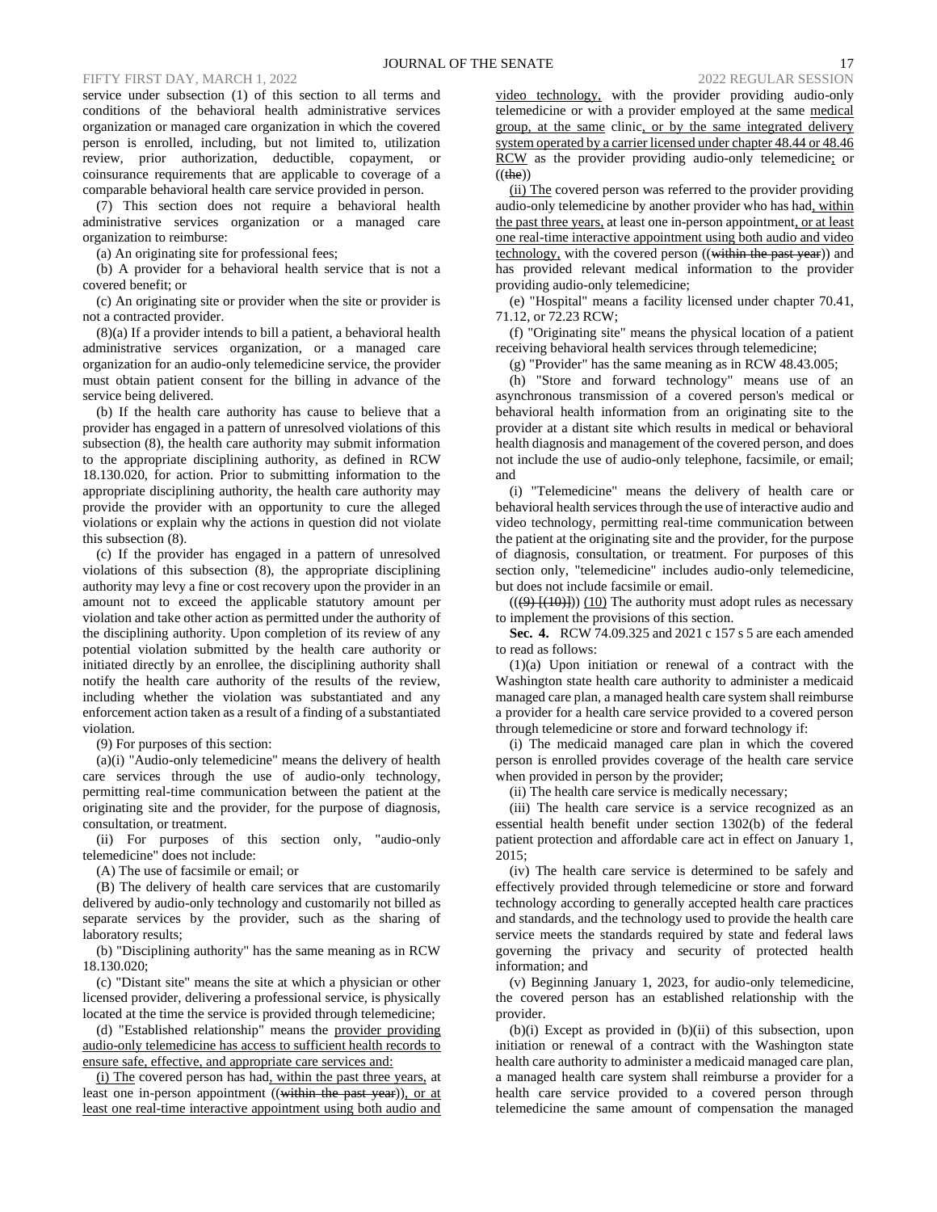service under subsection (1) of this section to all terms and conditions of the behavioral health administrative services organization or managed care organization in which the covered person is enrolled, including, but not limited to, utilization review, prior authorization, deductible, copayment, or coinsurance requirements that are applicable to coverage of a comparable behavioral health care service provided in person.

(7) This section does not require a behavioral health administrative services organization or a managed care organization to reimburse:

(a) An originating site for professional fees;

(b) A provider for a behavioral health service that is not a covered benefit; or

(c) An originating site or provider when the site or provider is not a contracted provider.

(8)(a) If a provider intends to bill a patient, a behavioral health administrative services organization, or a managed care organization for an audio-only telemedicine service, the provider must obtain patient consent for the billing in advance of the service being delivered.

(b) If the health care authority has cause to believe that a provider has engaged in a pattern of unresolved violations of this subsection (8), the health care authority may submit information to the appropriate disciplining authority, as defined in RCW 18.130.020, for action. Prior to submitting information to the appropriate disciplining authority, the health care authority may provide the provider with an opportunity to cure the alleged violations or explain why the actions in question did not violate this subsection (8).

(c) If the provider has engaged in a pattern of unresolved violations of this subsection (8), the appropriate disciplining authority may levy a fine or cost recovery upon the provider in an amount not to exceed the applicable statutory amount per violation and take other action as permitted under the authority of the disciplining authority. Upon completion of its review of any potential violation submitted by the health care authority or initiated directly by an enrollee, the disciplining authority shall notify the health care authority of the results of the review, including whether the violation was substantiated and any enforcement action taken as a result of a finding of a substantiated violation.

(9) For purposes of this section:

(a)(i) "Audio-only telemedicine" means the delivery of health care services through the use of audio-only technology, permitting real-time communication between the patient at the originating site and the provider, for the purpose of diagnosis, consultation, or treatment.

(ii) For purposes of this section only, "audio-only telemedicine" does not include:

(A) The use of facsimile or email; or

(B) The delivery of health care services that are customarily delivered by audio-only technology and customarily not billed as separate services by the provider, such as the sharing of laboratory results;

(b) "Disciplining authority" has the same meaning as in RCW 18.130.020;

(c) "Distant site" means the site at which a physician or other licensed provider, delivering a professional service, is physically located at the time the service is provided through telemedicine;

(d) "Established relationship" means the provider providing audio-only telemedicine has access to sufficient health records to ensure safe, effective, and appropriate care services and:

(i) The covered person has had, within the past three years, at least one in-person appointment ((~~within the past year~~)), or at least one real-time interactive appointment using both audio and video technology, with the provider providing audio-only telemedicine or with a provider employed at the same medical group, at the same clinic, or by the same integrated delivery system operated by a carrier licensed under chapter 48.44 or 48.46 RCW as the provider providing audio-only telemedicine; or ((~~the~~))

(ii) The covered person was referred to the provider providing audio-only telemedicine by another provider who has had, within the past three years, at least one in-person appointment, or at least one real-time interactive appointment using both audio and video technology, with the covered person ((~~within the past year~~)) and has provided relevant medical information to the provider providing audio-only telemedicine;

(e) "Hospital" means a facility licensed under chapter 70.41, 71.12, or 72.23 RCW;

(f) "Originating site" means the physical location of a patient receiving behavioral health services through telemedicine;

(g) "Provider" has the same meaning as in RCW 48.43.005;

(h) "Store and forward technology" means use of an asynchronous transmission of a covered person's medical or behavioral health information from an originating site to the provider at a distant site which results in medical or behavioral health diagnosis and management of the covered person, and does not include the use of audio-only telephone, facsimile, or email; and

(i) "Telemedicine" means the delivery of health care or behavioral health services through the use of interactive audio and video technology, permitting real-time communication between the patient at the originating site and the provider, for the purpose of diagnosis, consultation, or treatment. For purposes of this section only, "telemedicine" includes audio-only telemedicine, but does not include facsimile or email.

((~~(9)~~ ~~[(10)]~~)) (10) The authority must adopt rules as necessary to implement the provisions of this section.

**Sec. 4.** RCW 74.09.325 and 2021 c 157 s 5 are each amended to read as follows:

(1)(a) Upon initiation or renewal of a contract with the Washington state health care authority to administer a medicaid managed care plan, a managed health care system shall reimburse a provider for a health care service provided to a covered person through telemedicine or store and forward technology if:

(i) The medicaid managed care plan in which the covered person is enrolled provides coverage of the health care service when provided in person by the provider;

(ii) The health care service is medically necessary;

(iii) The health care service is a service recognized as an essential health benefit under section 1302(b) of the federal patient protection and affordable care act in effect on January 1, 2015;

(iv) The health care service is determined to be safely and effectively provided through telemedicine or store and forward technology according to generally accepted health care practices and standards, and the technology used to provide the health care service meets the standards required by state and federal laws governing the privacy and security of protected health information; and

(v) Beginning January 1, 2023, for audio-only telemedicine, the covered person has an established relationship with the provider.

(b)(i) Except as provided in (b)(ii) of this subsection, upon initiation or renewal of a contract with the Washington state health care authority to administer a medicaid managed care plan, a managed health care system shall reimburse a provider for a health care service provided to a covered person through telemedicine the same amount of compensation the managed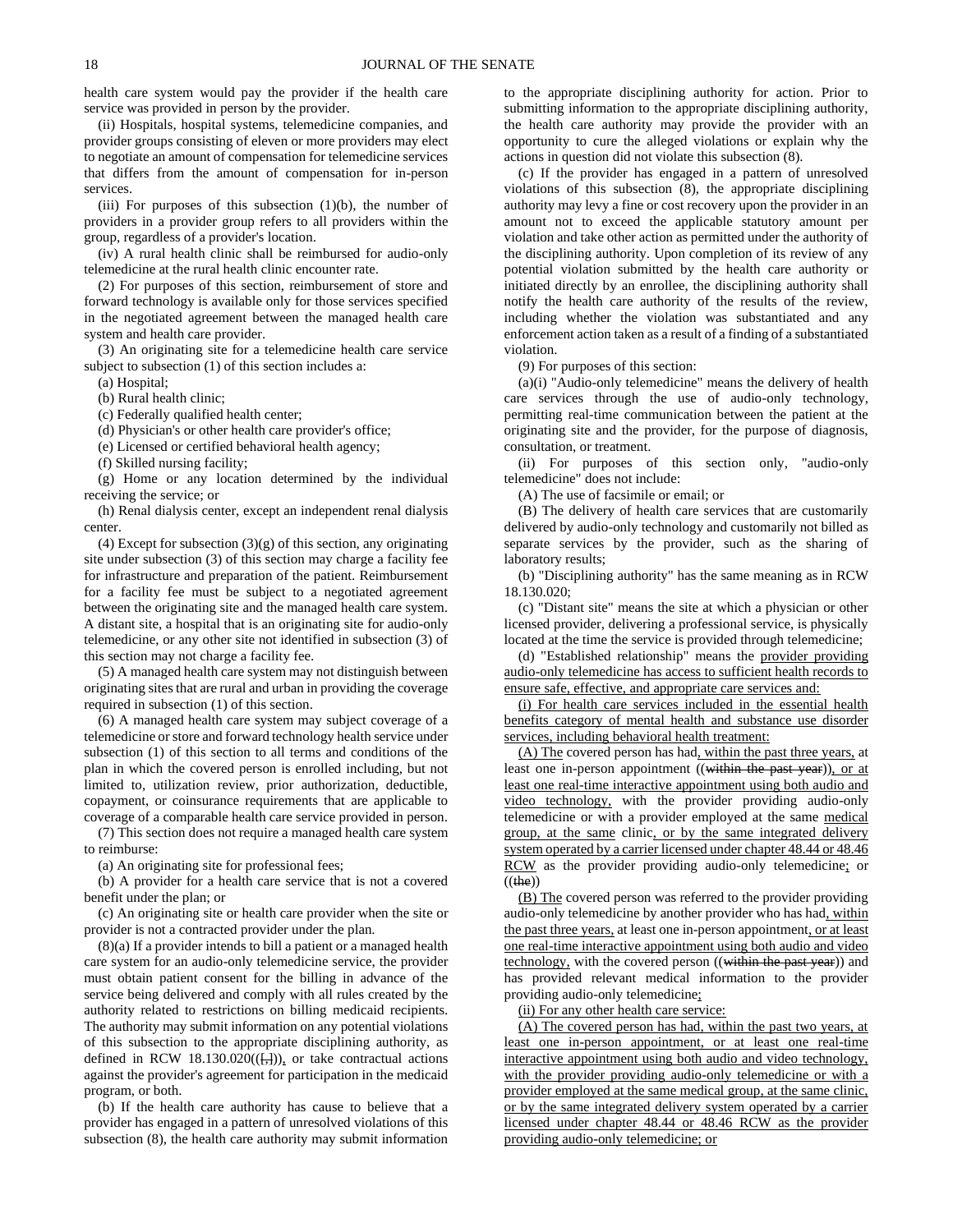health care system would pay the provider if the health care service was provided in person by the provider.

(ii) Hospitals, hospital systems, telemedicine companies, and provider groups consisting of eleven or more providers may elect to negotiate an amount of compensation for telemedicine services that differs from the amount of compensation for in-person services.

(iii) For purposes of this subsection (1)(b), the number of providers in a provider group refers to all providers within the group, regardless of a provider's location.

(iv) A rural health clinic shall be reimbursed for audio-only telemedicine at the rural health clinic encounter rate.

(2) For purposes of this section, reimbursement of store and forward technology is available only for those services specified in the negotiated agreement between the managed health care system and health care provider.

(3) An originating site for a telemedicine health care service subject to subsection (1) of this section includes a:

(a) Hospital;

(b) Rural health clinic;

(c) Federally qualified health center;

(d) Physician's or other health care provider's office;

(e) Licensed or certified behavioral health agency;

(f) Skilled nursing facility;

(g) Home or any location determined by the individual receiving the service; or

(h) Renal dialysis center, except an independent renal dialysis center.

(4) Except for subsection (3)(g) of this section, any originating site under subsection (3) of this section may charge a facility fee for infrastructure and preparation of the patient. Reimbursement for a facility fee must be subject to a negotiated agreement between the originating site and the managed health care system. A distant site, a hospital that is an originating site for audio-only telemedicine, or any other site not identified in subsection (3) of this section may not charge a facility fee.

(5) A managed health care system may not distinguish between originating sites that are rural and urban in providing the coverage required in subsection (1) of this section.

(6) A managed health care system may subject coverage of a telemedicine or store and forward technology health service under subsection (1) of this section to all terms and conditions of the plan in which the covered person is enrolled including, but not limited to, utilization review, prior authorization, deductible, copayment, or coinsurance requirements that are applicable to coverage of a comparable health care service provided in person.

(7) This section does not require a managed health care system to reimburse:

(a) An originating site for professional fees;

(b) A provider for a health care service that is not a covered benefit under the plan; or

(c) An originating site or health care provider when the site or provider is not a contracted provider under the plan.

(8)(a) If a provider intends to bill a patient or a managed health care system for an audio-only telemedicine service, the provider must obtain patient consent for the billing in advance of the service being delivered and comply with all rules created by the authority related to restrictions on billing medicaid recipients. The authority may submit information on any potential violations of this subsection to the appropriate disciplining authority, as defined in RCW 18.130.020((~~[,]~~)), or take contractual actions against the provider's agreement for participation in the medicaid program, or both.

(b) If the health care authority has cause to believe that a provider has engaged in a pattern of unresolved violations of this subsection (8), the health care authority may submit information to the appropriate disciplining authority for action. Prior to submitting information to the appropriate disciplining authority, the health care authority may provide the provider with an opportunity to cure the alleged violations or explain why the actions in question did not violate this subsection (8).

(c) If the provider has engaged in a pattern of unresolved violations of this subsection (8), the appropriate disciplining authority may levy a fine or cost recovery upon the provider in an amount not to exceed the applicable statutory amount per violation and take other action as permitted under the authority of the disciplining authority. Upon completion of its review of any potential violation submitted by the health care authority or initiated directly by an enrollee, the disciplining authority shall notify the health care authority of the results of the review, including whether the violation was substantiated and any enforcement action taken as a result of a finding of a substantiated violation.

(9) For purposes of this section:

(a)(i) "Audio-only telemedicine" means the delivery of health care services through the use of audio-only technology, permitting real-time communication between the patient at the originating site and the provider, for the purpose of diagnosis, consultation, or treatment.

(ii) For purposes of this section only, "audio-only telemedicine" does not include:

(A) The use of facsimile or email; or

(B) The delivery of health care services that are customarily delivered by audio-only technology and customarily not billed as separate services by the provider, such as the sharing of laboratory results;

(b) "Disciplining authority" has the same meaning as in RCW 18.130.020;

(c) "Distant site" means the site at which a physician or other licensed provider, delivering a professional service, is physically located at the time the service is provided through telemedicine;

(d) "Established relationship" means the <u>provider providing audio-only telemedicine has access to sufficient health records to ensure safe, effective, and appropriate care services and:</u>

<u>(i) For health care services included in the essential health benefits category of mental health and substance use disorder services, including behavioral health treatment:</u>

<u>(A) The</u> covered person has had<u>, within the past three years,</u> at least one in-person appointment ((~~within the past year~~))<u>, or at least one real-time interactive appointment using both audio and video technology,</u> with the provider providing audio-only telemedicine or with a provider employed at the same <u>medical group, at the same</u> clinic<u>, or by the same integrated delivery system operated by a carrier licensed under chapter 48.44 or 48.46 RCW</u> as the provider providing audio-only telemedicine<u>;</u> or ((~~the~~))

<u>(B) The</u> covered person was referred to the provider providing audio-only telemedicine by another provider who has had<u>, within the past three years,</u> at least one in-person appointment<u>, or at least one real-time interactive appointment using both audio and video technology,</u> with the covered person ((~~within the past year~~)) and has provided relevant medical information to the provider providing audio-only telemedicine<u>;</u>

<u>(ii) For any other health care service:</u>

<u>(A) The covered person has had, within the past two years, at least one in-person appointment, or at least one real-time interactive appointment using both audio and video technology, with the provider providing audio-only telemedicine or with a provider employed at the same medical group, at the same clinic, or by the same integrated delivery system operated by a carrier licensed under chapter 48.44 or 48.46 RCW as the provider providing audio-only telemedicine; or</u>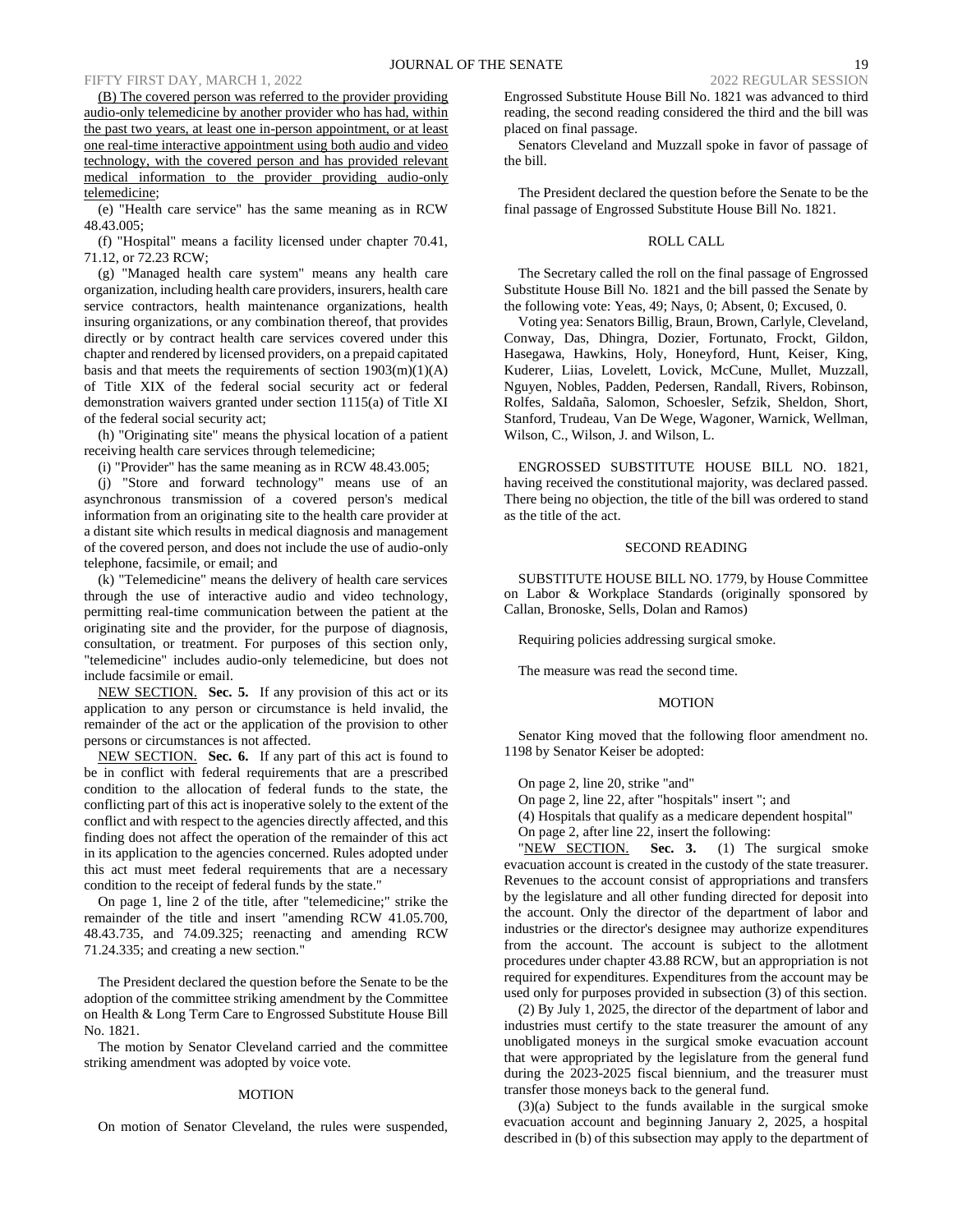(B) The covered person was referred to the provider providing audio-only telemedicine by another provider who has had, within the past two years, at least one in-person appointment, or at least one real-time interactive appointment using both audio and video technology, with the covered person and has provided relevant medical information to the provider providing audio-only telemedicine;

(e) "Health care service" has the same meaning as in RCW 48.43.005;

(f) "Hospital" means a facility licensed under chapter 70.41, 71.12, or 72.23 RCW;

(g) "Managed health care system" means any health care organization, including health care providers, insurers, health care service contractors, health maintenance organizations, health insuring organizations, or any combination thereof, that provides directly or by contract health care services covered under this chapter and rendered by licensed providers, on a prepaid capitated basis and that meets the requirements of section 1903(m)(1)(A) of Title XIX of the federal social security act or federal demonstration waivers granted under section 1115(a) of Title XI of the federal social security act;

(h) "Originating site" means the physical location of a patient receiving health care services through telemedicine;

(i) "Provider" has the same meaning as in RCW 48.43.005;

(j) "Store and forward technology" means use of an asynchronous transmission of a covered person's medical information from an originating site to the health care provider at a distant site which results in medical diagnosis and management of the covered person, and does not include the use of audio-only telephone, facsimile, or email; and

(k) "Telemedicine" means the delivery of health care services through the use of interactive audio and video technology, permitting real-time communication between the patient at the originating site and the provider, for the purpose of diagnosis, consultation, or treatment. For purposes of this section only, "telemedicine" includes audio-only telemedicine, but does not include facsimile or email.

NEW SECTION. **Sec. 5.** If any provision of this act or its application to any person or circumstance is held invalid, the remainder of the act or the application of the provision to other persons or circumstances is not affected.

NEW SECTION. **Sec. 6.** If any part of this act is found to be in conflict with federal requirements that are a prescribed condition to the allocation of federal funds to the state, the conflicting part of this act is inoperative solely to the extent of the conflict and with respect to the agencies directly affected, and this finding does not affect the operation of the remainder of this act in its application to the agencies concerned. Rules adopted under this act must meet federal requirements that are a necessary condition to the receipt of federal funds by the state."

On page 1, line 2 of the title, after "telemedicine;" strike the remainder of the title and insert "amending RCW 41.05.700, 48.43.735, and 74.09.325; reenacting and amending RCW 71.24.335; and creating a new section."

The President declared the question before the Senate to be the adoption of the committee striking amendment by the Committee on Health & Long Term Care to Engrossed Substitute House Bill No. 1821.

The motion by Senator Cleveland carried and the committee striking amendment was adopted by voice vote.

MOTION

On motion of Senator Cleveland, the rules were suspended, Engrossed Substitute House Bill No. 1821 was advanced to third reading, the second reading considered the third and the bill was placed on final passage.

Senators Cleveland and Muzzall spoke in favor of passage of the bill.

The President declared the question before the Senate to be the final passage of Engrossed Substitute House Bill No. 1821.

ROLL CALL

The Secretary called the roll on the final passage of Engrossed Substitute House Bill No. 1821 and the bill passed the Senate by the following vote: Yeas, 49; Nays, 0; Absent, 0; Excused, 0.

Voting yea: Senators Billig, Braun, Brown, Carlyle, Cleveland, Conway, Das, Dhingra, Dozier, Fortunato, Frockt, Gildon, Hasegawa, Hawkins, Holy, Honeyford, Hunt, Keiser, King, Kuderer, Liias, Lovelett, Lovick, McCune, Mullet, Muzzall, Nguyen, Nobles, Padden, Pedersen, Randall, Rivers, Robinson, Rolfes, Saldaña, Salomon, Schoesler, Sefzik, Sheldon, Short, Stanford, Trudeau, Van De Wege, Wagoner, Warnick, Wellman, Wilson, C., Wilson, J. and Wilson, L.

ENGROSSED SUBSTITUTE HOUSE BILL NO. 1821, having received the constitutional majority, was declared passed. There being no objection, the title of the bill was ordered to stand as the title of the act.

SECOND READING

SUBSTITUTE HOUSE BILL NO. 1779, by House Committee on Labor & Workplace Standards (originally sponsored by Callan, Bronoske, Sells, Dolan and Ramos)

Requiring policies addressing surgical smoke.

The measure was read the second time.

MOTION

Senator King moved that the following floor amendment no. 1198 by Senator Keiser be adopted:

On page 2, line 20, strike "and"

On page 2, line 22, after "hospitals" insert "; and

(4) Hospitals that qualify as a medicare dependent hospital"

On page 2, after line 22, insert the following:

"NEW SECTION. **Sec. 3.** (1) The surgical smoke evacuation account is created in the custody of the state treasurer. Revenues to the account consist of appropriations and transfers by the legislature and all other funding directed for deposit into the account. Only the director of the department of labor and industries or the director's designee may authorize expenditures from the account. The account is subject to the allotment procedures under chapter 43.88 RCW, but an appropriation is not required for expenditures. Expenditures from the account may be used only for purposes provided in subsection (3) of this section.

(2) By July 1, 2025, the director of the department of labor and industries must certify to the state treasurer the amount of any unobligated moneys in the surgical smoke evacuation account that were appropriated by the legislature from the general fund during the 2023-2025 fiscal biennium, and the treasurer must transfer those moneys back to the general fund.

(3)(a) Subject to the funds available in the surgical smoke evacuation account and beginning January 2, 2025, a hospital described in (b) of this subsection may apply to the department of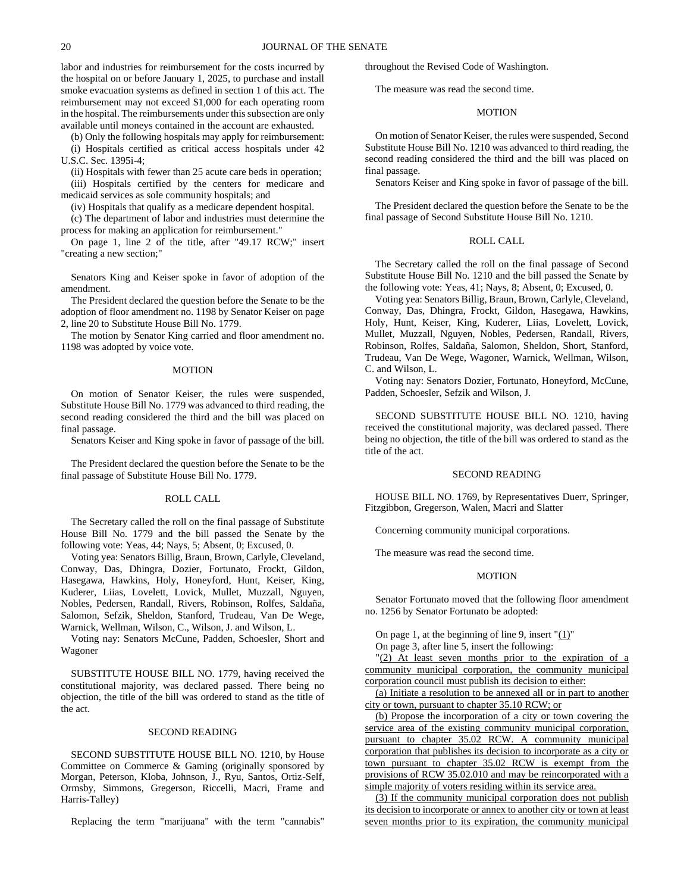labor and industries for reimbursement for the costs incurred by the hospital on or before January 1, 2025, to purchase and install smoke evacuation systems as defined in section 1 of this act. The reimbursement may not exceed $1,000 for each operating room in the hospital. The reimbursements under this subsection are only available until moneys contained in the account are exhausted.

(b) Only the following hospitals may apply for reimbursement:

(i) Hospitals certified as critical access hospitals under 42 U.S.C. Sec. 1395i-4;

(ii) Hospitals with fewer than 25 acute care beds in operation;

(iii) Hospitals certified by the centers for medicare and medicaid services as sole community hospitals; and

(iv) Hospitals that qualify as a medicare dependent hospital.

(c) The department of labor and industries must determine the process for making an application for reimbursement."

On page 1, line 2 of the title, after "49.17 RCW;" insert "creating a new section;"

Senators King and Keiser spoke in favor of adoption of the amendment.

The President declared the question before the Senate to be the adoption of floor amendment no. 1198 by Senator Keiser on page 2, line 20 to Substitute House Bill No. 1779.

The motion by Senator King carried and floor amendment no. 1198 was adopted by voice vote.

MOTION

On motion of Senator Keiser, the rules were suspended, Substitute House Bill No. 1779 was advanced to third reading, the second reading considered the third and the bill was placed on final passage.

Senators Keiser and King spoke in favor of passage of the bill.

The President declared the question before the Senate to be the final passage of Substitute House Bill No. 1779.

ROLL CALL

The Secretary called the roll on the final passage of Substitute House Bill No. 1779 and the bill passed the Senate by the following vote: Yeas, 44; Nays, 5; Absent, 0; Excused, 0.

Voting yea: Senators Billig, Braun, Brown, Carlyle, Cleveland, Conway, Das, Dhingra, Dozier, Fortunato, Frockt, Gildon, Hasegawa, Hawkins, Holy, Honeyford, Hunt, Keiser, King, Kuderer, Liias, Lovelett, Lovick, Mullet, Muzzall, Nguyen, Nobles, Pedersen, Randall, Rivers, Robinson, Rolfes, Saldaña, Salomon, Sefzik, Sheldon, Stanford, Trudeau, Van De Wege, Warnick, Wellman, Wilson, C., Wilson, J. and Wilson, L.

Voting nay: Senators McCune, Padden, Schoesler, Short and Wagoner

SUBSTITUTE HOUSE BILL NO. 1779, having received the constitutional majority, was declared passed. There being no objection, the title of the bill was ordered to stand as the title of the act.

SECOND READING

SECOND SUBSTITUTE HOUSE BILL NO. 1210, by House Committee on Commerce & Gaming (originally sponsored by Morgan, Peterson, Kloba, Johnson, J., Ryu, Santos, Ortiz-Self, Ormsby, Simmons, Gregerson, Riccelli, Macri, Frame and Harris-Talley)

Replacing the term "marijuana" with the term "cannabis" throughout the Revised Code of Washington.

The measure was read the second time.

MOTION

On motion of Senator Keiser, the rules were suspended, Second Substitute House Bill No. 1210 was advanced to third reading, the second reading considered the third and the bill was placed on final passage.

Senators Keiser and King spoke in favor of passage of the bill.

The President declared the question before the Senate to be the final passage of Second Substitute House Bill No. 1210.

ROLL CALL

The Secretary called the roll on the final passage of Second Substitute House Bill No. 1210 and the bill passed the Senate by the following vote: Yeas, 41; Nays, 8; Absent, 0; Excused, 0.

Voting yea: Senators Billig, Braun, Brown, Carlyle, Cleveland, Conway, Das, Dhingra, Frockt, Gildon, Hasegawa, Hawkins, Holy, Hunt, Keiser, King, Kuderer, Liias, Lovelett, Lovick, Mullet, Muzzall, Nguyen, Nobles, Pedersen, Randall, Rivers, Robinson, Rolfes, Saldaña, Salomon, Sheldon, Short, Stanford, Trudeau, Van De Wege, Wagoner, Warnick, Wellman, Wilson, C. and Wilson, L.

Voting nay: Senators Dozier, Fortunato, Honeyford, McCune, Padden, Schoesler, Sefzik and Wilson, J.

SECOND SUBSTITUTE HOUSE BILL NO. 1210, having received the constitutional majority, was declared passed. There being no objection, the title of the bill was ordered to stand as the title of the act.

SECOND READING

HOUSE BILL NO. 1769, by Representatives Duerr, Springer, Fitzgibbon, Gregerson, Walen, Macri and Slatter

Concerning community municipal corporations.

The measure was read the second time.

MOTION

Senator Fortunato moved that the following floor amendment no. 1256 by Senator Fortunato be adopted:

On page 1, at the beginning of line 9, insert "(1)"

On page 3, after line 5, insert the following:

"(2) At least seven months prior to the expiration of a community municipal corporation, the community municipal corporation council must publish its decision to either:

(a) Initiate a resolution to be annexed all or in part to another city or town, pursuant to chapter 35.10 RCW; or

(b) Propose the incorporation of a city or town covering the service area of the existing community municipal corporation, pursuant to chapter 35.02 RCW. A community municipal corporation that publishes its decision to incorporate as a city or town pursuant to chapter 35.02 RCW is exempt from the provisions of RCW 35.02.010 and may be reincorporated with a simple majority of voters residing within its service area.

(3) If the community municipal corporation does not publish its decision to incorporate or annex to another city or town at least seven months prior to its expiration, the community municipal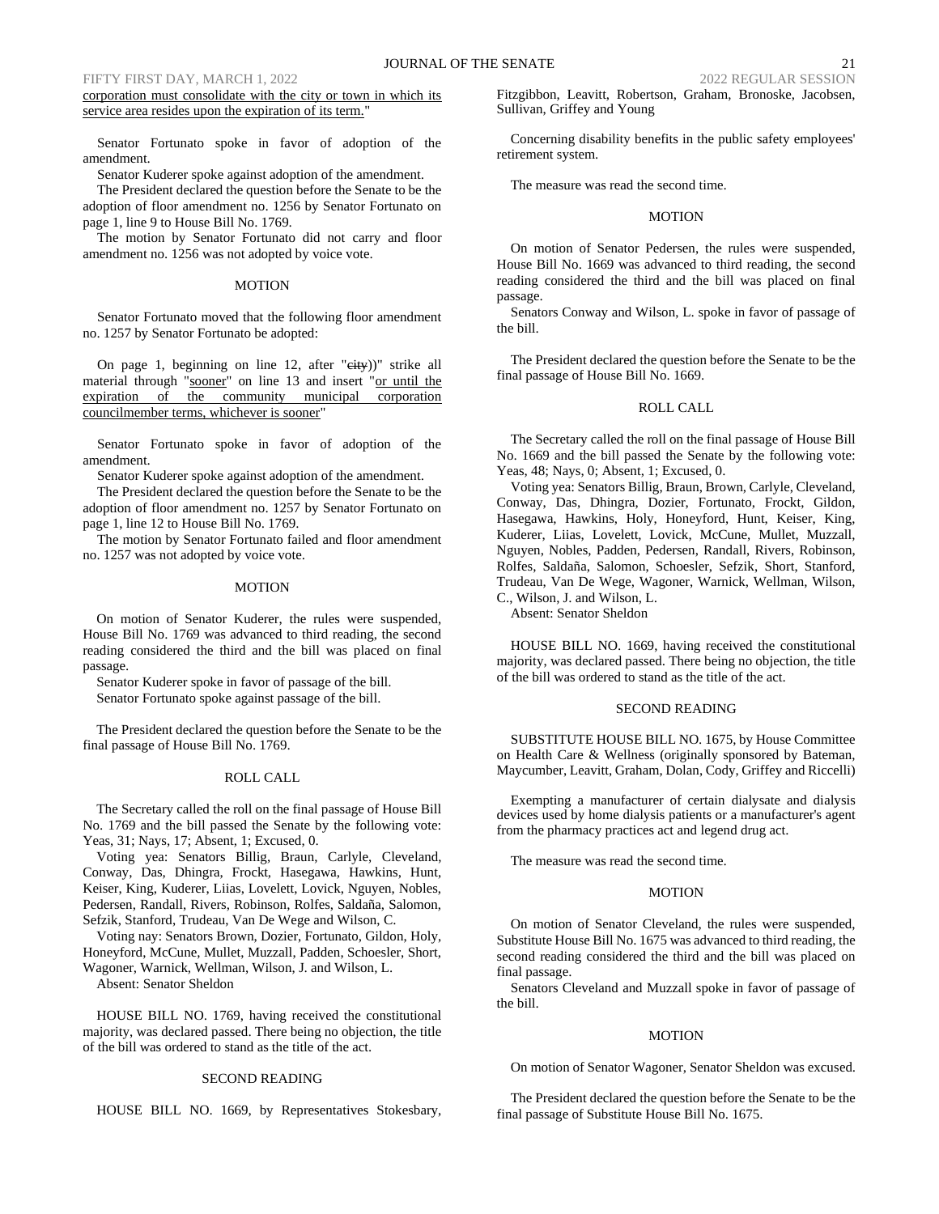corporation must consolidate with the city or town in which its service area resides upon the expiration of its term."

Senator Fortunato spoke in favor of adoption of the amendment.

Senator Kuderer spoke against adoption of the amendment.

The President declared the question before the Senate to be the adoption of floor amendment no. 1256 by Senator Fortunato on page 1, line 9 to House Bill No. 1769.

The motion by Senator Fortunato did not carry and floor amendment no. 1256 was not adopted by voice vote.

MOTION

Senator Fortunato moved that the following floor amendment no. 1257 by Senator Fortunato be adopted:

On page 1, beginning on line 12, after "~~city~~))" strike all material through "sooner" on line 13 and insert "or until the expiration of the community municipal corporation councilmember terms, whichever is sooner"

Senator Fortunato spoke in favor of adoption of the amendment.

Senator Kuderer spoke against adoption of the amendment.

The President declared the question before the Senate to be the adoption of floor amendment no. 1257 by Senator Fortunato on page 1, line 12 to House Bill No. 1769.

The motion by Senator Fortunato failed and floor amendment no. 1257 was not adopted by voice vote.

MOTION

On motion of Senator Kuderer, the rules were suspended, House Bill No. 1769 was advanced to third reading, the second reading considered the third and the bill was placed on final passage.

Senator Kuderer spoke in favor of passage of the bill.

Senator Fortunato spoke against passage of the bill.

The President declared the question before the Senate to be the final passage of House Bill No. 1769.

ROLL CALL

The Secretary called the roll on the final passage of House Bill No. 1769 and the bill passed the Senate by the following vote: Yeas, 31; Nays, 17; Absent, 1; Excused, 0.

Voting yea: Senators Billig, Braun, Carlyle, Cleveland, Conway, Das, Dhingra, Frockt, Hasegawa, Hawkins, Hunt, Keiser, King, Kuderer, Liias, Lovelett, Lovick, Nguyen, Nobles, Pedersen, Randall, Rivers, Robinson, Rolfes, Saldaña, Salomon, Sefzik, Stanford, Trudeau, Van De Wege and Wilson, C.

Voting nay: Senators Brown, Dozier, Fortunato, Gildon, Holy, Honeyford, McCune, Mullet, Muzzall, Padden, Schoesler, Short, Wagoner, Warnick, Wellman, Wilson, J. and Wilson, L.

Absent: Senator Sheldon

HOUSE BILL NO. 1769, having received the constitutional majority, was declared passed. There being no objection, the title of the bill was ordered to stand as the title of the act.

SECOND READING

HOUSE BILL NO. 1669, by Representatives Stokesbary, Fitzgibbon, Leavitt, Robertson, Graham, Bronoske, Jacobsen, Sullivan, Griffey and Young

Concerning disability benefits in the public safety employees' retirement system.

The measure was read the second time.

MOTION

On motion of Senator Pedersen, the rules were suspended, House Bill No. 1669 was advanced to third reading, the second reading considered the third and the bill was placed on final passage.

Senators Conway and Wilson, L. spoke in favor of passage of the bill.

The President declared the question before the Senate to be the final passage of House Bill No. 1669.

ROLL CALL

The Secretary called the roll on the final passage of House Bill No. 1669 and the bill passed the Senate by the following vote: Yeas, 48; Nays, 0; Absent, 1; Excused, 0.

Voting yea: Senators Billig, Braun, Brown, Carlyle, Cleveland, Conway, Das, Dhingra, Dozier, Fortunato, Frockt, Gildon, Hasegawa, Hawkins, Holy, Honeyford, Hunt, Keiser, King, Kuderer, Liias, Lovelett, Lovick, McCune, Mullet, Muzzall, Nguyen, Nobles, Padden, Pedersen, Randall, Rivers, Robinson, Rolfes, Saldaña, Salomon, Schoesler, Sefzik, Short, Stanford, Trudeau, Van De Wege, Wagoner, Warnick, Wellman, Wilson, C., Wilson, J. and Wilson, L.

Absent: Senator Sheldon

HOUSE BILL NO. 1669, having received the constitutional majority, was declared passed. There being no objection, the title of the bill was ordered to stand as the title of the act.

SECOND READING

SUBSTITUTE HOUSE BILL NO. 1675, by House Committee on Health Care & Wellness (originally sponsored by Bateman, Maycumber, Leavitt, Graham, Dolan, Cody, Griffey and Riccelli)

Exempting a manufacturer of certain dialysate and dialysis devices used by home dialysis patients or a manufacturer's agent from the pharmacy practices act and legend drug act.

The measure was read the second time.

MOTION

On motion of Senator Cleveland, the rules were suspended, Substitute House Bill No. 1675 was advanced to third reading, the second reading considered the third and the bill was placed on final passage.

Senators Cleveland and Muzzall spoke in favor of passage of the bill.

MOTION

On motion of Senator Wagoner, Senator Sheldon was excused.

The President declared the question before the Senate to be the final passage of Substitute House Bill No. 1675.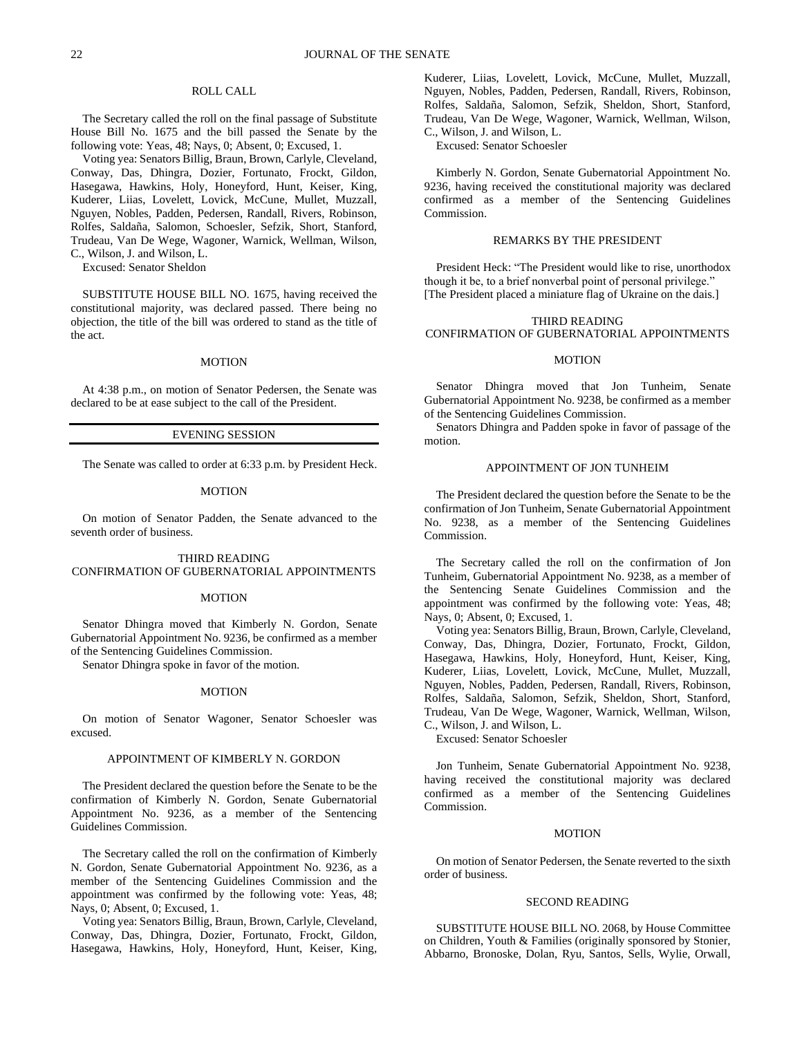## ROLL CALL

The Secretary called the roll on the final passage of Substitute House Bill No. 1675 and the bill passed the Senate by the following vote: Yeas, 48; Nays, 0; Absent, 0; Excused, 1.

Voting yea: Senators Billig, Braun, Brown, Carlyle, Cleveland, Conway, Das, Dhingra, Dozier, Fortunato, Frockt, Gildon, Hasegawa, Hawkins, Holy, Honeyford, Hunt, Keiser, King, Kuderer, Liias, Lovelett, Lovick, McCune, Mullet, Muzzall, Nguyen, Nobles, Padden, Pedersen, Randall, Rivers, Robinson, Rolfes, Saldaña, Salomon, Schoesler, Sefzik, Short, Stanford, Trudeau, Van De Wege, Wagoner, Warnick, Wellman, Wilson, C., Wilson, J. and Wilson, L.

Excused: Senator Sheldon

SUBSTITUTE HOUSE BILL NO. 1675, having received the constitutional majority, was declared passed. There being no objection, the title of the bill was ordered to stand as the title of the act.

## MOTION

At 4:38 p.m., on motion of Senator Pedersen, the Senate was declared to be at ease subject to the call of the President.

## EVENING SESSION

The Senate was called to order at 6:33 p.m. by President Heck.

## MOTION

On motion of Senator Padden, the Senate advanced to the seventh order of business.

## THIRD READING
## CONFIRMATION OF GUBERNATORIAL APPOINTMENTS

## MOTION

Senator Dhingra moved that Kimberly N. Gordon, Senate Gubernatorial Appointment No. 9236, be confirmed as a member of the Sentencing Guidelines Commission.

Senator Dhingra spoke in favor of the motion.

## MOTION

On motion of Senator Wagoner, Senator Schoesler was excused.

## APPOINTMENT OF KIMBERLY N. GORDON

The President declared the question before the Senate to be the confirmation of Kimberly N. Gordon, Senate Gubernatorial Appointment No. 9236, as a member of the Sentencing Guidelines Commission.

The Secretary called the roll on the confirmation of Kimberly N. Gordon, Senate Gubernatorial Appointment No. 9236, as a member of the Sentencing Guidelines Commission and the appointment was confirmed by the following vote: Yeas, 48; Nays, 0; Absent, 0; Excused, 1.

Voting yea: Senators Billig, Braun, Brown, Carlyle, Cleveland, Conway, Das, Dhingra, Dozier, Fortunato, Frockt, Gildon, Hasegawa, Hawkins, Holy, Honeyford, Hunt, Keiser, King, Kuderer, Liias, Lovelett, Lovick, McCune, Mullet, Muzzall, Nguyen, Nobles, Padden, Pedersen, Randall, Rivers, Robinson, Rolfes, Saldaña, Salomon, Sefzik, Sheldon, Short, Stanford, Trudeau, Van De Wege, Wagoner, Warnick, Wellman, Wilson, C., Wilson, J. and Wilson, L.

Excused: Senator Schoesler

Kimberly N. Gordon, Senate Gubernatorial Appointment No. 9236, having received the constitutional majority was declared confirmed as a member of the Sentencing Guidelines Commission.

## REMARKS BY THE PRESIDENT

President Heck: "The President would like to rise, unorthodox though it be, to a brief nonverbal point of personal privilege." [The President placed a miniature flag of Ukraine on the dais.]

## THIRD READING
## CONFIRMATION OF GUBERNATORIAL APPOINTMENTS

## MOTION

Senator Dhingra moved that Jon Tunheim, Senate Gubernatorial Appointment No. 9238, be confirmed as a member of the Sentencing Guidelines Commission.

Senators Dhingra and Padden spoke in favor of passage of the motion.

## APPOINTMENT OF JON TUNHEIM

The President declared the question before the Senate to be the confirmation of Jon Tunheim, Senate Gubernatorial Appointment No. 9238, as a member of the Sentencing Guidelines Commission.

The Secretary called the roll on the confirmation of Jon Tunheim, Gubernatorial Appointment No. 9238, as a member of the Sentencing Senate Guidelines Commission and the appointment was confirmed by the following vote: Yeas, 48; Nays, 0; Absent, 0; Excused, 1.

Voting yea: Senators Billig, Braun, Brown, Carlyle, Cleveland, Conway, Das, Dhingra, Dozier, Fortunato, Frockt, Gildon, Hasegawa, Hawkins, Holy, Honeyford, Hunt, Keiser, King, Kuderer, Liias, Lovelett, Lovick, McCune, Mullet, Muzzall, Nguyen, Nobles, Padden, Pedersen, Randall, Rivers, Robinson, Rolfes, Saldaña, Salomon, Sefzik, Sheldon, Short, Stanford, Trudeau, Van De Wege, Wagoner, Warnick, Wellman, Wilson, C., Wilson, J. and Wilson, L.

Excused: Senator Schoesler

Jon Tunheim, Senate Gubernatorial Appointment No. 9238, having received the constitutional majority was declared confirmed as a member of the Sentencing Guidelines Commission.

## MOTION

On motion of Senator Pedersen, the Senate reverted to the sixth order of business.

## SECOND READING

SUBSTITUTE HOUSE BILL NO. 2068, by House Committee on Children, Youth & Families (originally sponsored by Stonier, Abbarno, Bronoske, Dolan, Ryu, Santos, Sells, Wylie, Orwall,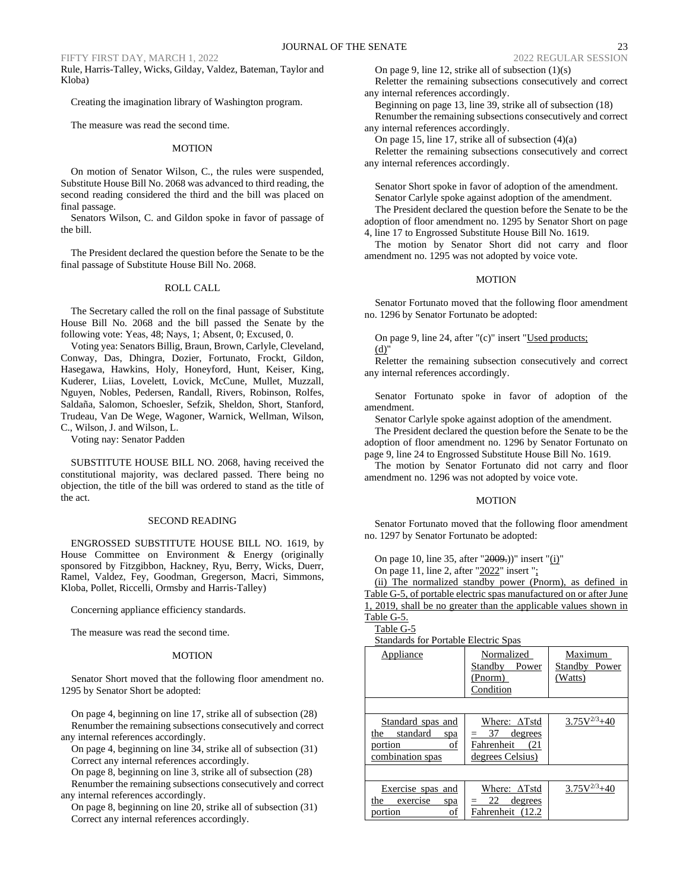Rule, Harris-Talley, Wicks, Gilday, Valdez, Bateman, Taylor and Kloba)

Creating the imagination library of Washington program.

The measure was read the second time.

MOTION

On motion of Senator Wilson, C., the rules were suspended, Substitute House Bill No. 2068 was advanced to third reading, the second reading considered the third and the bill was placed on final passage.

Senators Wilson, C. and Gildon spoke in favor of passage of the bill.

The President declared the question before the Senate to be the final passage of Substitute House Bill No. 2068.

ROLL CALL

The Secretary called the roll on the final passage of Substitute House Bill No. 2068 and the bill passed the Senate by the following vote: Yeas, 48; Nays, 1; Absent, 0; Excused, 0.

Voting yea: Senators Billig, Braun, Brown, Carlyle, Cleveland, Conway, Das, Dhingra, Dozier, Fortunato, Frockt, Gildon, Hasegawa, Hawkins, Holy, Honeyford, Hunt, Keiser, King, Kuderer, Liias, Lovelett, Lovick, McCune, Mullet, Muzzall, Nguyen, Nobles, Pedersen, Randall, Rivers, Robinson, Rolfes, Saldaña, Salomon, Schoesler, Sefzik, Sheldon, Short, Stanford, Trudeau, Van De Wege, Wagoner, Warnick, Wellman, Wilson, C., Wilson, J. and Wilson, L.

Voting nay: Senator Padden

SUBSTITUTE HOUSE BILL NO. 2068, having received the constitutional majority, was declared passed. There being no objection, the title of the bill was ordered to stand as the title of the act.

SECOND READING

ENGROSSED SUBSTITUTE HOUSE BILL NO. 1619, by House Committee on Environment & Energy (originally sponsored by Fitzgibbon, Hackney, Ryu, Berry, Wicks, Duerr, Ramel, Valdez, Fey, Goodman, Gregerson, Macri, Simmons, Kloba, Pollet, Riccelli, Ormsby and Harris-Talley)

Concerning appliance efficiency standards.

The measure was read the second time.

MOTION

Senator Short moved that the following floor amendment no. 1295 by Senator Short be adopted:

On page 4, beginning on line 17, strike all of subsection (28)

Renumber the remaining subsections consecutively and correct any internal references accordingly.

On page 4, beginning on line 34, strike all of subsection (31)

Correct any internal references accordingly.

On page 8, beginning on line 3, strike all of subsection (28)

Renumber the remaining subsections consecutively and correct any internal references accordingly.

On page 8, beginning on line 20, strike all of subsection (31)

Correct any internal references accordingly.

On page 9, line 12, strike all of subsection (1)(s)

Reletter the remaining subsections consecutively and correct any internal references accordingly.

Beginning on page 13, line 39, strike all of subsection (18)

Renumber the remaining subsections consecutively and correct any internal references accordingly.

On page 15, line 17, strike all of subsection (4)(a)

Reletter the remaining subsections consecutively and correct any internal references accordingly.

Senator Short spoke in favor of adoption of the amendment.

Senator Carlyle spoke against adoption of the amendment.

The President declared the question before the Senate to be the adoption of floor amendment no. 1295 by Senator Short on page 4, line 17 to Engrossed Substitute House Bill No. 1619.

The motion by Senator Short did not carry and floor amendment no. 1295 was not adopted by voice vote.

MOTION

Senator Fortunato moved that the following floor amendment no. 1296 by Senator Fortunato be adopted:

On page 9, line 24, after "(c)" insert "Used products;
(d)"

Reletter the remaining subsection consecutively and correct any internal references accordingly.

Senator Fortunato spoke in favor of adoption of the amendment.

Senator Carlyle spoke against adoption of the amendment.

The President declared the question before the Senate to be the adoption of floor amendment no. 1296 by Senator Fortunato on page 9, line 24 to Engrossed Substitute House Bill No. 1619.

The motion by Senator Fortunato did not carry and floor amendment no. 1296 was not adopted by voice vote.

MOTION

Senator Fortunato moved that the following floor amendment no. 1297 by Senator Fortunato be adopted:

On page 10, line 35, after "~~2009.~~))" insert "(i)"

On page 11, line 2, after "2022" insert ";

(ii) The normalized standby power (Pnorm), as defined in Table G-5, of portable electric spas manufactured on or after June 1, 2019, shall be no greater than the applicable values shown in Table G-5.

Table G-5

Standards for Portable Electric Spas

| Appliance | Normalized Standby Power (Pnorm) Condition | Maximum Standby Power (Watts) |
|---|---|---|
| | | |
| Standard spas and the standard spa portion of combination spas | Where: ΔTstd = 37 degrees Fahrenheit (21 degrees Celsius) | $3.75V^{2/3}+40$ |
| | | |
| Exercise spas and the exercise spa portion of | Where: ΔTstd = 22 degrees Fahrenheit (12.2 | $3.75V^{2/3}+40$ |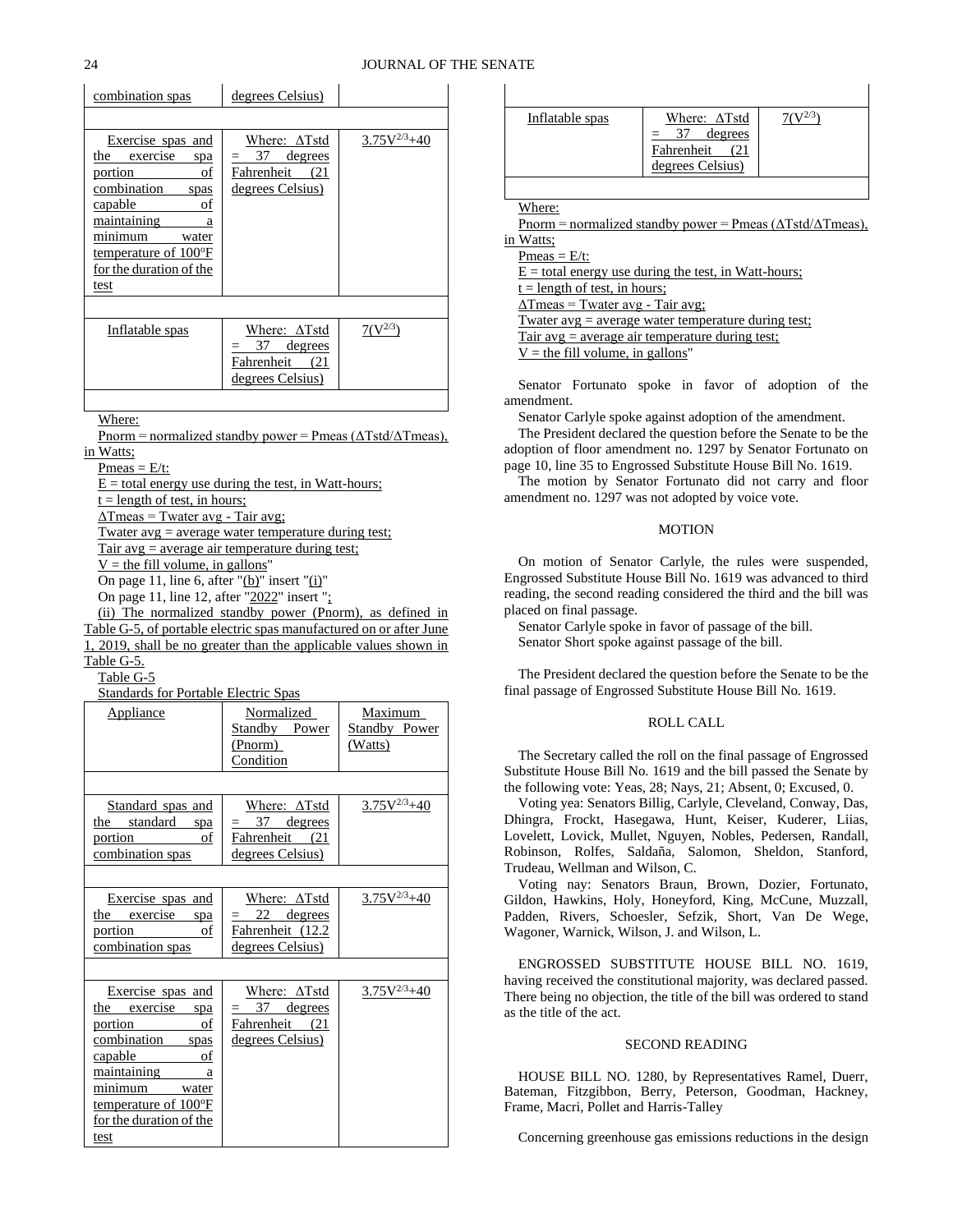| combination spas | degrees Celsius) | |
|---|---|---|
| | | |
| Exercise spas and the exercise spa portion of combination spas capable of maintaining a minimum water temperature of 100ºF for the duration of the test | Where: ΔTstd = 37 degrees Fahrenheit (21 degrees Celsius) | $3.75V^{2/3}+40$ |
| | | |
| Inflatable spas | Where: ΔTstd = 37 degrees Fahrenheit (21 degrees Celsius) | $7(V^{2/3})$ |
| | | |

Where:

Pnorm = normalized standby power = Pmeas (ΔTstd/ΔTmeas), in Watts;

Pmeas = E/t:

E = total energy use during the test, in Watt-hours;

t = length of test, in hours;

ΔTmeas = Twater avg - Tair avg;

Twater avg = average water temperature during test;

Tair avg = average air temperature during test;

V = the fill volume, in gallons"

On page 11, line 6, after "(b)" insert "(i)"

On page 11, line 12, after "2022" insert ";

(ii) The normalized standby power (Pnorm), as defined in Table G-5, of portable electric spas manufactured on or after June 1, 2019, shall be no greater than the applicable values shown in Table G-5.

Table G-5

Standards for Portable Electric Spas

| Appliance | Normalized Standby Power (Pnorm) Condition | Maximum Standby Power (Watts) |
|---|---|---|
| | | |
| Standard spas and the standard spa portion of combination spas | Where: ΔTstd = 37 degrees Fahrenheit (21 degrees Celsius) | $3.75V^{2/3}+40$ |
| | | |
| Exercise spas and the exercise spa portion of combination spas | Where: ΔTstd = 22 degrees Fahrenheit (12.2 degrees Celsius) | $3.75V^{2/3}+40$ |
| | | |
| Exercise spas and the exercise spa portion of combination spas capable of maintaining a minimum water temperature of 100ºF for the duration of the test | Where: ΔTstd = 37 degrees Fahrenheit (21 degrees Celsius) | $3.75V^{2/3}+40$ |
| | | |
| Inflatable spas | Where: ΔTstd = 37 degrees Fahrenheit (21 degrees Celsius) | $7(V^{2/3})$ |
| | | |

Where:

Pnorm = normalized standby power = Pmeas (ΔTstd/ΔTmeas), in Watts;

Pmeas = E/t:

E = total energy use during the test, in Watt-hours;

t = length of test, in hours;

ΔTmeas = Twater avg - Tair avg;

Twater avg = average water temperature during test;

Tair avg = average air temperature during test;

V = the fill volume, in gallons"

Senator Fortunato spoke in favor of adoption of the amendment.

Senator Carlyle spoke against adoption of the amendment.

The President declared the question before the Senate to be the adoption of floor amendment no. 1297 by Senator Fortunato on page 10, line 35 to Engrossed Substitute House Bill No. 1619.

The motion by Senator Fortunato did not carry and floor amendment no. 1297 was not adopted by voice vote.

MOTION

On motion of Senator Carlyle, the rules were suspended, Engrossed Substitute House Bill No. 1619 was advanced to third reading, the second reading considered the third and the bill was placed on final passage.

Senator Carlyle spoke in favor of passage of the bill.

Senator Short spoke against passage of the bill.

The President declared the question before the Senate to be the final passage of Engrossed Substitute House Bill No. 1619.

ROLL CALL

The Secretary called the roll on the final passage of Engrossed Substitute House Bill No. 1619 and the bill passed the Senate by the following vote: Yeas, 28; Nays, 21; Absent, 0; Excused, 0.

Voting yea: Senators Billig, Carlyle, Cleveland, Conway, Das, Dhingra, Frockt, Hasegawa, Hunt, Keiser, Kuderer, Liias, Lovelett, Lovick, Mullet, Nguyen, Nobles, Pedersen, Randall, Robinson, Rolfes, Saldaña, Salomon, Sheldon, Stanford, Trudeau, Wellman and Wilson, C.

Voting nay: Senators Braun, Brown, Dozier, Fortunato, Gildon, Hawkins, Holy, Honeyford, King, McCune, Muzzall, Padden, Rivers, Schoesler, Sefzik, Short, Van De Wege, Wagoner, Warnick, Wilson, J. and Wilson, L.

ENGROSSED SUBSTITUTE HOUSE BILL NO. 1619, having received the constitutional majority, was declared passed. There being no objection, the title of the bill was ordered to stand as the title of the act.

SECOND READING

HOUSE BILL NO. 1280, by Representatives Ramel, Duerr, Bateman, Fitzgibbon, Berry, Peterson, Goodman, Hackney, Frame, Macri, Pollet and Harris-Talley

Concerning greenhouse gas emissions reductions in the design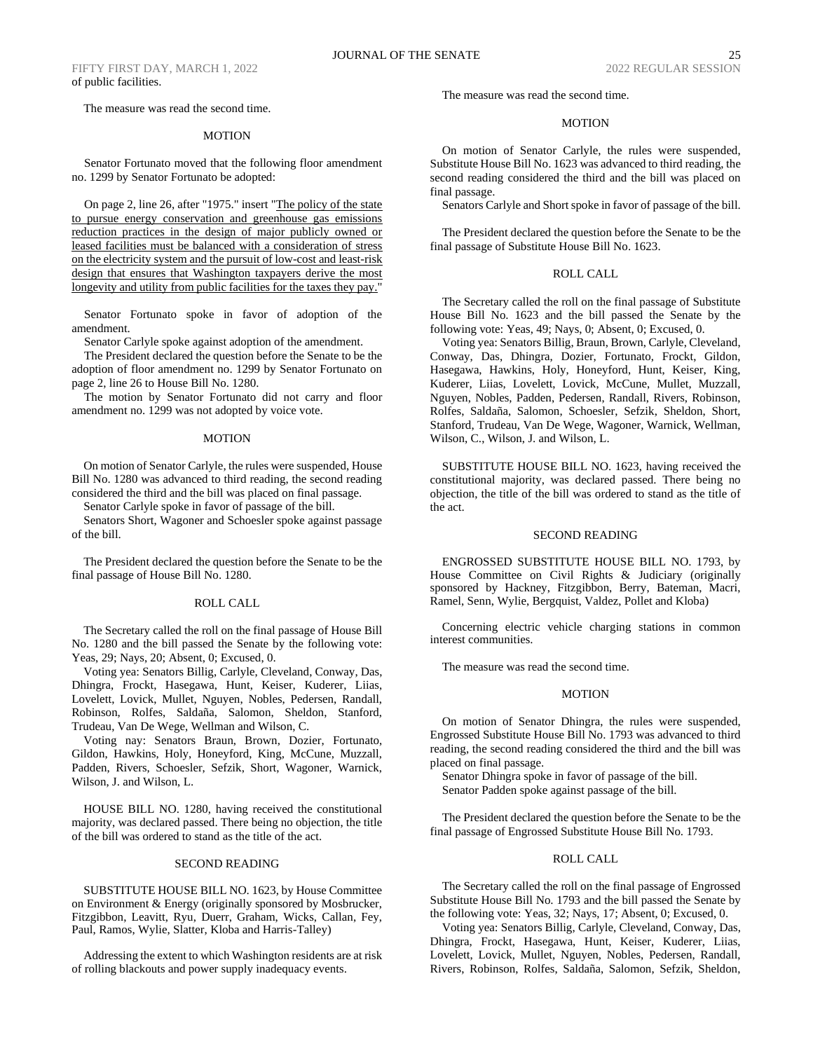of public facilities.

The measure was read the second time.

MOTION

Senator Fortunato moved that the following floor amendment no. 1299 by Senator Fortunato be adopted:

On page 2, line 26, after "1975." insert "The policy of the state to pursue energy conservation and greenhouse gas emissions reduction practices in the design of major publicly owned or leased facilities must be balanced with a consideration of stress on the electricity system and the pursuit of low-cost and least-risk design that ensures that Washington taxpayers derive the most longevity and utility from public facilities for the taxes they pay."

Senator Fortunato spoke in favor of adoption of the amendment.

Senator Carlyle spoke against adoption of the amendment.

The President declared the question before the Senate to be the adoption of floor amendment no. 1299 by Senator Fortunato on page 2, line 26 to House Bill No. 1280.

The motion by Senator Fortunato did not carry and floor amendment no. 1299 was not adopted by voice vote.

MOTION

On motion of Senator Carlyle, the rules were suspended, House Bill No. 1280 was advanced to third reading, the second reading considered the third and the bill was placed on final passage.

Senator Carlyle spoke in favor of passage of the bill.

Senators Short, Wagoner and Schoesler spoke against passage of the bill.

The President declared the question before the Senate to be the final passage of House Bill No. 1280.

ROLL CALL

The Secretary called the roll on the final passage of House Bill No. 1280 and the bill passed the Senate by the following vote: Yeas, 29; Nays, 20; Absent, 0; Excused, 0.

Voting yea: Senators Billig, Carlyle, Cleveland, Conway, Das, Dhingra, Frockt, Hasegawa, Hunt, Keiser, Kuderer, Liias, Lovelett, Lovick, Mullet, Nguyen, Nobles, Pedersen, Randall, Robinson, Rolfes, Saldaña, Salomon, Sheldon, Stanford, Trudeau, Van De Wege, Wellman and Wilson, C.

Voting nay: Senators Braun, Brown, Dozier, Fortunato, Gildon, Hawkins, Holy, Honeyford, King, McCune, Muzzall, Padden, Rivers, Schoesler, Sefzik, Short, Wagoner, Warnick, Wilson, J. and Wilson, L.

HOUSE BILL NO. 1280, having received the constitutional majority, was declared passed. There being no objection, the title of the bill was ordered to stand as the title of the act.

SECOND READING

SUBSTITUTE HOUSE BILL NO. 1623, by House Committee on Environment & Energy (originally sponsored by Mosbrucker, Fitzgibbon, Leavitt, Ryu, Duerr, Graham, Wicks, Callan, Fey, Paul, Ramos, Wylie, Slatter, Kloba and Harris-Talley)

Addressing the extent to which Washington residents are at risk of rolling blackouts and power supply inadequacy events.

The measure was read the second time.

MOTION

On motion of Senator Carlyle, the rules were suspended, Substitute House Bill No. 1623 was advanced to third reading, the second reading considered the third and the bill was placed on final passage.

Senators Carlyle and Short spoke in favor of passage of the bill.

The President declared the question before the Senate to be the final passage of Substitute House Bill No. 1623.

ROLL CALL

The Secretary called the roll on the final passage of Substitute House Bill No. 1623 and the bill passed the Senate by the following vote: Yeas, 49; Nays, 0; Absent, 0; Excused, 0.

Voting yea: Senators Billig, Braun, Brown, Carlyle, Cleveland, Conway, Das, Dhingra, Dozier, Fortunato, Frockt, Gildon, Hasegawa, Hawkins, Holy, Honeyford, Hunt, Keiser, King, Kuderer, Liias, Lovelett, Lovick, McCune, Mullet, Muzzall, Nguyen, Nobles, Padden, Pedersen, Randall, Rivers, Robinson, Rolfes, Saldaña, Salomon, Schoesler, Sefzik, Sheldon, Short, Stanford, Trudeau, Van De Wege, Wagoner, Warnick, Wellman, Wilson, C., Wilson, J. and Wilson, L.

SUBSTITUTE HOUSE BILL NO. 1623, having received the constitutional majority, was declared passed. There being no objection, the title of the bill was ordered to stand as the title of the act.

SECOND READING

ENGROSSED SUBSTITUTE HOUSE BILL NO. 1793, by House Committee on Civil Rights & Judiciary (originally sponsored by Hackney, Fitzgibbon, Berry, Bateman, Macri, Ramel, Senn, Wylie, Bergquist, Valdez, Pollet and Kloba)

Concerning electric vehicle charging stations in common interest communities.

The measure was read the second time.

MOTION

On motion of Senator Dhingra, the rules were suspended, Engrossed Substitute House Bill No. 1793 was advanced to third reading, the second reading considered the third and the bill was placed on final passage.

Senator Dhingra spoke in favor of passage of the bill.

Senator Padden spoke against passage of the bill.

The President declared the question before the Senate to be the final passage of Engrossed Substitute House Bill No. 1793.

ROLL CALL

The Secretary called the roll on the final passage of Engrossed Substitute House Bill No. 1793 and the bill passed the Senate by the following vote: Yeas, 32; Nays, 17; Absent, 0; Excused, 0.

Voting yea: Senators Billig, Carlyle, Cleveland, Conway, Das, Dhingra, Frockt, Hasegawa, Hunt, Keiser, Kuderer, Liias, Lovelett, Lovick, Mullet, Nguyen, Nobles, Pedersen, Randall, Rivers, Robinson, Rolfes, Saldaña, Salomon, Sefzik, Sheldon,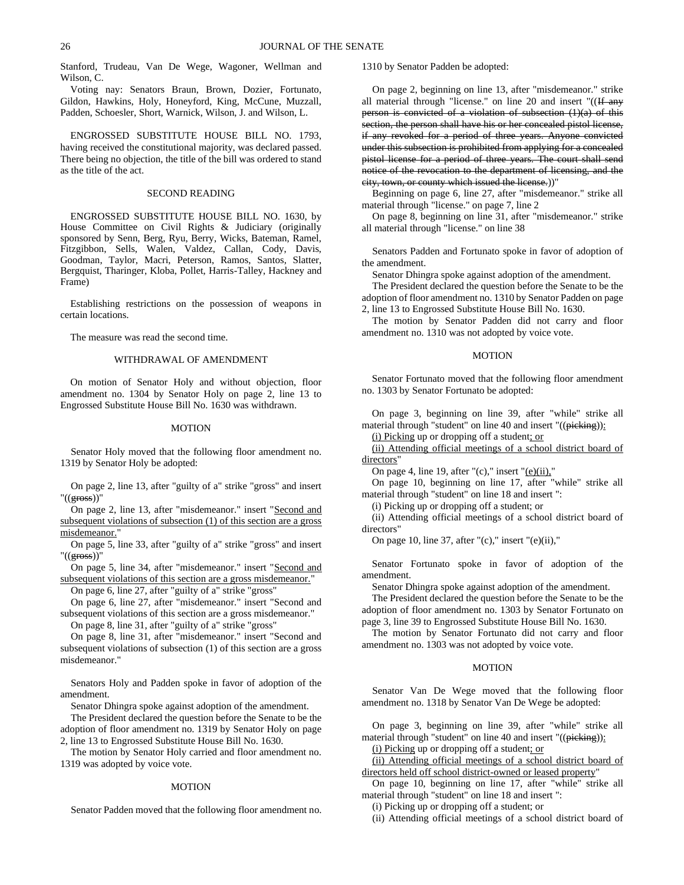Stanford, Trudeau, Van De Wege, Wagoner, Wellman and Wilson, C.

Voting nay: Senators Braun, Brown, Dozier, Fortunato, Gildon, Hawkins, Holy, Honeyford, King, McCune, Muzzall, Padden, Schoesler, Short, Warnick, Wilson, J. and Wilson, L.

ENGROSSED SUBSTITUTE HOUSE BILL NO. 1793, having received the constitutional majority, was declared passed. There being no objection, the title of the bill was ordered to stand as the title of the act.

## SECOND READING

ENGROSSED SUBSTITUTE HOUSE BILL NO. 1630, by House Committee on Civil Rights & Judiciary (originally sponsored by Senn, Berg, Ryu, Berry, Wicks, Bateman, Ramel, Fitzgibbon, Sells, Walen, Valdez, Callan, Cody, Davis, Goodman, Taylor, Macri, Peterson, Ramos, Santos, Slatter, Bergquist, Tharinger, Kloba, Pollet, Harris-Talley, Hackney and Frame)

Establishing restrictions on the possession of weapons in certain locations.

The measure was read the second time.

## WITHDRAWAL OF AMENDMENT

On motion of Senator Holy and without objection, floor amendment no. 1304 by Senator Holy on page 2, line 13 to Engrossed Substitute House Bill No. 1630 was withdrawn.

## MOTION

Senator Holy moved that the following floor amendment no. 1319 by Senator Holy be adopted:

On page 2, line 13, after "guilty of a" strike "gross" and insert "((~~gross~~))"

On page 2, line 13, after "misdemeanor." insert "<u>Second and subsequent violations of subsection (1) of this section are a gross misdemeanor.</u>"

On page 5, line 33, after "guilty of a" strike "gross" and insert "((~~gross~~))"

On page 5, line 34, after "misdemeanor." insert "<u>Second and subsequent violations of this section are a gross misdemeanor.</u>"

On page 6, line 27, after "guilty of a" strike "gross"

On page 6, line 27, after "misdemeanor." insert "Second and subsequent violations of this section are a gross misdemeanor."

On page 8, line 31, after "guilty of a" strike "gross"

On page 8, line 31, after "misdemeanor." insert "Second and subsequent violations of subsection (1) of this section are a gross misdemeanor."

Senators Holy and Padden spoke in favor of adoption of the amendment.

Senator Dhingra spoke against adoption of the amendment.

The President declared the question before the Senate to be the adoption of floor amendment no. 1319 by Senator Holy on page 2, line 13 to Engrossed Substitute House Bill No. 1630.

The motion by Senator Holy carried and floor amendment no. 1319 was adopted by voice vote.

## MOTION

Senator Padden moved that the following floor amendment no. 1310 by Senator Padden be adopted:

On page 2, beginning on line 13, after "misdemeanor." strike all material through "license." on line 20 and insert "((~~If any person is convicted of a violation of subsection (1)(a) of this section, the person shall have his or her concealed pistol license, if any revoked for a period of three years. Anyone convicted under this subsection is prohibited from applying for a concealed pistol license for a period of three years. The court shall send notice of the revocation to the department of licensing, and the city, town, or county which issued the license.~~))"

Beginning on page 6, line 27, after "misdemeanor." strike all material through "license." on page 7, line 2

On page 8, beginning on line 31, after "misdemeanor." strike all material through "license." on line 38

Senators Padden and Fortunato spoke in favor of adoption of the amendment.

Senator Dhingra spoke against adoption of the amendment.

The President declared the question before the Senate to be the adoption of floor amendment no. 1310 by Senator Padden on page 2, line 13 to Engrossed Substitute House Bill No. 1630.

The motion by Senator Padden did not carry and floor amendment no. 1310 was not adopted by voice vote.

## MOTION

Senator Fortunato moved that the following floor amendment no. 1303 by Senator Fortunato be adopted:

On page 3, beginning on line 39, after "while" strike all material through "student" on line 40 and insert "((~~picking~~))<u>:</u>

<u>(i) Picking</u> up or dropping off a student<u>; or</u>

<u>(ii) Attending official meetings of a school district board of directors</u>"

On page 4, line 19, after "(c)," insert "<u>(e)(ii),</u>"

On page 10, beginning on line 17, after "while" strike all material through "student" on line 18 and insert ":

(i) Picking up or dropping off a student; or

(ii) Attending official meetings of a school district board of directors"

On page 10, line 37, after "(c)," insert "(e)(ii),"

Senator Fortunato spoke in favor of adoption of the amendment.

Senator Dhingra spoke against adoption of the amendment.

The President declared the question before the Senate to be the adoption of floor amendment no. 1303 by Senator Fortunato on page 3, line 39 to Engrossed Substitute House Bill No. 1630.

The motion by Senator Fortunato did not carry and floor amendment no. 1303 was not adopted by voice vote.

## MOTION

Senator Van De Wege moved that the following floor amendment no. 1318 by Senator Van De Wege be adopted:

On page 3, beginning on line 39, after "while" strike all material through "student" on line 40 and insert "((~~picking~~))<u>:</u>

<u>(i) Picking</u> up or dropping off a student<u>; or</u>

<u>(ii) Attending official meetings of a school district board of directors held off school district-owned or leased property</u>"

On page 10, beginning on line 17, after "while" strike all material through "student" on line 18 and insert ":

(i) Picking up or dropping off a student; or

(ii) Attending official meetings of a school district board of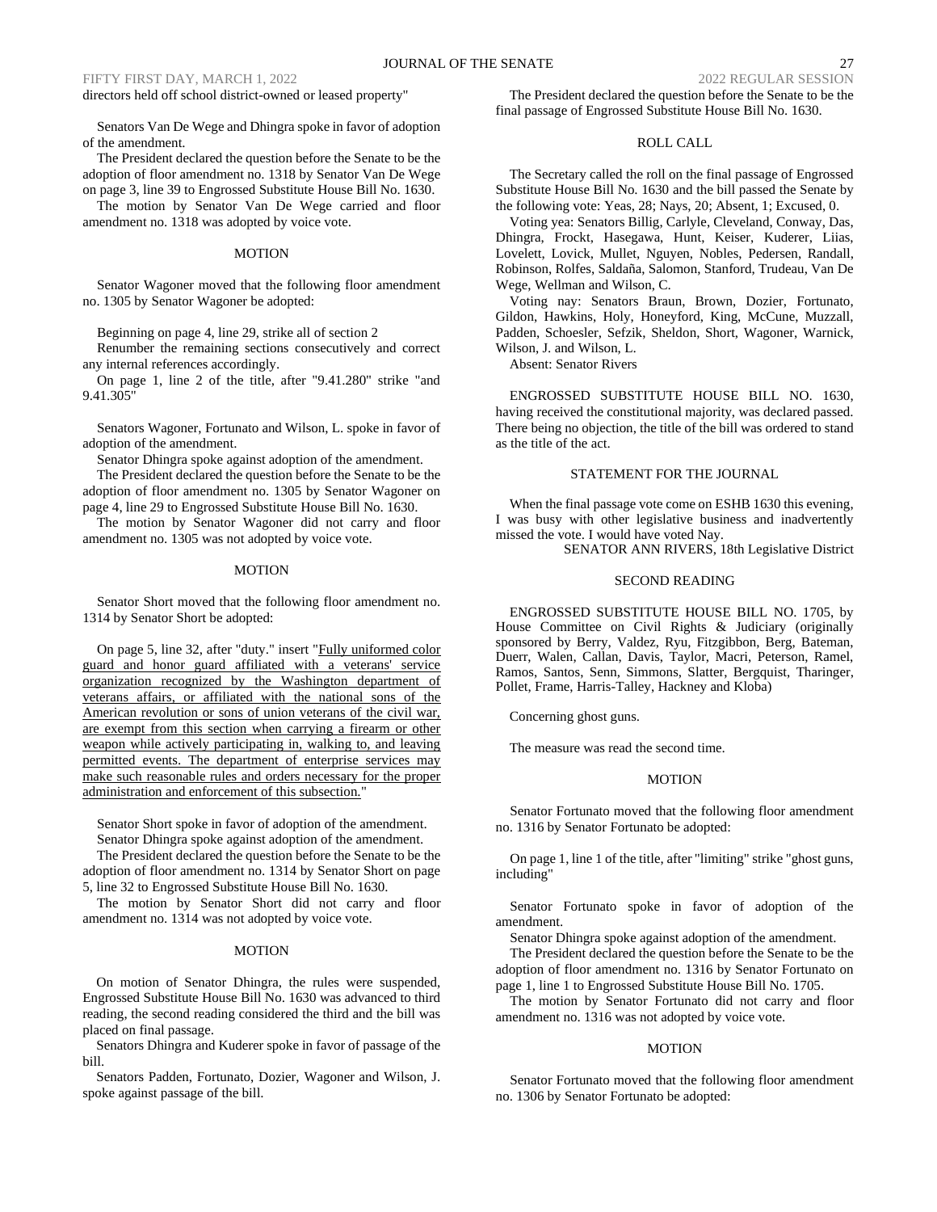directors held off school district-owned or leased property"

Senators Van De Wege and Dhingra spoke in favor of adoption of the amendment.

The President declared the question before the Senate to be the adoption of floor amendment no. 1318 by Senator Van De Wege on page 3, line 39 to Engrossed Substitute House Bill No. 1630.

The motion by Senator Van De Wege carried and floor amendment no. 1318 was adopted by voice vote.

MOTION

Senator Wagoner moved that the following floor amendment no. 1305 by Senator Wagoner be adopted:

Beginning on page 4, line 29, strike all of section 2

Renumber the remaining sections consecutively and correct any internal references accordingly.

On page 1, line 2 of the title, after "9.41.280" strike "and 9.41.305"

Senators Wagoner, Fortunato and Wilson, L. spoke in favor of adoption of the amendment.

Senator Dhingra spoke against adoption of the amendment.

The President declared the question before the Senate to be the adoption of floor amendment no. 1305 by Senator Wagoner on page 4, line 29 to Engrossed Substitute House Bill No. 1630.

The motion by Senator Wagoner did not carry and floor amendment no. 1305 was not adopted by voice vote.

MOTION

Senator Short moved that the following floor amendment no. 1314 by Senator Short be adopted:

On page 5, line 32, after "duty." insert "Fully uniformed color guard and honor guard affiliated with a veterans' service organization recognized by the Washington department of veterans affairs, or affiliated with the national sons of the American revolution or sons of union veterans of the civil war, are exempt from this section when carrying a firearm or other weapon while actively participating in, walking to, and leaving permitted events. The department of enterprise services may make such reasonable rules and orders necessary for the proper administration and enforcement of this subsection."

Senator Short spoke in favor of adoption of the amendment.

Senator Dhingra spoke against adoption of the amendment.

The President declared the question before the Senate to be the adoption of floor amendment no. 1314 by Senator Short on page 5, line 32 to Engrossed Substitute House Bill No. 1630.

The motion by Senator Short did not carry and floor amendment no. 1314 was not adopted by voice vote.

MOTION

On motion of Senator Dhingra, the rules were suspended, Engrossed Substitute House Bill No. 1630 was advanced to third reading, the second reading considered the third and the bill was placed on final passage.

Senators Dhingra and Kuderer spoke in favor of passage of the bill.

Senators Padden, Fortunato, Dozier, Wagoner and Wilson, J. spoke against passage of the bill.

The President declared the question before the Senate to be the final passage of Engrossed Substitute House Bill No. 1630.

ROLL CALL

The Secretary called the roll on the final passage of Engrossed Substitute House Bill No. 1630 and the bill passed the Senate by the following vote: Yeas, 28; Nays, 20; Absent, 1; Excused, 0.

Voting yea: Senators Billig, Carlyle, Cleveland, Conway, Das, Dhingra, Frockt, Hasegawa, Hunt, Keiser, Kuderer, Liias, Lovelett, Lovick, Mullet, Nguyen, Nobles, Pedersen, Randall, Robinson, Rolfes, Saldaña, Salomon, Stanford, Trudeau, Van De Wege, Wellman and Wilson, C.

Voting nay: Senators Braun, Brown, Dozier, Fortunato, Gildon, Hawkins, Holy, Honeyford, King, McCune, Muzzall, Padden, Schoesler, Sefzik, Sheldon, Short, Wagoner, Warnick, Wilson, J. and Wilson, L.

Absent: Senator Rivers

ENGROSSED SUBSTITUTE HOUSE BILL NO. 1630, having received the constitutional majority, was declared passed. There being no objection, the title of the bill was ordered to stand as the title of the act.

STATEMENT FOR THE JOURNAL

When the final passage vote come on ESHB 1630 this evening, I was busy with other legislative business and inadvertently missed the vote. I would have voted Nay.

SENATOR ANN RIVERS, 18th Legislative District

SECOND READING

ENGROSSED SUBSTITUTE HOUSE BILL NO. 1705, by House Committee on Civil Rights & Judiciary (originally sponsored by Berry, Valdez, Ryu, Fitzgibbon, Berg, Bateman, Duerr, Walen, Callan, Davis, Taylor, Macri, Peterson, Ramel, Ramos, Santos, Senn, Simmons, Slatter, Bergquist, Tharinger, Pollet, Frame, Harris-Talley, Hackney and Kloba)

Concerning ghost guns.

The measure was read the second time.

MOTION

Senator Fortunato moved that the following floor amendment no. 1316 by Senator Fortunato be adopted:

On page 1, line 1 of the title, after "limiting" strike "ghost guns, including"

Senator Fortunato spoke in favor of adoption of the amendment.

Senator Dhingra spoke against adoption of the amendment.

The President declared the question before the Senate to be the adoption of floor amendment no. 1316 by Senator Fortunato on page 1, line 1 to Engrossed Substitute House Bill No. 1705.

The motion by Senator Fortunato did not carry and floor amendment no. 1316 was not adopted by voice vote.

MOTION

Senator Fortunato moved that the following floor amendment no. 1306 by Senator Fortunato be adopted: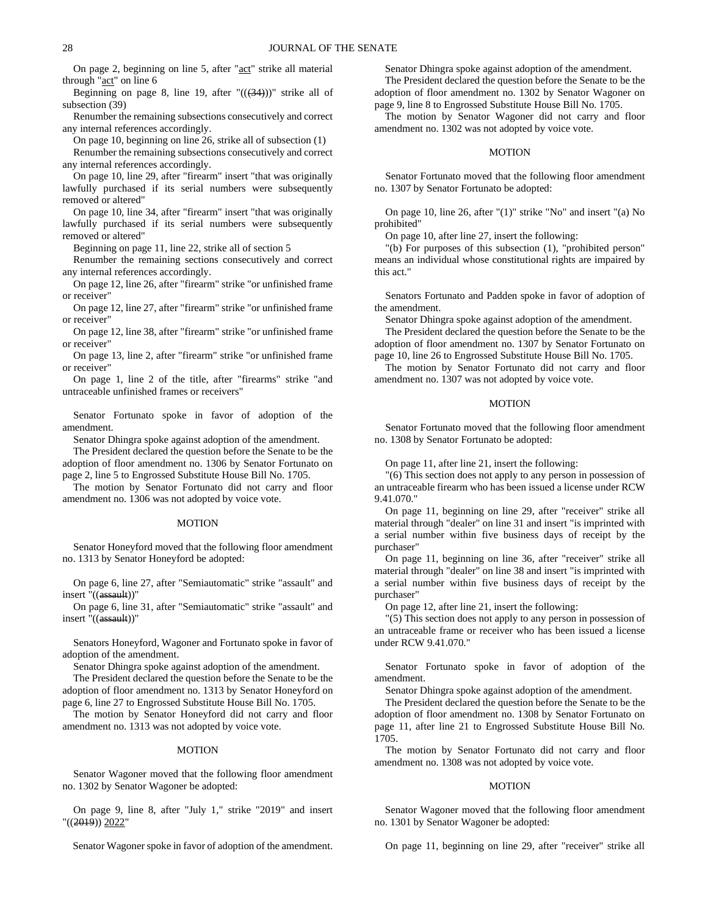On page 2, beginning on line 5, after "act" strike all material through "act" on line 6

Beginning on page 8, line 19, after "((~~(34)~~))" strike all of subsection (39)

Renumber the remaining subsections consecutively and correct any internal references accordingly.

On page 10, beginning on line 26, strike all of subsection (1)

Renumber the remaining subsections consecutively and correct any internal references accordingly.

On page 10, line 29, after "firearm" insert "that was originally lawfully purchased if its serial numbers were subsequently removed or altered"

On page 10, line 34, after "firearm" insert "that was originally lawfully purchased if its serial numbers were subsequently removed or altered"

Beginning on page 11, line 22, strike all of section 5

Renumber the remaining sections consecutively and correct any internal references accordingly.

On page 12, line 26, after "firearm" strike "or unfinished frame or receiver"

On page 12, line 27, after "firearm" strike "or unfinished frame or receiver"

On page 12, line 38, after "firearm" strike "or unfinished frame or receiver"

On page 13, line 2, after "firearm" strike "or unfinished frame or receiver"

On page 1, line 2 of the title, after "firearms" strike "and untraceable unfinished frames or receivers"

Senator Fortunato spoke in favor of adoption of the amendment.

Senator Dhingra spoke against adoption of the amendment.

The President declared the question before the Senate to be the adoption of floor amendment no. 1306 by Senator Fortunato on page 2, line 5 to Engrossed Substitute House Bill No. 1705.

The motion by Senator Fortunato did not carry and floor amendment no. 1306 was not adopted by voice vote.

MOTION

Senator Honeyford moved that the following floor amendment no. 1313 by Senator Honeyford be adopted:

On page 6, line 27, after "Semiautomatic" strike "assault" and insert "((~~assault~~))"

On page 6, line 31, after "Semiautomatic" strike "assault" and insert "((~~assault~~))"

Senators Honeyford, Wagoner and Fortunato spoke in favor of adoption of the amendment.

Senator Dhingra spoke against adoption of the amendment.

The President declared the question before the Senate to be the adoption of floor amendment no. 1313 by Senator Honeyford on page 6, line 27 to Engrossed Substitute House Bill No. 1705.

The motion by Senator Honeyford did not carry and floor amendment no. 1313 was not adopted by voice vote.

MOTION

Senator Wagoner moved that the following floor amendment no. 1302 by Senator Wagoner be adopted:

On page 9, line 8, after "July 1," strike "2019" and insert "((~~2019~~)) 2022"

Senator Wagoner spoke in favor of adoption of the amendment.

Senator Dhingra spoke against adoption of the amendment.

The President declared the question before the Senate to be the adoption of floor amendment no. 1302 by Senator Wagoner on page 9, line 8 to Engrossed Substitute House Bill No. 1705.

The motion by Senator Wagoner did not carry and floor amendment no. 1302 was not adopted by voice vote.

MOTION

Senator Fortunato moved that the following floor amendment no. 1307 by Senator Fortunato be adopted:

On page 10, line 26, after "(1)" strike "No" and insert "(a) No prohibited"

On page 10, after line 27, insert the following:

"(b) For purposes of this subsection (1), "prohibited person" means an individual whose constitutional rights are impaired by this act."

Senators Fortunato and Padden spoke in favor of adoption of the amendment.

Senator Dhingra spoke against adoption of the amendment.

The President declared the question before the Senate to be the adoption of floor amendment no. 1307 by Senator Fortunato on page 10, line 26 to Engrossed Substitute House Bill No. 1705.

The motion by Senator Fortunato did not carry and floor amendment no. 1307 was not adopted by voice vote.

MOTION

Senator Fortunato moved that the following floor amendment no. 1308 by Senator Fortunato be adopted:

On page 11, after line 21, insert the following:

"(6) This section does not apply to any person in possession of an untraceable firearm who has been issued a license under RCW 9.41.070."

On page 11, beginning on line 29, after "receiver" strike all material through "dealer" on line 31 and insert "is imprinted with a serial number within five business days of receipt by the purchaser"

On page 11, beginning on line 36, after "receiver" strike all material through "dealer" on line 38 and insert "is imprinted with a serial number within five business days of receipt by the purchaser"

On page 12, after line 21, insert the following:

"(5) This section does not apply to any person in possession of an untraceable frame or receiver who has been issued a license under RCW 9.41.070."

Senator Fortunato spoke in favor of adoption of the amendment.

Senator Dhingra spoke against adoption of the amendment.

The President declared the question before the Senate to be the adoption of floor amendment no. 1308 by Senator Fortunato on page 11, after line 21 to Engrossed Substitute House Bill No. 1705.

The motion by Senator Fortunato did not carry and floor amendment no. 1308 was not adopted by voice vote.

MOTION

Senator Wagoner moved that the following floor amendment no. 1301 by Senator Wagoner be adopted:

On page 11, beginning on line 29, after "receiver" strike all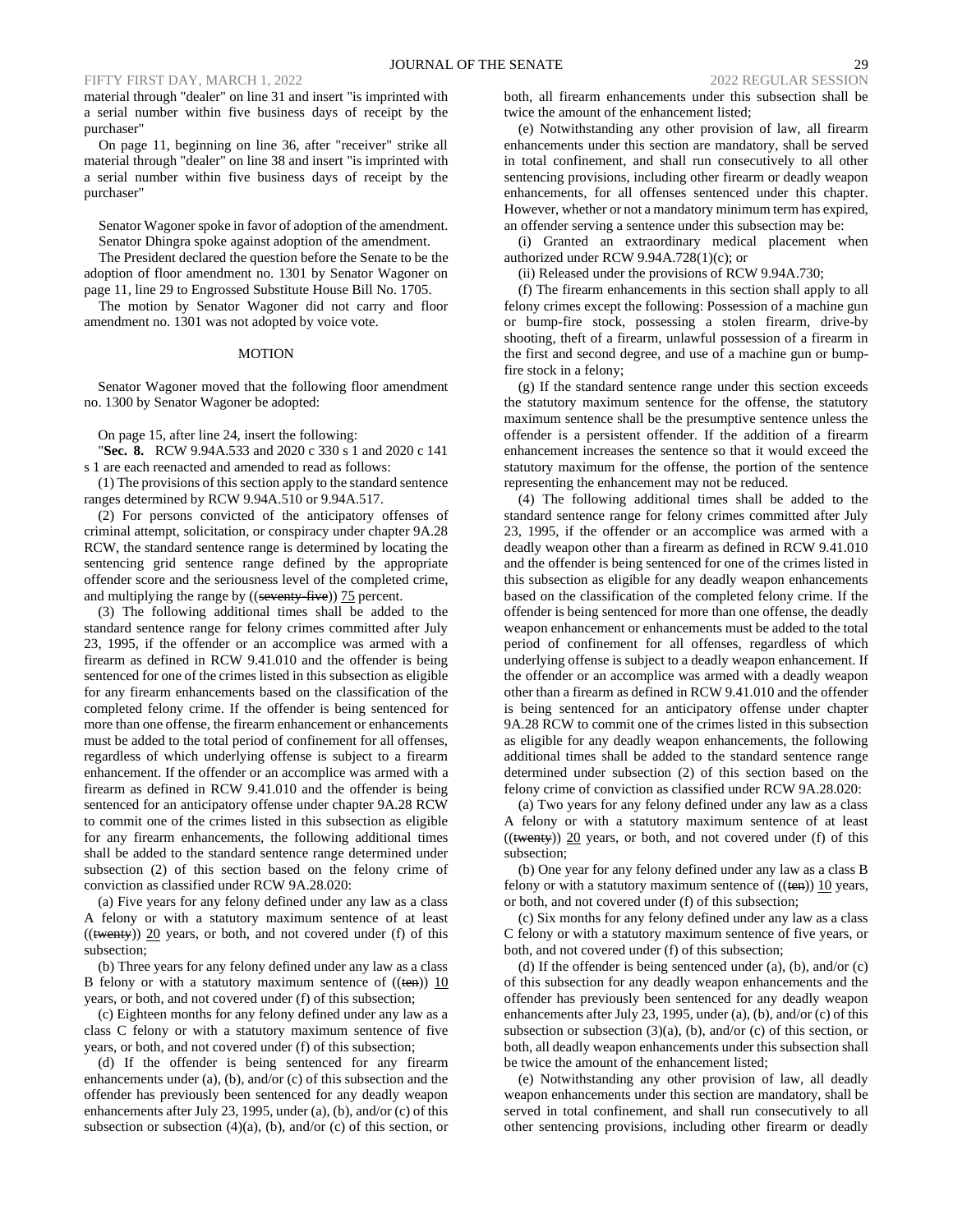material through "dealer" on line 31 and insert "is imprinted with a serial number within five business days of receipt by the purchaser"

On page 11, beginning on line 36, after "receiver" strike all material through "dealer" on line 38 and insert "is imprinted with a serial number within five business days of receipt by the purchaser"

Senator Wagoner spoke in favor of adoption of the amendment.

Senator Dhingra spoke against adoption of the amendment.

The President declared the question before the Senate to be the adoption of floor amendment no. 1301 by Senator Wagoner on page 11, line 29 to Engrossed Substitute House Bill No. 1705.

The motion by Senator Wagoner did not carry and floor amendment no. 1301 was not adopted by voice vote.

MOTION

Senator Wagoner moved that the following floor amendment no. 1300 by Senator Wagoner be adopted:

On page 15, after line 24, insert the following:

"**Sec. 8.** RCW 9.94A.533 and 2020 c 330 s 1 and 2020 c 141 s 1 are each reenacted and amended to read as follows:

(1) The provisions of this section apply to the standard sentence ranges determined by RCW 9.94A.510 or 9.94A.517.

(2) For persons convicted of the anticipatory offenses of criminal attempt, solicitation, or conspiracy under chapter 9A.28 RCW, the standard sentence range is determined by locating the sentencing grid sentence range defined by the appropriate offender score and the seriousness level of the completed crime, and multiplying the range by ((~~seventy-five~~)) 75 percent.

(3) The following additional times shall be added to the standard sentence range for felony crimes committed after July 23, 1995, if the offender or an accomplice was armed with a firearm as defined in RCW 9.41.010 and the offender is being sentenced for one of the crimes listed in this subsection as eligible for any firearm enhancements based on the classification of the completed felony crime. If the offender is being sentenced for more than one offense, the firearm enhancement or enhancements must be added to the total period of confinement for all offenses, regardless of which underlying offense is subject to a firearm enhancement. If the offender or an accomplice was armed with a firearm as defined in RCW 9.41.010 and the offender is being sentenced for an anticipatory offense under chapter 9A.28 RCW to commit one of the crimes listed in this subsection as eligible for any firearm enhancements, the following additional times shall be added to the standard sentence range determined under subsection (2) of this section based on the felony crime of conviction as classified under RCW 9A.28.020:

(a) Five years for any felony defined under any law as a class A felony or with a statutory maximum sentence of at least ((~~twenty~~)) 20 years, or both, and not covered under (f) of this subsection;

(b) Three years for any felony defined under any law as a class B felony or with a statutory maximum sentence of ((~~ten~~)) 10 years, or both, and not covered under (f) of this subsection;

(c) Eighteen months for any felony defined under any law as a class C felony or with a statutory maximum sentence of five years, or both, and not covered under (f) of this subsection;

(d) If the offender is being sentenced for any firearm enhancements under (a), (b), and/or (c) of this subsection and the offender has previously been sentenced for any deadly weapon enhancements after July 23, 1995, under (a), (b), and/or (c) of this subsection or subsection (4)(a), (b), and/or (c) of this section, or both, all firearm enhancements under this subsection shall be twice the amount of the enhancement listed;

(e) Notwithstanding any other provision of law, all firearm enhancements under this section are mandatory, shall be served in total confinement, and shall run consecutively to all other sentencing provisions, including other firearm or deadly weapon enhancements, for all offenses sentenced under this chapter. However, whether or not a mandatory minimum term has expired, an offender serving a sentence under this subsection may be:

(i) Granted an extraordinary medical placement when authorized under RCW 9.94A.728(1)(c); or

(ii) Released under the provisions of RCW 9.94A.730;

(f) The firearm enhancements in this section shall apply to all felony crimes except the following: Possession of a machine gun or bump-fire stock, possessing a stolen firearm, drive-by shooting, theft of a firearm, unlawful possession of a firearm in the first and second degree, and use of a machine gun or bump-fire stock in a felony;

(g) If the standard sentence range under this section exceeds the statutory maximum sentence for the offense, the statutory maximum sentence shall be the presumptive sentence unless the offender is a persistent offender. If the addition of a firearm enhancement increases the sentence so that it would exceed the statutory maximum for the offense, the portion of the sentence representing the enhancement may not be reduced.

(4) The following additional times shall be added to the standard sentence range for felony crimes committed after July 23, 1995, if the offender or an accomplice was armed with a deadly weapon other than a firearm as defined in RCW 9.41.010 and the offender is being sentenced for one of the crimes listed in this subsection as eligible for any deadly weapon enhancements based on the classification of the completed felony crime. If the offender is being sentenced for more than one offense, the deadly weapon enhancement or enhancements must be added to the total period of confinement for all offenses, regardless of which underlying offense is subject to a deadly weapon enhancement. If the offender or an accomplice was armed with a deadly weapon other than a firearm as defined in RCW 9.41.010 and the offender is being sentenced for an anticipatory offense under chapter 9A.28 RCW to commit one of the crimes listed in this subsection as eligible for any deadly weapon enhancements, the following additional times shall be added to the standard sentence range determined under subsection (2) of this section based on the felony crime of conviction as classified under RCW 9A.28.020:

(a) Two years for any felony defined under any law as a class A felony or with a statutory maximum sentence of at least ((~~twenty~~)) 20 years, or both, and not covered under (f) of this subsection;

(b) One year for any felony defined under any law as a class B felony or with a statutory maximum sentence of ((~~ten~~)) 10 years, or both, and not covered under (f) of this subsection;

(c) Six months for any felony defined under any law as a class C felony or with a statutory maximum sentence of five years, or both, and not covered under (f) of this subsection;

(d) If the offender is being sentenced under (a), (b), and/or (c) of this subsection for any deadly weapon enhancements and the offender has previously been sentenced for any deadly weapon enhancements after July 23, 1995, under (a), (b), and/or (c) of this subsection or subsection (3)(a), (b), and/or (c) of this section, or both, all deadly weapon enhancements under this subsection shall be twice the amount of the enhancement listed;

(e) Notwithstanding any other provision of law, all deadly weapon enhancements under this section are mandatory, shall be served in total confinement, and shall run consecutively to all other sentencing provisions, including other firearm or deadly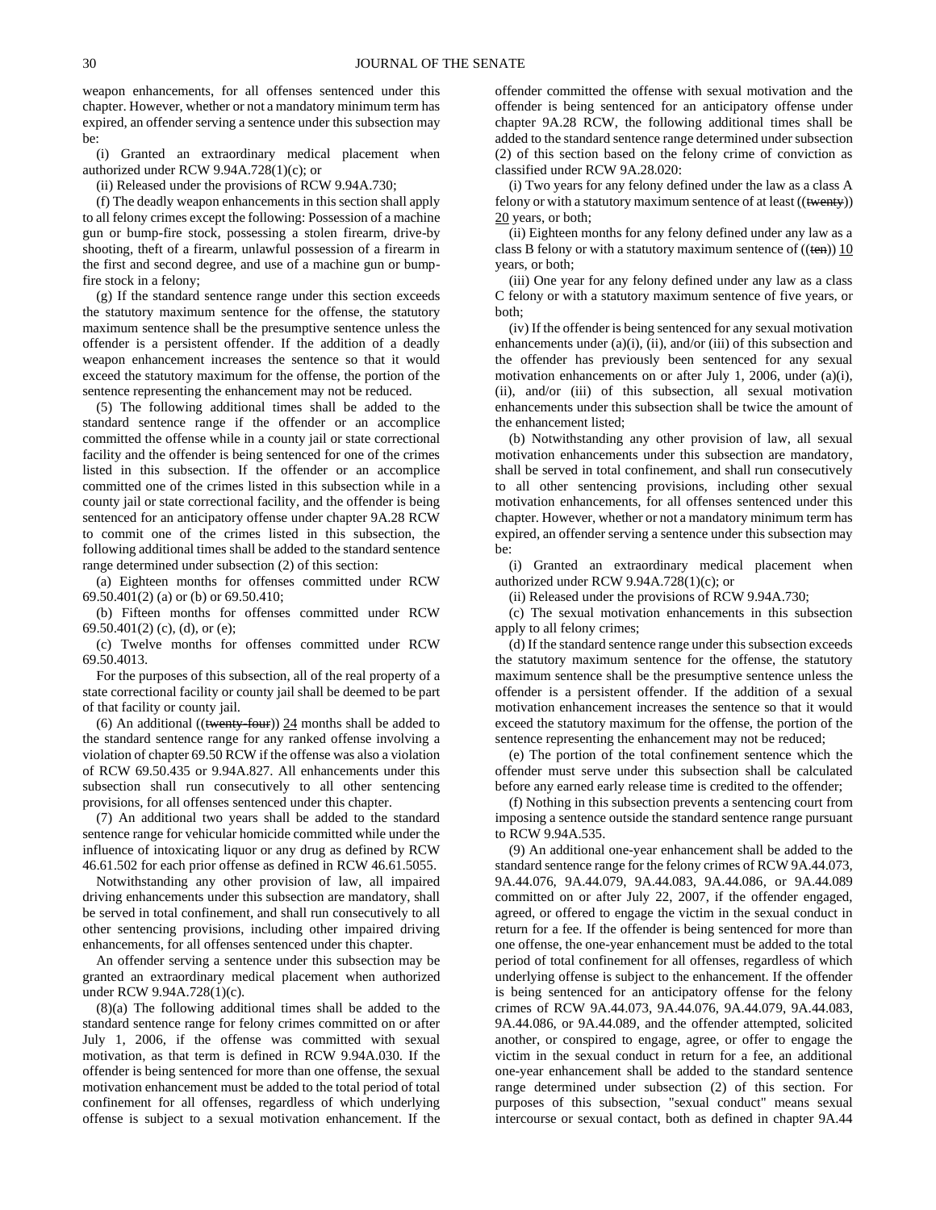weapon enhancements, for all offenses sentenced under this chapter. However, whether or not a mandatory minimum term has expired, an offender serving a sentence under this subsection may be:

(i) Granted an extraordinary medical placement when authorized under RCW 9.94A.728(1)(c); or

(ii) Released under the provisions of RCW 9.94A.730;

(f) The deadly weapon enhancements in this section shall apply to all felony crimes except the following: Possession of a machine gun or bump-fire stock, possessing a stolen firearm, drive-by shooting, theft of a firearm, unlawful possession of a firearm in the first and second degree, and use of a machine gun or bump-fire stock in a felony;

(g) If the standard sentence range under this section exceeds the statutory maximum sentence for the offense, the statutory maximum sentence shall be the presumptive sentence unless the offender is a persistent offender. If the addition of a deadly weapon enhancement increases the sentence so that it would exceed the statutory maximum for the offense, the portion of the sentence representing the enhancement may not be reduced.

(5) The following additional times shall be added to the standard sentence range if the offender or an accomplice committed the offense while in a county jail or state correctional facility and the offender is being sentenced for one of the crimes listed in this subsection. If the offender or an accomplice committed one of the crimes listed in this subsection while in a county jail or state correctional facility, and the offender is being sentenced for an anticipatory offense under chapter 9A.28 RCW to commit one of the crimes listed in this subsection, the following additional times shall be added to the standard sentence range determined under subsection (2) of this section:

(a) Eighteen months for offenses committed under RCW 69.50.401(2) (a) or (b) or 69.50.410;

(b) Fifteen months for offenses committed under RCW 69.50.401(2) (c), (d), or (e);

(c) Twelve months for offenses committed under RCW 69.50.4013.

For the purposes of this subsection, all of the real property of a state correctional facility or county jail shall be deemed to be part of that facility or county jail.

(6) An additional ((~~twenty-four~~)) 24 months shall be added to the standard sentence range for any ranked offense involving a violation of chapter 69.50 RCW if the offense was also a violation of RCW 69.50.435 or 9.94A.827. All enhancements under this subsection shall run consecutively to all other sentencing provisions, for all offenses sentenced under this chapter.

(7) An additional two years shall be added to the standard sentence range for vehicular homicide committed while under the influence of intoxicating liquor or any drug as defined by RCW 46.61.502 for each prior offense as defined in RCW 46.61.5055.

Notwithstanding any other provision of law, all impaired driving enhancements under this subsection are mandatory, shall be served in total confinement, and shall run consecutively to all other sentencing provisions, including other impaired driving enhancements, for all offenses sentenced under this chapter.

An offender serving a sentence under this subsection may be granted an extraordinary medical placement when authorized under RCW 9.94A.728(1)(c).

(8)(a) The following additional times shall be added to the standard sentence range for felony crimes committed on or after July 1, 2006, if the offense was committed with sexual motivation, as that term is defined in RCW 9.94A.030. If the offender is being sentenced for more than one offense, the sexual motivation enhancement must be added to the total period of total confinement for all offenses, regardless of which underlying offense is subject to a sexual motivation enhancement. If the offender committed the offense with sexual motivation and the offender is being sentenced for an anticipatory offense under chapter 9A.28 RCW, the following additional times shall be added to the standard sentence range determined under subsection (2) of this section based on the felony crime of conviction as classified under RCW 9A.28.020:

(i) Two years for any felony defined under the law as a class A felony or with a statutory maximum sentence of at least ((~~twenty~~)) 20 years, or both;

(ii) Eighteen months for any felony defined under any law as a class B felony or with a statutory maximum sentence of ((~~ten~~)) 10 years, or both;

(iii) One year for any felony defined under any law as a class C felony or with a statutory maximum sentence of five years, or both;

(iv) If the offender is being sentenced for any sexual motivation enhancements under (a)(i), (ii), and/or (iii) of this subsection and the offender has previously been sentenced for any sexual motivation enhancements on or after July 1, 2006, under (a)(i), (ii), and/or (iii) of this subsection, all sexual motivation enhancements under this subsection shall be twice the amount of the enhancement listed;

(b) Notwithstanding any other provision of law, all sexual motivation enhancements under this subsection are mandatory, shall be served in total confinement, and shall run consecutively to all other sentencing provisions, including other sexual motivation enhancements, for all offenses sentenced under this chapter. However, whether or not a mandatory minimum term has expired, an offender serving a sentence under this subsection may be:

(i) Granted an extraordinary medical placement when authorized under RCW 9.94A.728(1)(c); or

(ii) Released under the provisions of RCW 9.94A.730;

(c) The sexual motivation enhancements in this subsection apply to all felony crimes;

(d) If the standard sentence range under this subsection exceeds the statutory maximum sentence for the offense, the statutory maximum sentence shall be the presumptive sentence unless the offender is a persistent offender. If the addition of a sexual motivation enhancement increases the sentence so that it would exceed the statutory maximum for the offense, the portion of the sentence representing the enhancement may not be reduced;

(e) The portion of the total confinement sentence which the offender must serve under this subsection shall be calculated before any earned early release time is credited to the offender;

(f) Nothing in this subsection prevents a sentencing court from imposing a sentence outside the standard sentence range pursuant to RCW 9.94A.535.

(9) An additional one-year enhancement shall be added to the standard sentence range for the felony crimes of RCW 9A.44.073, 9A.44.076, 9A.44.079, 9A.44.083, 9A.44.086, or 9A.44.089 committed on or after July 22, 2007, if the offender engaged, agreed, or offered to engage the victim in the sexual conduct in return for a fee. If the offender is being sentenced for more than one offense, the one-year enhancement must be added to the total period of total confinement for all offenses, regardless of which underlying offense is subject to the enhancement. If the offender is being sentenced for an anticipatory offense for the felony crimes of RCW 9A.44.073, 9A.44.076, 9A.44.079, 9A.44.083, 9A.44.086, or 9A.44.089, and the offender attempted, solicited another, or conspired to engage, agree, or offer to engage the victim in the sexual conduct in return for a fee, an additional one-year enhancement shall be added to the standard sentence range determined under subsection (2) of this section. For purposes of this subsection, "sexual conduct" means sexual intercourse or sexual contact, both as defined in chapter 9A.44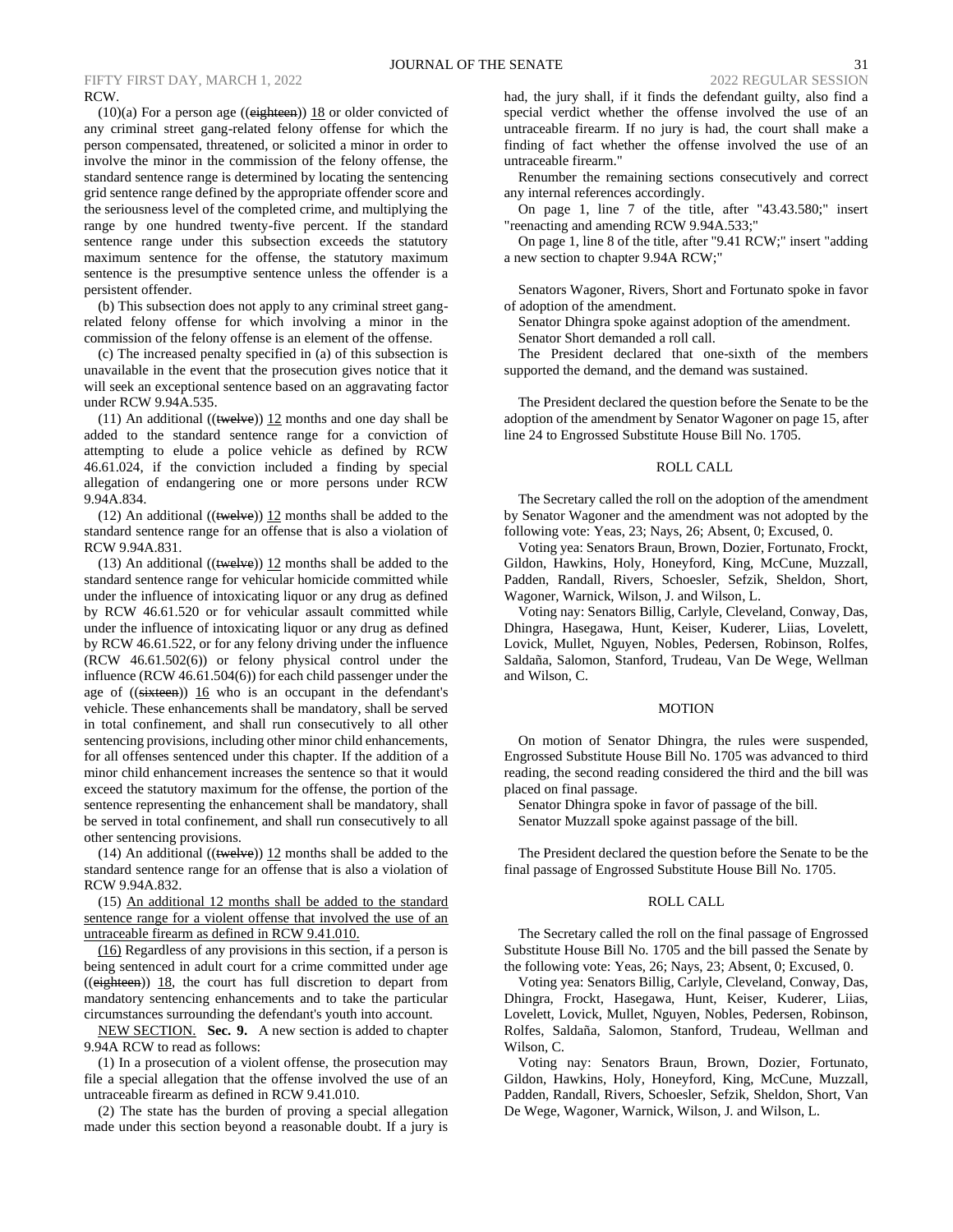RCW.

(10)(a) For a person age ((~~eighteen~~)) 18 or older convicted of any criminal street gang-related felony offense for which the person compensated, threatened, or solicited a minor in order to involve the minor in the commission of the felony offense, the standard sentence range is determined by locating the sentencing grid sentence range defined by the appropriate offender score and the seriousness level of the completed crime, and multiplying the range by one hundred twenty-five percent. If the standard sentence range under this subsection exceeds the statutory maximum sentence for the offense, the statutory maximum sentence is the presumptive sentence unless the offender is a persistent offender.

(b) This subsection does not apply to any criminal street gang-related felony offense for which involving a minor in the commission of the felony offense is an element of the offense.

(c) The increased penalty specified in (a) of this subsection is unavailable in the event that the prosecution gives notice that it will seek an exceptional sentence based on an aggravating factor under RCW 9.94A.535.

(11) An additional ((~~twelve~~)) 12 months and one day shall be added to the standard sentence range for a conviction of attempting to elude a police vehicle as defined by RCW 46.61.024, if the conviction included a finding by special allegation of endangering one or more persons under RCW 9.94A.834.

(12) An additional ((~~twelve~~)) 12 months shall be added to the standard sentence range for an offense that is also a violation of RCW 9.94A.831.

(13) An additional ((~~twelve~~)) 12 months shall be added to the standard sentence range for vehicular homicide committed while under the influence of intoxicating liquor or any drug as defined by RCW 46.61.520 or for vehicular assault committed while under the influence of intoxicating liquor or any drug as defined by RCW 46.61.522, or for any felony driving under the influence (RCW 46.61.502(6)) or felony physical control under the influence (RCW 46.61.504(6)) for each child passenger under the age of ((~~sixteen~~)) 16 who is an occupant in the defendant's vehicle. These enhancements shall be mandatory, shall be served in total confinement, and shall run consecutively to all other sentencing provisions, including other minor child enhancements, for all offenses sentenced under this chapter. If the addition of a minor child enhancement increases the sentence so that it would exceed the statutory maximum for the offense, the portion of the sentence representing the enhancement shall be mandatory, shall be served in total confinement, and shall run consecutively to all other sentencing provisions.

(14) An additional ((~~twelve~~)) 12 months shall be added to the standard sentence range for an offense that is also a violation of RCW 9.94A.832.

(15) An additional 12 months shall be added to the standard sentence range for a violent offense that involved the use of an untraceable firearm as defined in RCW 9.41.010.

(16) Regardless of any provisions in this section, if a person is being sentenced in adult court for a crime committed under age ((~~eighteen~~)) 18, the court has full discretion to depart from mandatory sentencing enhancements and to take the particular circumstances surrounding the defendant's youth into account.

NEW SECTION. **Sec. 9.** A new section is added to chapter 9.94A RCW to read as follows:

(1) In a prosecution of a violent offense, the prosecution may file a special allegation that the offense involved the use of an untraceable firearm as defined in RCW 9.41.010.

(2) The state has the burden of proving a special allegation made under this section beyond a reasonable doubt. If a jury is had, the jury shall, if it finds the defendant guilty, also find a special verdict whether the offense involved the use of an untraceable firearm. If no jury is had, the court shall make a finding of fact whether the offense involved the use of an untraceable firearm."

Renumber the remaining sections consecutively and correct any internal references accordingly.

On page 1, line 7 of the title, after "43.43.580;" insert "reenacting and amending RCW 9.94A.533;"

On page 1, line 8 of the title, after "9.41 RCW;" insert "adding a new section to chapter 9.94A RCW;"

Senators Wagoner, Rivers, Short and Fortunato spoke in favor of adoption of the amendment.

Senator Dhingra spoke against adoption of the amendment.

Senator Short demanded a roll call.

The President declared that one-sixth of the members supported the demand, and the demand was sustained.

The President declared the question before the Senate to be the adoption of the amendment by Senator Wagoner on page 15, after line 24 to Engrossed Substitute House Bill No. 1705.

ROLL CALL

The Secretary called the roll on the adoption of the amendment by Senator Wagoner and the amendment was not adopted by the following vote: Yeas, 23; Nays, 26; Absent, 0; Excused, 0.

Voting yea: Senators Braun, Brown, Dozier, Fortunato, Frockt, Gildon, Hawkins, Holy, Honeyford, King, McCune, Muzzall, Padden, Randall, Rivers, Schoesler, Sefzik, Sheldon, Short, Wagoner, Warnick, Wilson, J. and Wilson, L.

Voting nay: Senators Billig, Carlyle, Cleveland, Conway, Das, Dhingra, Hasegawa, Hunt, Keiser, Kuderer, Liias, Lovelett, Lovick, Mullet, Nguyen, Nobles, Pedersen, Robinson, Rolfes, Saldaña, Salomon, Stanford, Trudeau, Van De Wege, Wellman and Wilson, C.

MOTION

On motion of Senator Dhingra, the rules were suspended, Engrossed Substitute House Bill No. 1705 was advanced to third reading, the second reading considered the third and the bill was placed on final passage.

Senator Dhingra spoke in favor of passage of the bill.

Senator Muzzall spoke against passage of the bill.

The President declared the question before the Senate to be the final passage of Engrossed Substitute House Bill No. 1705.

ROLL CALL

The Secretary called the roll on the final passage of Engrossed Substitute House Bill No. 1705 and the bill passed the Senate by the following vote: Yeas, 26; Nays, 23; Absent, 0; Excused, 0.

Voting yea: Senators Billig, Carlyle, Cleveland, Conway, Das, Dhingra, Frockt, Hasegawa, Hunt, Keiser, Kuderer, Liias, Lovelett, Lovick, Mullet, Nguyen, Nobles, Pedersen, Robinson, Rolfes, Saldaña, Salomon, Stanford, Trudeau, Wellman and Wilson, C.

Voting nay: Senators Braun, Brown, Dozier, Fortunato, Gildon, Hawkins, Holy, Honeyford, King, McCune, Muzzall, Padden, Randall, Rivers, Schoesler, Sefzik, Sheldon, Short, Van De Wege, Wagoner, Warnick, Wilson, J. and Wilson, L.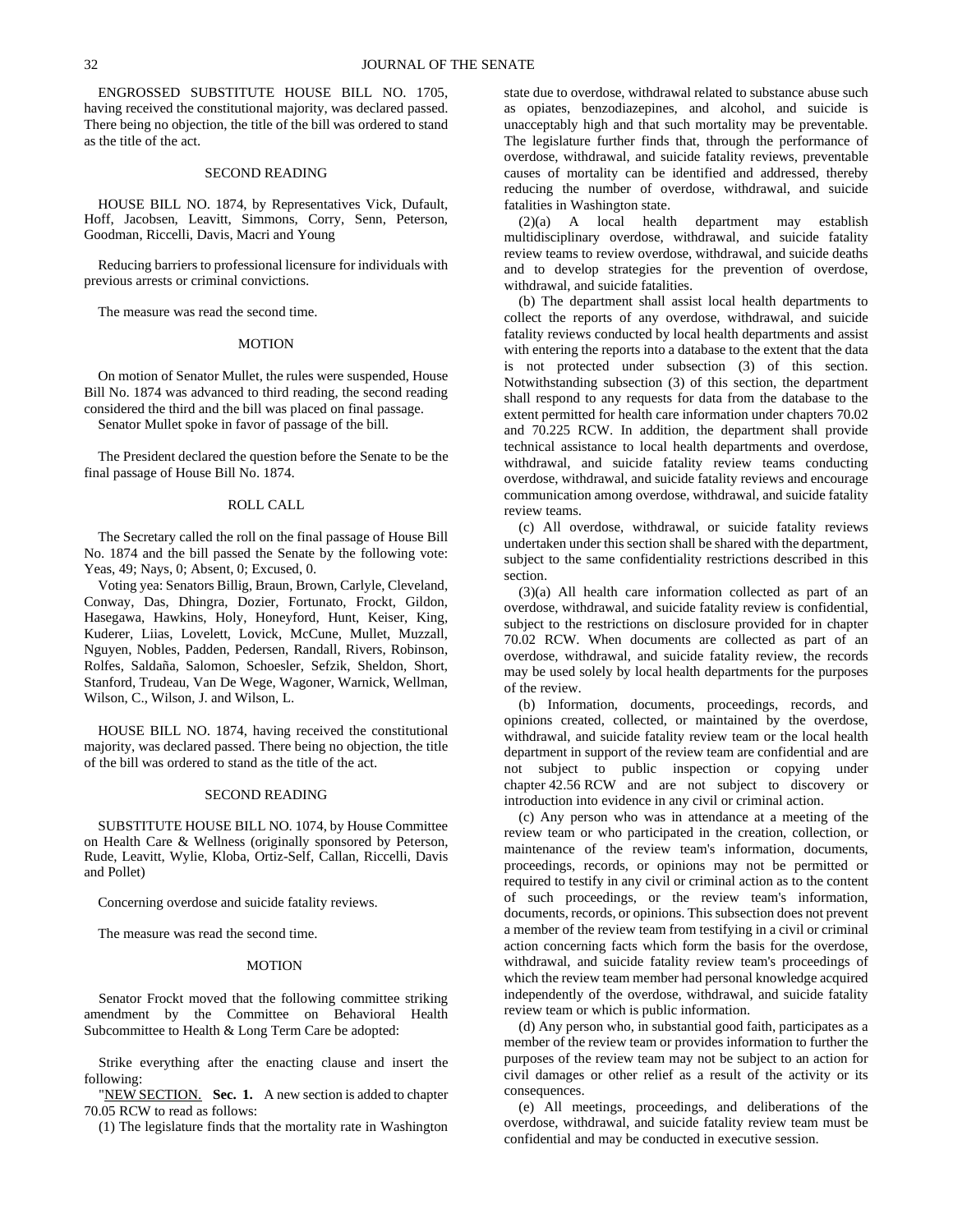ENGROSSED SUBSTITUTE HOUSE BILL NO. 1705, having received the constitutional majority, was declared passed. There being no objection, the title of the bill was ordered to stand as the title of the act.

SECOND READING

HOUSE BILL NO. 1874, by Representatives Vick, Dufault, Hoff, Jacobsen, Leavitt, Simmons, Corry, Senn, Peterson, Goodman, Riccelli, Davis, Macri and Young

Reducing barriers to professional licensure for individuals with previous arrests or criminal convictions.

The measure was read the second time.

MOTION

On motion of Senator Mullet, the rules were suspended, House Bill No. 1874 was advanced to third reading, the second reading considered the third and the bill was placed on final passage.

Senator Mullet spoke in favor of passage of the bill.

The President declared the question before the Senate to be the final passage of House Bill No. 1874.

ROLL CALL

The Secretary called the roll on the final passage of House Bill No. 1874 and the bill passed the Senate by the following vote: Yeas, 49; Nays, 0; Absent, 0; Excused, 0.

Voting yea: Senators Billig, Braun, Brown, Carlyle, Cleveland, Conway, Das, Dhingra, Dozier, Fortunato, Frockt, Gildon, Hasegawa, Hawkins, Holy, Honeyford, Hunt, Keiser, King, Kuderer, Liias, Lovelett, Lovick, McCune, Mullet, Muzzall, Nguyen, Nobles, Padden, Pedersen, Randall, Rivers, Robinson, Rolfes, Saldaña, Salomon, Schoesler, Sefzik, Sheldon, Short, Stanford, Trudeau, Van De Wege, Wagoner, Warnick, Wellman, Wilson, C., Wilson, J. and Wilson, L.

HOUSE BILL NO. 1874, having received the constitutional majority, was declared passed. There being no objection, the title of the bill was ordered to stand as the title of the act.

SECOND READING

SUBSTITUTE HOUSE BILL NO. 1074, by House Committee on Health Care & Wellness (originally sponsored by Peterson, Rude, Leavitt, Wylie, Kloba, Ortiz-Self, Callan, Riccelli, Davis and Pollet)

Concerning overdose and suicide fatality reviews.

The measure was read the second time.

MOTION

Senator Frockt moved that the following committee striking amendment by the Committee on Behavioral Health Subcommittee to Health & Long Term Care be adopted:

Strike everything after the enacting clause and insert the following:

"NEW SECTION. **Sec. 1.** A new section is added to chapter 70.05 RCW to read as follows:

(1) The legislature finds that the mortality rate in Washington state due to overdose, withdrawal related to substance abuse such as opiates, benzodiazepines, and alcohol, and suicide is unacceptably high and that such mortality may be preventable. The legislature further finds that, through the performance of overdose, withdrawal, and suicide fatality reviews, preventable causes of mortality can be identified and addressed, thereby reducing the number of overdose, withdrawal, and suicide fatalities in Washington state.

(2)(a) A local health department may establish multidisciplinary overdose, withdrawal, and suicide fatality review teams to review overdose, withdrawal, and suicide deaths and to develop strategies for the prevention of overdose, withdrawal, and suicide fatalities.

(b) The department shall assist local health departments to collect the reports of any overdose, withdrawal, and suicide fatality reviews conducted by local health departments and assist with entering the reports into a database to the extent that the data is not protected under subsection (3) of this section. Notwithstanding subsection (3) of this section, the department shall respond to any requests for data from the database to the extent permitted for health care information under chapters 70.02 and 70.225 RCW. In addition, the department shall provide technical assistance to local health departments and overdose, withdrawal, and suicide fatality review teams conducting overdose, withdrawal, and suicide fatality reviews and encourage communication among overdose, withdrawal, and suicide fatality review teams.

(c) All overdose, withdrawal, or suicide fatality reviews undertaken under this section shall be shared with the department, subject to the same confidentiality restrictions described in this section.

(3)(a) All health care information collected as part of an overdose, withdrawal, and suicide fatality review is confidential, subject to the restrictions on disclosure provided for in chapter 70.02 RCW. When documents are collected as part of an overdose, withdrawal, and suicide fatality review, the records may be used solely by local health departments for the purposes of the review.

(b) Information, documents, proceedings, records, and opinions created, collected, or maintained by the overdose, withdrawal, and suicide fatality review team or the local health department in support of the review team are confidential and are not subject to public inspection or copying under chapter 42.56 RCW and are not subject to discovery or introduction into evidence in any civil or criminal action.

(c) Any person who was in attendance at a meeting of the review team or who participated in the creation, collection, or maintenance of the review team's information, documents, proceedings, records, or opinions may not be permitted or required to testify in any civil or criminal action as to the content of such proceedings, or the review team's information, documents, records, or opinions. This subsection does not prevent a member of the review team from testifying in a civil or criminal action concerning facts which form the basis for the overdose, withdrawal, and suicide fatality review team's proceedings of which the review team member had personal knowledge acquired independently of the overdose, withdrawal, and suicide fatality review team or which is public information.

(d) Any person who, in substantial good faith, participates as a member of the review team or provides information to further the purposes of the review team may not be subject to an action for civil damages or other relief as a result of the activity or its consequences.

(e) All meetings, proceedings, and deliberations of the overdose, withdrawal, and suicide fatality review team must be confidential and may be conducted in executive session.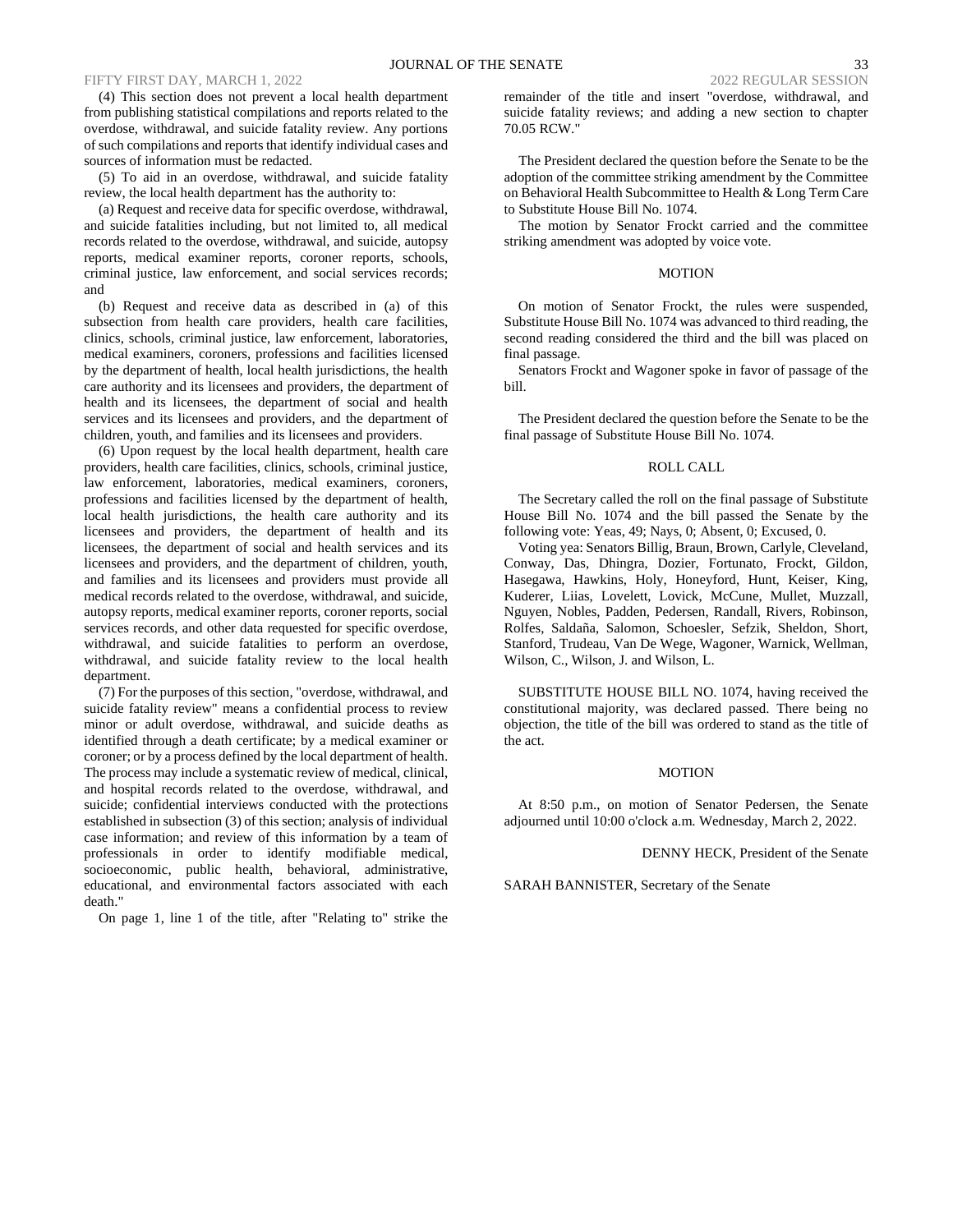(4) This section does not prevent a local health department from publishing statistical compilations and reports related to the overdose, withdrawal, and suicide fatality review. Any portions of such compilations and reports that identify individual cases and sources of information must be redacted.

(5) To aid in an overdose, withdrawal, and suicide fatality review, the local health department has the authority to:

(a) Request and receive data for specific overdose, withdrawal, and suicide fatalities including, but not limited to, all medical records related to the overdose, withdrawal, and suicide, autopsy reports, medical examiner reports, coroner reports, schools, criminal justice, law enforcement, and social services records; and

(b) Request and receive data as described in (a) of this subsection from health care providers, health care facilities, clinics, schools, criminal justice, law enforcement, laboratories, medical examiners, coroners, professions and facilities licensed by the department of health, local health jurisdictions, the health care authority and its licensees and providers, the department of health and its licensees, the department of social and health services and its licensees and providers, and the department of children, youth, and families and its licensees and providers.

(6) Upon request by the local health department, health care providers, health care facilities, clinics, schools, criminal justice, law enforcement, laboratories, medical examiners, coroners, professions and facilities licensed by the department of health, local health jurisdictions, the health care authority and its licensees and providers, the department of health and its licensees, the department of social and health services and its licensees and providers, and the department of children, youth, and families and its licensees and providers must provide all medical records related to the overdose, withdrawal, and suicide, autopsy reports, medical examiner reports, coroner reports, social services records, and other data requested for specific overdose, withdrawal, and suicide fatalities to perform an overdose, withdrawal, and suicide fatality review to the local health department.

(7) For the purposes of this section, "overdose, withdrawal, and suicide fatality review" means a confidential process to review minor or adult overdose, withdrawal, and suicide deaths as identified through a death certificate; by a medical examiner or coroner; or by a process defined by the local department of health. The process may include a systematic review of medical, clinical, and hospital records related to the overdose, withdrawal, and suicide; confidential interviews conducted with the protections established in subsection (3) of this section; analysis of individual case information; and review of this information by a team of professionals in order to identify modifiable medical, socioeconomic, public health, behavioral, administrative, educational, and environmental factors associated with each death."

On page 1, line 1 of the title, after "Relating to" strike the remainder of the title and insert "overdose, withdrawal, and suicide fatality reviews; and adding a new section to chapter 70.05 RCW."

The President declared the question before the Senate to be the adoption of the committee striking amendment by the Committee on Behavioral Health Subcommittee to Health & Long Term Care to Substitute House Bill No. 1074.

The motion by Senator Frockt carried and the committee striking amendment was adopted by voice vote.

MOTION

On motion of Senator Frockt, the rules were suspended, Substitute House Bill No. 1074 was advanced to third reading, the second reading considered the third and the bill was placed on final passage.

Senators Frockt and Wagoner spoke in favor of passage of the bill.

The President declared the question before the Senate to be the final passage of Substitute House Bill No. 1074.

ROLL CALL

The Secretary called the roll on the final passage of Substitute House Bill No. 1074 and the bill passed the Senate by the following vote: Yeas, 49; Nays, 0; Absent, 0; Excused, 0.

Voting yea: Senators Billig, Braun, Brown, Carlyle, Cleveland, Conway, Das, Dhingra, Dozier, Fortunato, Frockt, Gildon, Hasegawa, Hawkins, Holy, Honeyford, Hunt, Keiser, King, Kuderer, Liias, Lovelett, Lovick, McCune, Mullet, Muzzall, Nguyen, Nobles, Padden, Pedersen, Randall, Rivers, Robinson, Rolfes, Saldaña, Salomon, Schoesler, Sefzik, Sheldon, Short, Stanford, Trudeau, Van De Wege, Wagoner, Warnick, Wellman, Wilson, C., Wilson, J. and Wilson, L.

SUBSTITUTE HOUSE BILL NO. 1074, having received the constitutional majority, was declared passed. There being no objection, the title of the bill was ordered to stand as the title of the act.

MOTION

At 8:50 p.m., on motion of Senator Pedersen, the Senate adjourned until 10:00 o'clock a.m. Wednesday, March 2, 2022.

DENNY HECK, President of the Senate

SARAH BANNISTER, Secretary of the Senate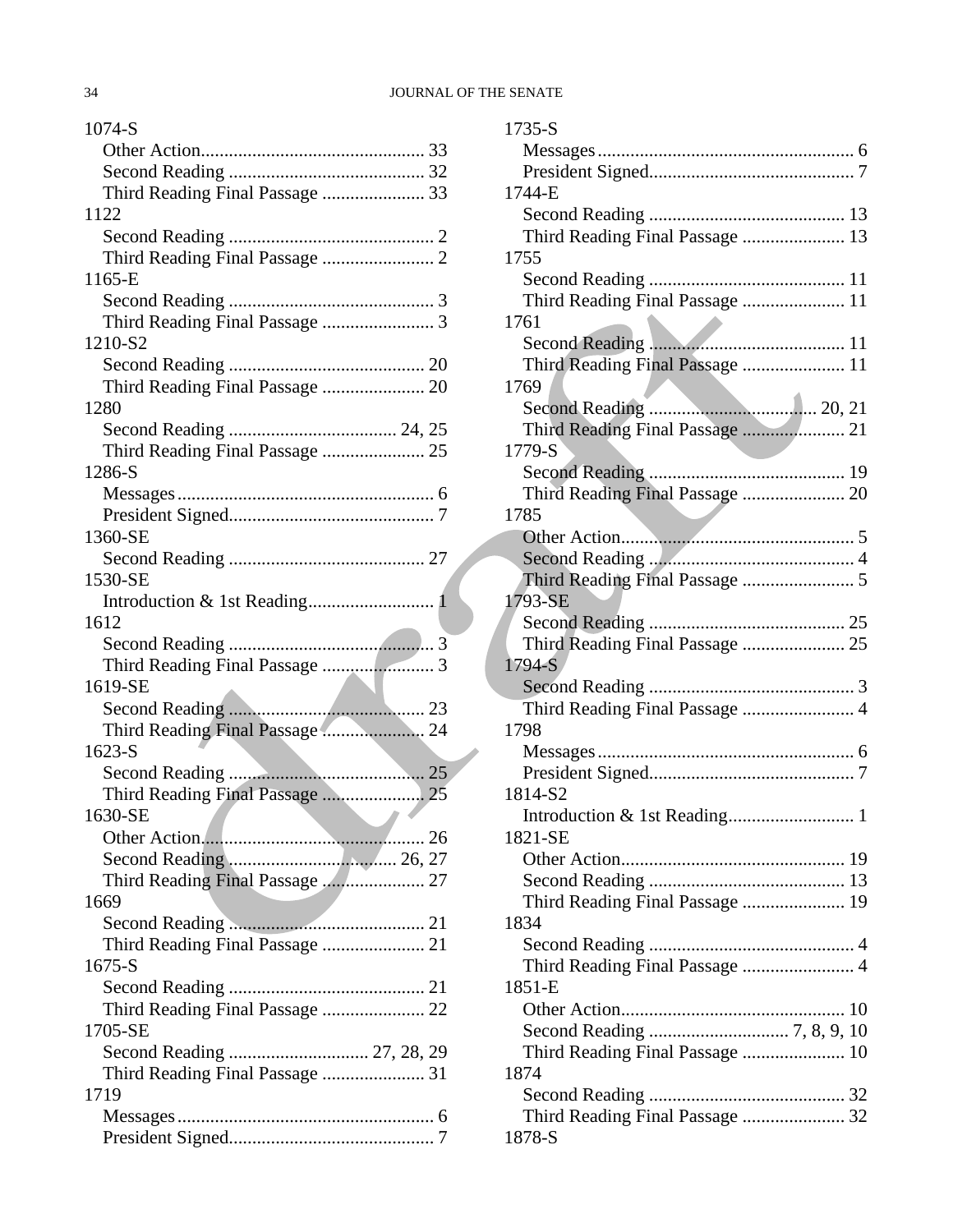1074-S
  Other Action................................................ 33
  Second Reading .......................................... 32
  Third Reading Final Passage ...................... 33
1122
  Second Reading ............................................ 2
  Third Reading Final Passage ........................ 2
1165-E
  Second Reading ............................................ 3
  Third Reading Final Passage ........................ 3
1210-S2
  Second Reading .......................................... 20
  Third Reading Final Passage ...................... 20
1280
  Second Reading .................................... 24, 25
  Third Reading Final Passage ...................... 25
1286-S
  Messages ...................................................... 6
  President Signed............................................ 7
1360-SE
  Second Reading .......................................... 27
1530-SE
  Introduction & 1st Reading........................... 1
1612
  Second Reading ............................................ 3
  Third Reading Final Passage ........................ 3
1619-SE
  Second Reading .......................................... 23
  Third Reading Final Passage ...................... 24
1623-S
  Second Reading .......................................... 25
  Third Reading Final Passage ...................... 25
1630-SE
  Other Action................................................ 26
  Second Reading .................................... 26, 27
  Third Reading Final Passage ...................... 27
1669
  Second Reading .......................................... 21
  Third Reading Final Passage ...................... 21
1675-S
  Second Reading .......................................... 21
  Third Reading Final Passage ...................... 22
1705-SE
  Second Reading .............................. 27, 28, 29
  Third Reading Final Passage ...................... 31
1719
  Messages ...................................................... 6
  President Signed............................................ 7
1735-S
  Messages ...................................................... 6
  President Signed............................................ 7
1744-E
  Second Reading .......................................... 13
  Third Reading Final Passage ...................... 13
1755
  Second Reading .......................................... 11
  Third Reading Final Passage ...................... 11
1761
  Second Reading .......................................... 11
  Third Reading Final Passage ...................... 11
1769
  Second Reading .................................... 20, 21
  Third Reading Final Passage ...................... 21
1779-S
  Second Reading .......................................... 19
  Third Reading Final Passage ...................... 20
1785
  Other Action.................................................. 5
  Second Reading ............................................ 4
  Third Reading Final Passage ........................ 5
1793-SE
  Second Reading .......................................... 25
  Third Reading Final Passage ...................... 25
1794-S
  Second Reading ............................................ 3
  Third Reading Final Passage ........................ 4
1798
  Messages ...................................................... 6
  President Signed............................................ 7
1814-S2
  Introduction & 1st Reading........................... 1
1821-SE
  Other Action................................................ 19
  Second Reading .......................................... 13
  Third Reading Final Passage ...................... 19
1834
  Second Reading ............................................ 4
  Third Reading Final Passage ........................ 4
1851-E
  Other Action................................................ 10
  Second Reading .............................. 7, 8, 9, 10
  Third Reading Final Passage ...................... 10
1874
  Second Reading .......................................... 32
  Third Reading Final Passage ...................... 32
1878-S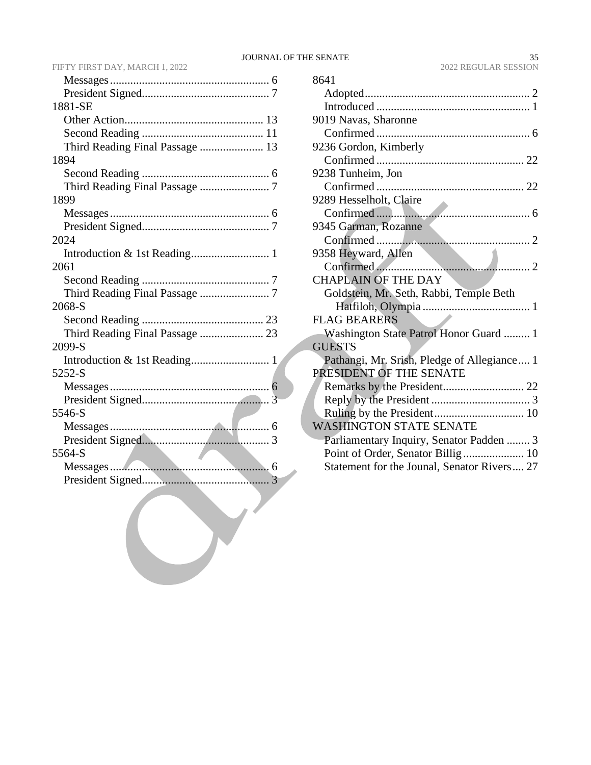Messages....................................................... 6
President Signed............................................ 7

1881-SE

Other Action................................................ 13
Second Reading .......................................... 11
Third Reading Final Passage ...................... 13

1894

Second Reading ............................................ 6
Third Reading Final Passage ........................ 7

1899

Messages....................................................... 6
President Signed............................................ 7

2024

Introduction & 1st Reading........................... 1

2061

Second Reading ............................................ 7
Third Reading Final Passage ........................ 7

2068-S

Second Reading .......................................... 23
Third Reading Final Passage ...................... 23

2099-S

Introduction & 1st Reading........................... 1

5252-S

Messages....................................................... 6
President Signed............................................ 3

5546-S

Messages....................................................... 6
President Signed............................................ 3

5564-S

Messages....................................................... 6
President Signed............................................ 3

8641

Adopted......................................................... 2
Introduced ..................................................... 1

9019 Navas, Sharonne

Confirmed ..................................................... 6

9236 Gordon, Kimberly

Confirmed ................................................... 22

9238 Tunheim, Jon

Confirmed ................................................... 22

9289 Hesselholt, Claire

Confirmed ..................................................... 6

9345 Garman, Rozanne

Confirmed ..................................................... 2

9358 Heyward, Allen

Confirmed ..................................................... 2

CHAPLAIN OF THE DAY

Goldstein, Mr. Seth, Rabbi, Temple Beth Hatfiloh, Olympia ..................................... 1

FLAG BEARERS

Washington State Patrol Honor Guard ......... 1

GUESTS

Pathangi, Mr. Srish, Pledge of Allegiance.... 1

PRESIDENT OF THE SENATE

Remarks by the President............................ 22
Reply by the President .................................. 3
Ruling by the President............................... 10

WASHINGTON STATE SENATE

Parliamentary Inquiry, Senator Padden ........ 3
Point of Order, Senator Billig..................... 10
Statement for the Jounal, Senator Rivers.... 27